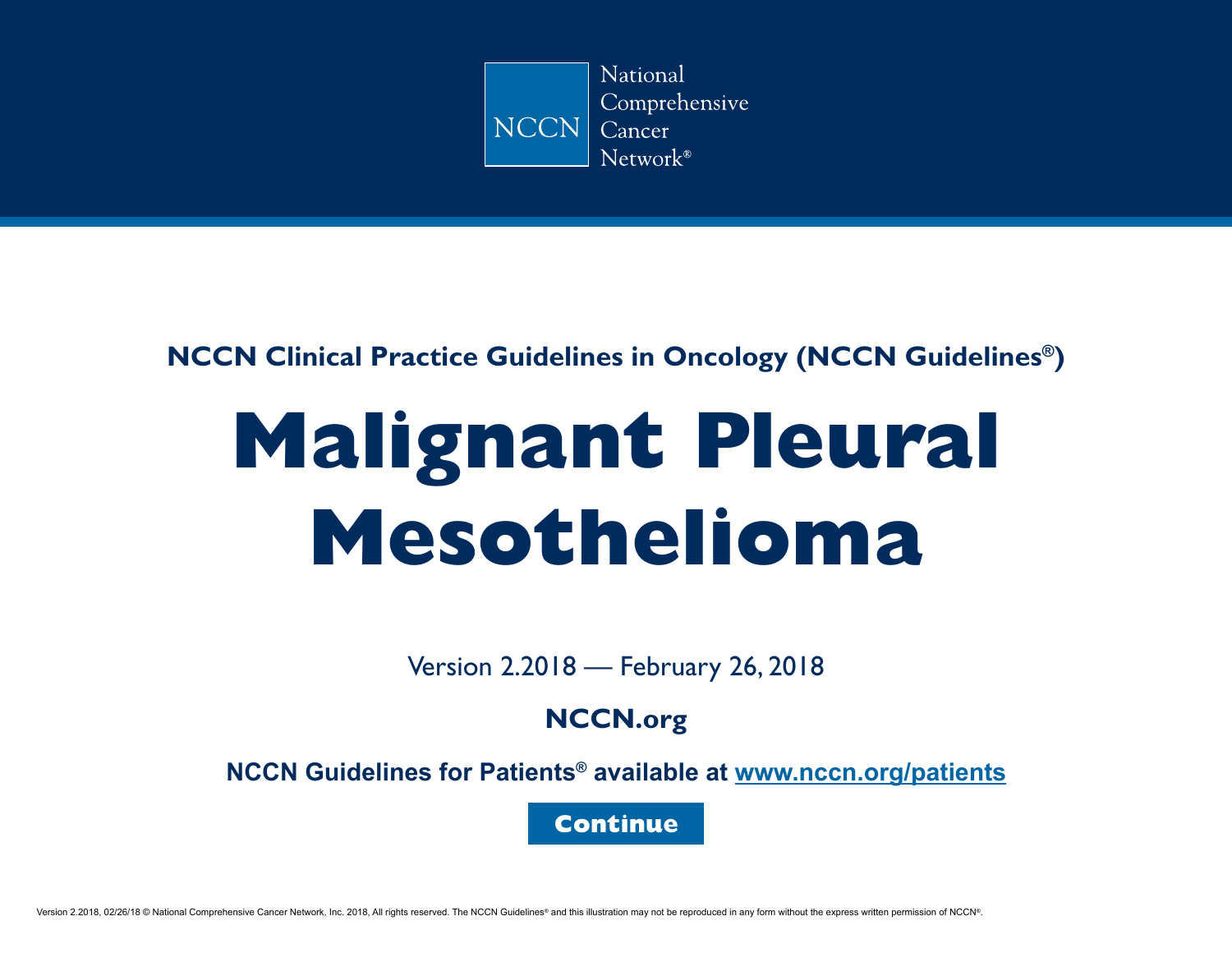National Comprehensive Cancer Network®

NCCN

**NCCN Clinical Practice Guidelines in Oncology (NCCN Guidelines®)**

# Malignant Pleural Mesothelioma

Version 2.2018 — February 26, 2018

**NCCN.org**

**NCCN Guidelines for Patients® available at [www.nccn.org/patients](www.nccn.org/patients)**

**Continue**

Version 2.2018, 02/26/18 © National Comprehensive Cancer Network, Inc. 2018, All rights reserved. The NCCN Guidelines® and this illustration may not be reproduced in any form without the express written permission of NCCN®.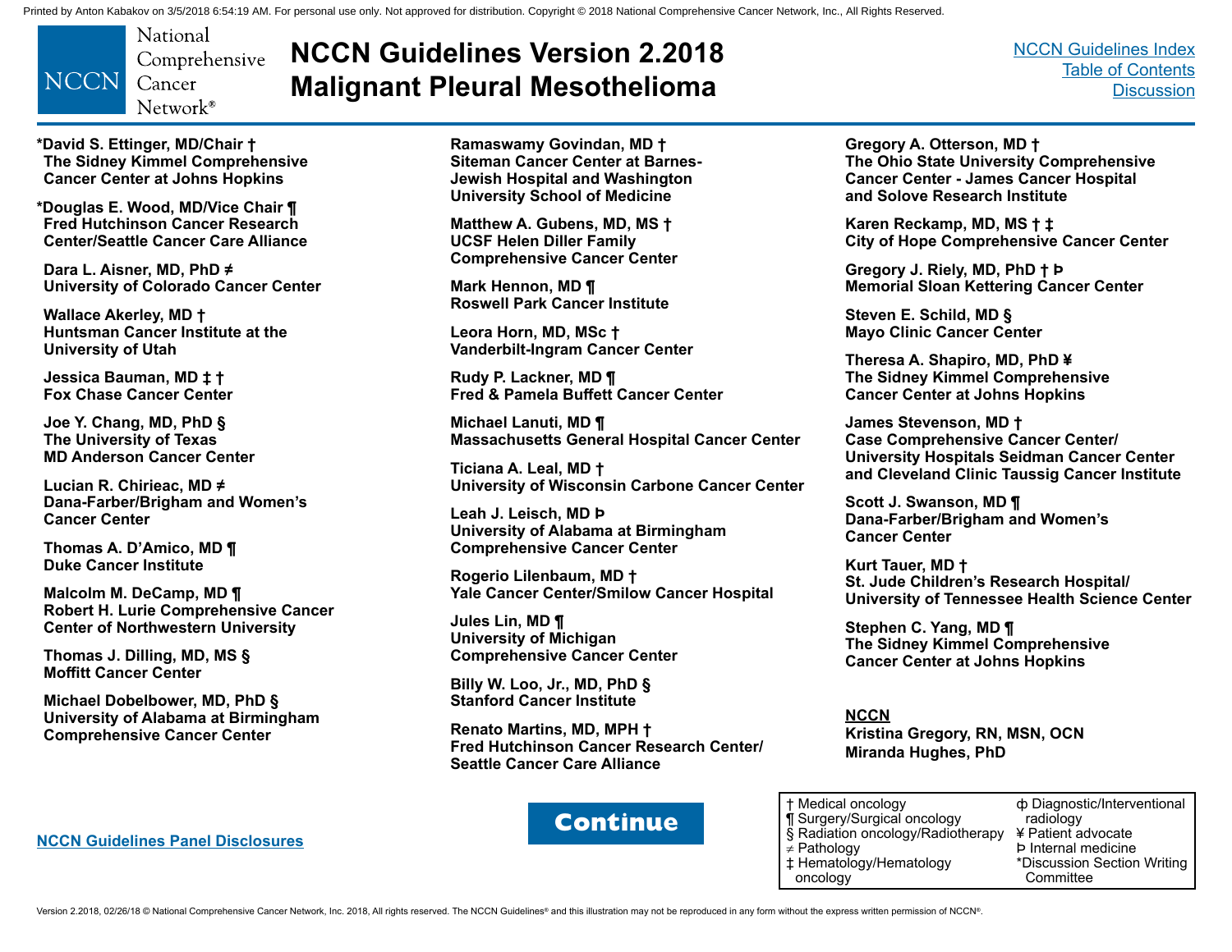# NCCN Guidelines Version 2.2018
# Malignant Pleural Mesothelioma

NCCN Guidelines Index
Table of Contents
Discussion

**\*David S. Ettinger, MD/Chair †**
**The Sidney Kimmel Comprehensive Cancer Center at Johns Hopkins**

**\*Douglas E. Wood, MD/Vice Chair ¶**
**Fred Hutchinson Cancer Research Center/Seattle Cancer Care Alliance**

**Dara L. Aisner, MD, PhD ≠**
**University of Colorado Cancer Center**

**Wallace Akerley, MD †**
**Huntsman Cancer Institute at the University of Utah**

**Jessica Bauman, MD ‡ †**
**Fox Chase Cancer Center**

**Joe Y. Chang, MD, PhD §**
**The University of Texas MD Anderson Cancer Center**

**Lucian R. Chirieac, MD ≠**
**Dana-Farber/Brigham and Women's Cancer Center**

**Thomas A. D'Amico, MD ¶**
**Duke Cancer Institute**

**Malcolm M. DeCamp, MD ¶**
**Robert H. Lurie Comprehensive Cancer Center of Northwestern University**

**Thomas J. Dilling, MD, MS §**
**Moffitt Cancer Center**

**Michael Dobelbower, MD, PhD §**
**University of Alabama at Birmingham Comprehensive Cancer Center**

**Ramaswamy Govindan, MD †**
**Siteman Cancer Center at Barnes-Jewish Hospital and Washington University School of Medicine**

**Matthew A. Gubens, MD, MS †**
**UCSF Helen Diller Family Comprehensive Cancer Center**

**Mark Hennon, MD ¶**
**Roswell Park Cancer Institute**

**Leora Horn, MD, MSc †**
**Vanderbilt-Ingram Cancer Center**

**Rudy P. Lackner, MD ¶**
**Fred & Pamela Buffett Cancer Center**

**Michael Lanuti, MD ¶**
**Massachusetts General Hospital Cancer Center**

**Ticiana A. Leal, MD †**
**University of Wisconsin Carbone Cancer Center**

**Leah J. Leisch, MD Þ**
**University of Alabama at Birmingham Comprehensive Cancer Center**

**Rogerio Lilenbaum, MD †**
**Yale Cancer Center/Smilow Cancer Hospital**

**Jules Lin, MD ¶**
**University of Michigan Comprehensive Cancer Center**

**Billy W. Loo, Jr., MD, PhD §**
**Stanford Cancer Institute**

**Renato Martins, MD, MPH †**
**Fred Hutchinson Cancer Research Center/Seattle Cancer Care Alliance**

**Gregory A. Otterson, MD †**
**The Ohio State University Comprehensive Cancer Center - James Cancer Hospital and Solove Research Institute**

**Karen Reckamp, MD, MS † ‡**
**City of Hope Comprehensive Cancer Center**

**Gregory J. Riely, MD, PhD † Þ**
**Memorial Sloan Kettering Cancer Center**

**Steven E. Schild, MD §**
**Mayo Clinic Cancer Center**

**Theresa A. Shapiro, MD, PhD ¥**
**The Sidney Kimmel Comprehensive Cancer Center at Johns Hopkins**

**James Stevenson, MD †**
**Case Comprehensive Cancer Center/University Hospitals Seidman Cancer Center and Cleveland Clinic Taussig Cancer Institute**

**Scott J. Swanson, MD ¶**
**Dana-Farber/Brigham and Women's Cancer Center**

**Kurt Tauer, MD †**
**St. Jude Children's Research Hospital/University of Tennessee Health Science Center**

**Stephen C. Yang, MD ¶**
**The Sidney Kimmel Comprehensive Cancer Center at Johns Hopkins**

**NCCN**
**Kristina Gregory, RN, MSN, OCN**
**Miranda Hughes, PhD**

NCCN Guidelines Panel Disclosures

Continue

† Medical oncology
¶ Surgery/Surgical oncology
§ Radiation oncology/Radiotherapy
≠ Pathology
‡ Hematology/Hematology oncology
ф Diagnostic/Interventional radiology
¥ Patient advocate
Þ Internal medicine
\*Discussion Section Writing Committee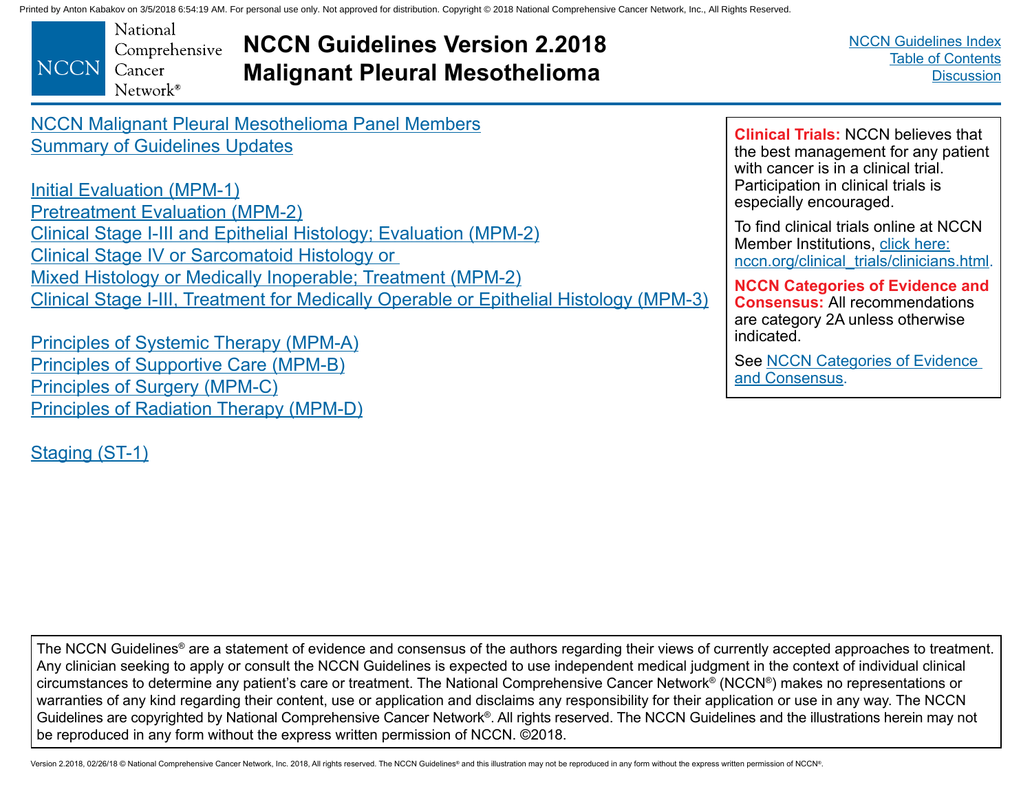NCCN Malignant Pleural Mesothelioma Panel Members
Summary of Guidelines Updates

Initial Evaluation (MPM-1)
Pretreatment Evaluation (MPM-2)
Clinical Stage I-III and Epithelial Histology; Evaluation (MPM-2)
Clinical Stage IV or Sarcomatoid Histology or Mixed Histology or Medically Inoperable; Treatment (MPM-2)
Clinical Stage I-III, Treatment for Medically Operable or Epithelial Histology (MPM-3)

Principles of Systemic Therapy (MPM-A)
Principles of Supportive Care (MPM-B)
Principles of Surgery (MPM-C)
Principles of Radiation Therapy (MPM-D)

Staging (ST-1)

**Clinical Trials:** NCCN believes that the best management for any patient with cancer is in a clinical trial. Participation in clinical trials is especially encouraged.

To find clinical trials online at NCCN Member Institutions, click here: nccn.org/clinical_trials/clinicians.html.

**NCCN Categories of Evidence and Consensus:** All recommendations are category 2A unless otherwise indicated.

See NCCN Categories of Evidence and Consensus.

The NCCN Guidelines® are a statement of evidence and consensus of the authors regarding their views of currently accepted approaches to treatment. Any clinician seeking to apply or consult the NCCN Guidelines is expected to use independent medical judgment in the context of individual clinical circumstances to determine any patient's care or treatment. The National Comprehensive Cancer Network® (NCCN®) makes no representations or warranties of any kind regarding their content, use or application and disclaims any responsibility for their application or use in any way. The NCCN Guidelines are copyrighted by National Comprehensive Cancer Network®. All rights reserved. The NCCN Guidelines and the illustrations herein may not be reproduced in any form without the express written permission of NCCN. ©2018.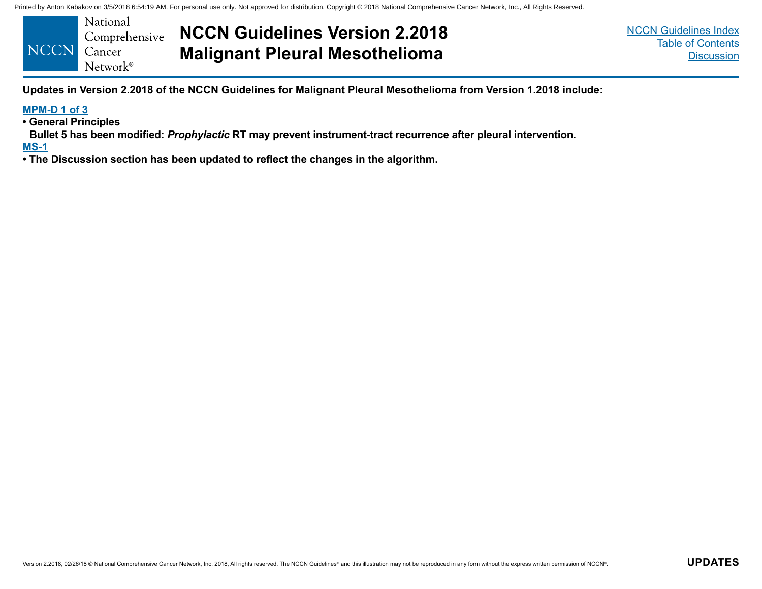**Updates in Version 2.2018 of the NCCN Guidelines for Malignant Pleural Mesothelioma from Version 1.2018 include:**

**MPM-D 1 of 3**

- **General Principles**
  **Bullet 5 has been modified: *Prophylactic* RT may prevent instrument-tract recurrence after pleural intervention.**

**MS-1**

- **The Discussion section has been updated to reflect the changes in the algorithm.**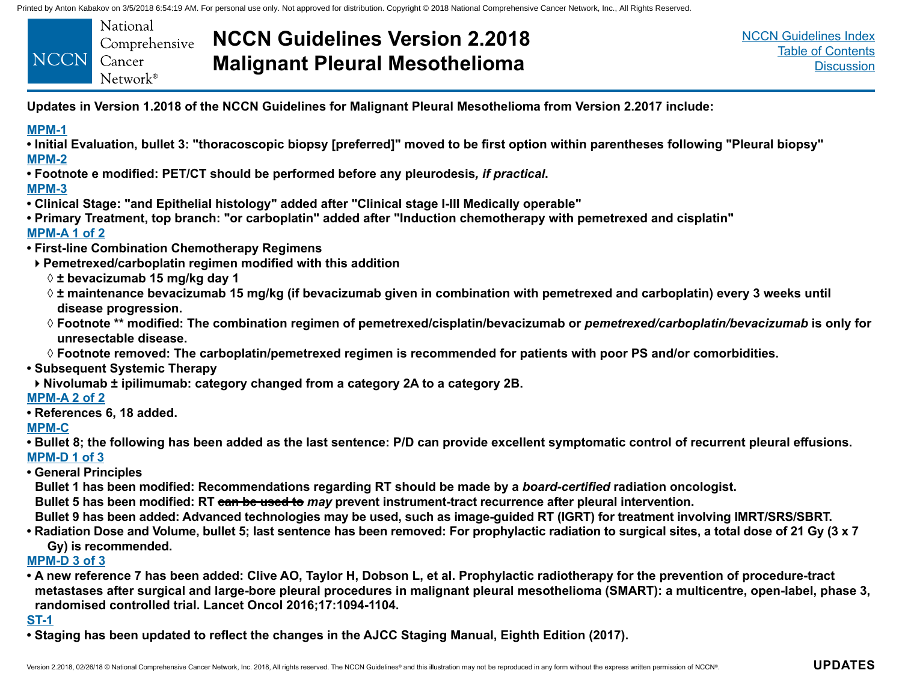# NCCN Guidelines Version 2.2018 Malignant Pleural Mesothelioma

**Updates in Version 1.2018 of the NCCN Guidelines for Malignant Pleural Mesothelioma from Version 2.2017 include:**

**MPM-1**

- **Initial Evaluation, bullet 3: "thoracoscopic biopsy [preferred]" moved to be first option within parentheses following "Pleural biopsy"**

**MPM-2**

- **Footnote e modified: PET/CT should be performed before any pleurodesis*, if practical*.**

**MPM-3**

- **Clinical Stage: "and Epithelial histology" added after "Clinical stage I-III Medically operable"**
- **Primary Treatment, top branch: "or carboplatin" added after "Induction chemotherapy with pemetrexed and cisplatin"**

**MPM-A 1 of 2**

- **First-line Combination Chemotherapy Regimens**
  - **Pemetrexed/carboplatin regimen modified with this addition**
    - **± bevacizumab 15 mg/kg day 1**
    - **± maintenance bevacizumab 15 mg/kg (if bevacizumab given in combination with pemetrexed and carboplatin) every 3 weeks until disease progression.**
    - **Footnote ** modified: The combination regimen of pemetrexed/cisplatin/bevacizumab or *pemetrexed/carboplatin/bevacizumab* is only for unresectable disease.**
    - **Footnote removed: The carboplatin/pemetrexed regimen is recommended for patients with poor PS and/or comorbidities.**
- **Subsequent Systemic Therapy**
  - **Nivolumab ± ipilimumab: category changed from a category 2A to a category 2B.**

**MPM-A 2 of 2**

- **References 6, 18 added.**

**MPM-C**

- **Bullet 8; the following has been added as the last sentence: P/D can provide excellent symptomatic control of recurrent pleural effusions.**

**MPM-D 1 of 3**

- **General Principles**
  - **Bullet 1 has been modified: Recommendations regarding RT should be made by a *board-certified* radiation oncologist.**
  - **Bullet 5 has been modified: RT ~~can be used to~~ *may* prevent instrument-tract recurrence after pleural intervention.**
  - **Bullet 9 has been added: Advanced technologies may be used, such as image-guided RT (IGRT) for treatment involving IMRT/SRS/SBRT.**
- **Radiation Dose and Volume, bullet 5; last sentence has been removed: For prophylactic radiation to surgical sites, a total dose of 21 Gy (3 x 7 Gy) is recommended.**

**MPM-D 3 of 3**

- **A new reference 7 has been added: Clive AO, Taylor H, Dobson L, et al. Prophylactic radiotherapy for the prevention of procedure-tract metastases after surgical and large-bore pleural procedures in malignant pleural mesothelioma (SMART): a multicentre, open-label, phase 3, randomised controlled trial. Lancet Oncol 2016;17:1094-1104.**

**ST-1**

- **Staging has been updated to reflect the changes in the AJCC Staging Manual, Eighth Edition (2017).**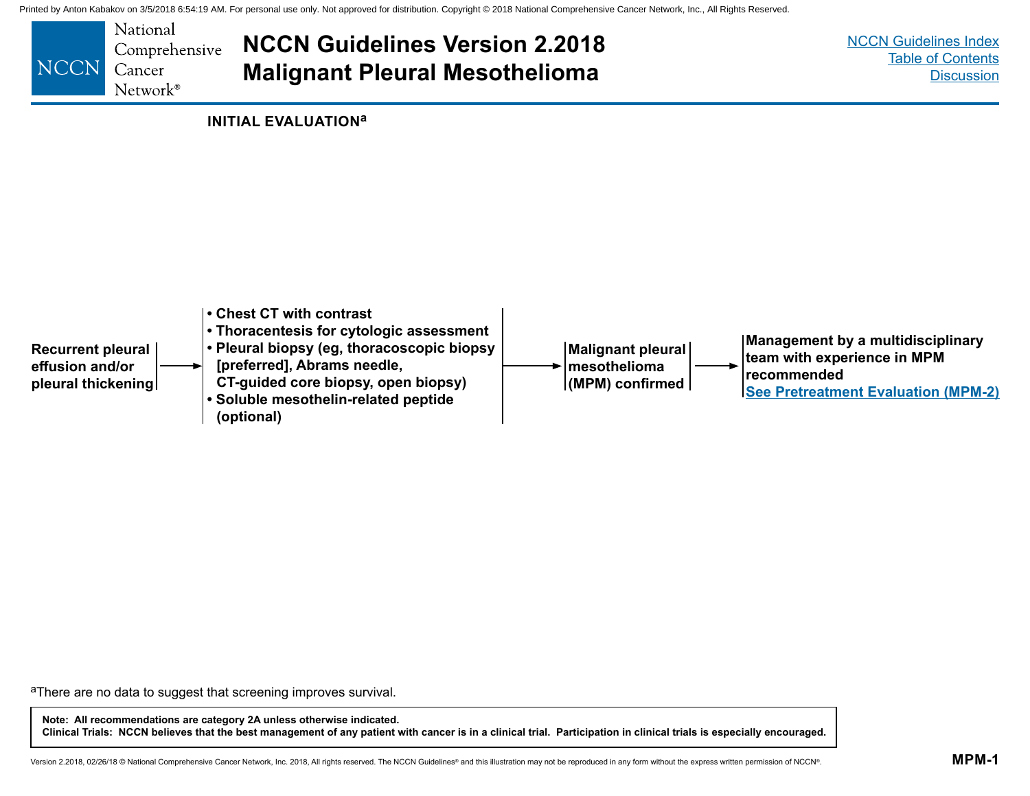## INITIAL EVALUATION[a]

**Recurrent pleural effusion and/or pleural thickening** →

- **Chest CT with contrast**
- **Thoracentesis for cytologic assessment**
- **Pleural biopsy (eg, thoracoscopic biopsy [preferred], Abrams needle, CT-guided core biopsy, open biopsy)**
- **Soluble mesothelin-related peptide (optional)**

→ **Malignant pleural mesothelioma (MPM) confirmed** → **Management by a multidisciplinary team with experience in MPM recommended**
**See Pretreatment Evaluation (MPM-2)**

[a]There are no data to suggest that screening improves survival.

**Note: All recommendations are category 2A unless otherwise indicated.**
**Clinical Trials: NCCN believes that the best management of any patient with cancer is in a clinical trial. Participation in clinical trials is especially encouraged.**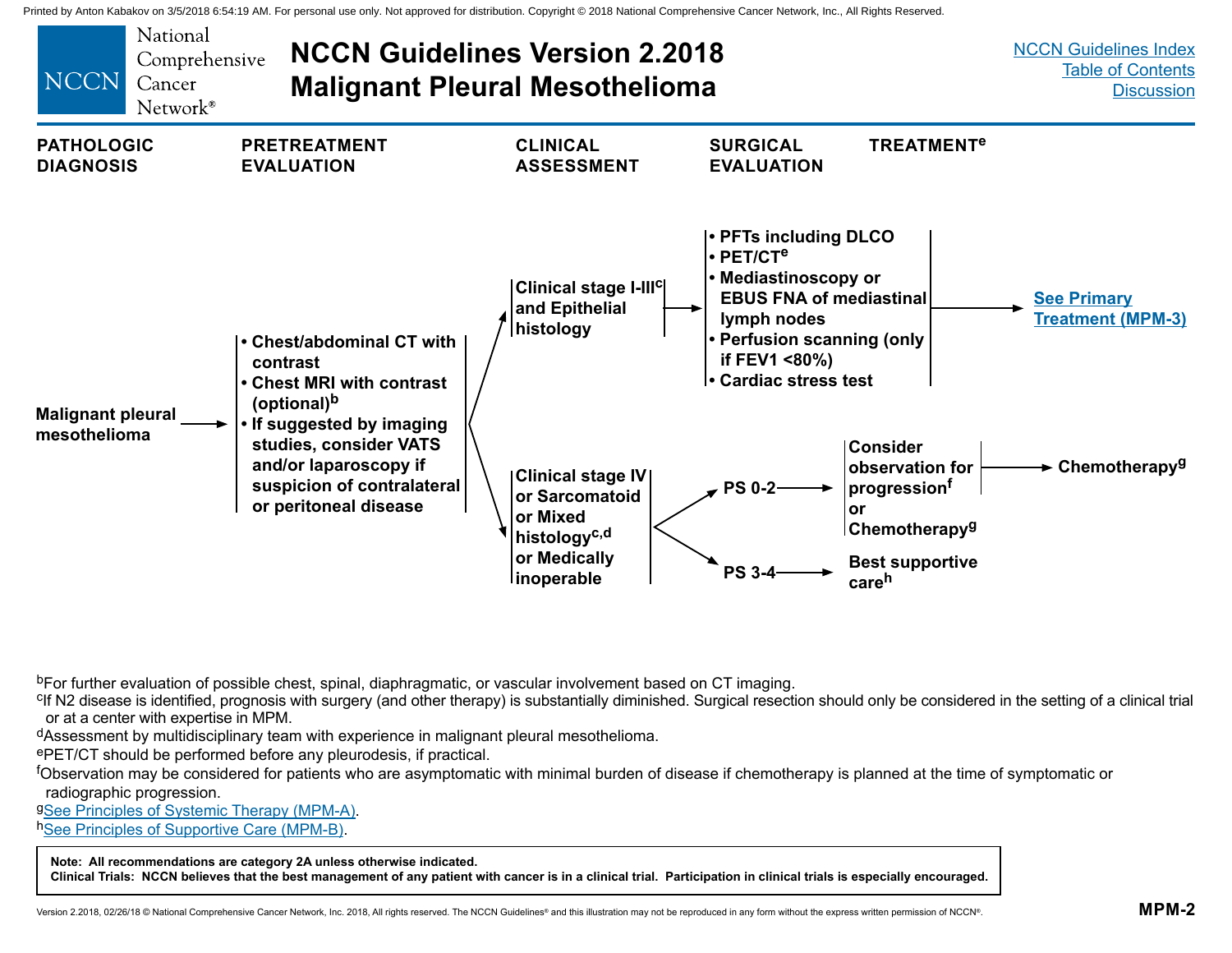# NCCN Guidelines Version 2.2018 Malignant Pleural Mesothelioma

| PATHOLOGIC DIAGNOSIS | PRETREATMENT EVALUATION | CLINICAL ASSESSMENT | SURGICAL EVALUATION | TREATMENT[e] |
|---|---|---|---|---|

**Malignant pleural mesothelioma** → **Pretreatment evaluation:**
- Chest/abdominal CT with contrast
- Chest MRI with contrast (optional)[b]
- If suggested by imaging studies, consider VATS and/or laparoscopy if suspicion of contralateral or peritoneal disease

**Clinical assessment:**

- **Clinical stage I–III[c] and Epithelial histology** → **Surgical evaluation:**
  - PFTs including DLCO
  - PET/CT[e]
  - Mediastinoscopy or EBUS FNA of mediastinal lymph nodes
  - Perfusion scanning (only if FEV1 <80%)
  - Cardiac stress test

  → See Primary Treatment (MPM-3)

- **Clinical stage IV or Sarcomatoid or Mixed histology[c,d] or Medically inoperable**
  - **PS 0–2** → Consider observation for progression[f] → Chemotherapy[g]; or Chemotherapy[g]
  - **PS 3–4** → Best supportive care[h]

[b]For further evaluation of possible chest, spinal, diaphragmatic, or vascular involvement based on CT imaging.

[c]If N2 disease is identified, prognosis with surgery (and other therapy) is substantially diminished. Surgical resection should only be considered in the setting of a clinical trial or at a center with expertise in MPM.

[d]Assessment by multidisciplinary team with experience in malignant pleural mesothelioma.

[e]PET/CT should be performed before any pleurodesis, if practical.

[f]Observation may be considered for patients who are asymptomatic with minimal burden of disease if chemotherapy is planned at the time of symptomatic or radiographic progression.

[g]See Principles of Systemic Therapy (MPM-A).

[h]See Principles of Supportive Care (MPM-B).

**Note: All recommendations are category 2A unless otherwise indicated.**
**Clinical Trials: NCCN believes that the best management of any patient with cancer is in a clinical trial. Participation in clinical trials is especially encouraged.**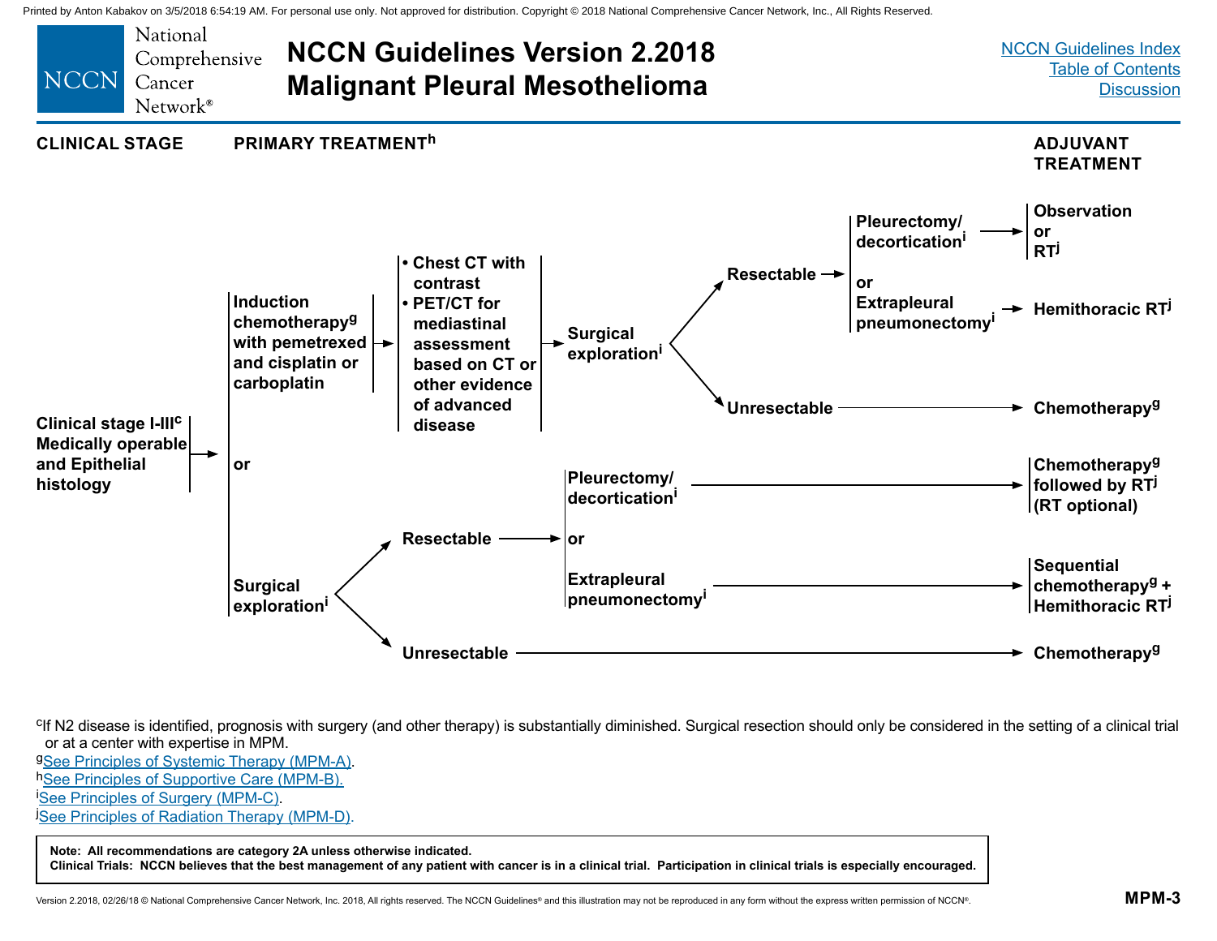# NCCN Guidelines Version 2.2018 Malignant Pleural Mesothelioma

**CLINICAL STAGE** → **PRIMARY TREATMENT**[h] → **ADJUVANT TREATMENT**

**Clinical stage I-III**[c] **Medically operable and Epithelial histology** →

- **Induction chemotherapy**[g] **with pemetrexed and cisplatin or carboplatin** →
  - **Chest CT with contrast**
  - **PET/CT for mediastinal assessment based on CT or other evidence of advanced disease**
  
  → **Surgical exploration**[i]
  - **Resectable** →
    - **Pleurectomy/decortication**[i] → **Observation or RT**[j]
    - or
    - **Extrapleural pneumonectomy**[i] → **Hemithoracic RT**[j]
  - **Unresectable** → **Chemotherapy**[g]

- or

- **Surgical exploration**[i]
  - **Resectable** →
    - **Pleurectomy/decortication**[i] → **Chemotherapy**[g] **followed by RT**[j] **(RT optional)**
    - or
    - **Extrapleural pneumonectomy**[i] → **Sequential chemotherapy**[g] **+ Hemithoracic RT**[j]
  - **Unresectable** → **Chemotherapy**[g]

[c]If N2 disease is identified, prognosis with surgery (and other therapy) is substantially diminished. Surgical resection should only be considered in the setting of a clinical trial or at a center with expertise in MPM.

[g]See Principles of Systemic Therapy (MPM-A).

[h]See Principles of Supportive Care (MPM-B).

[i]See Principles of Surgery (MPM-C).

[j]See Principles of Radiation Therapy (MPM-D).

**Note: All recommendations are category 2A unless otherwise indicated.**
**Clinical Trials: NCCN believes that the best management of any patient with cancer is in a clinical trial. Participation in clinical trials is especially encouraged.**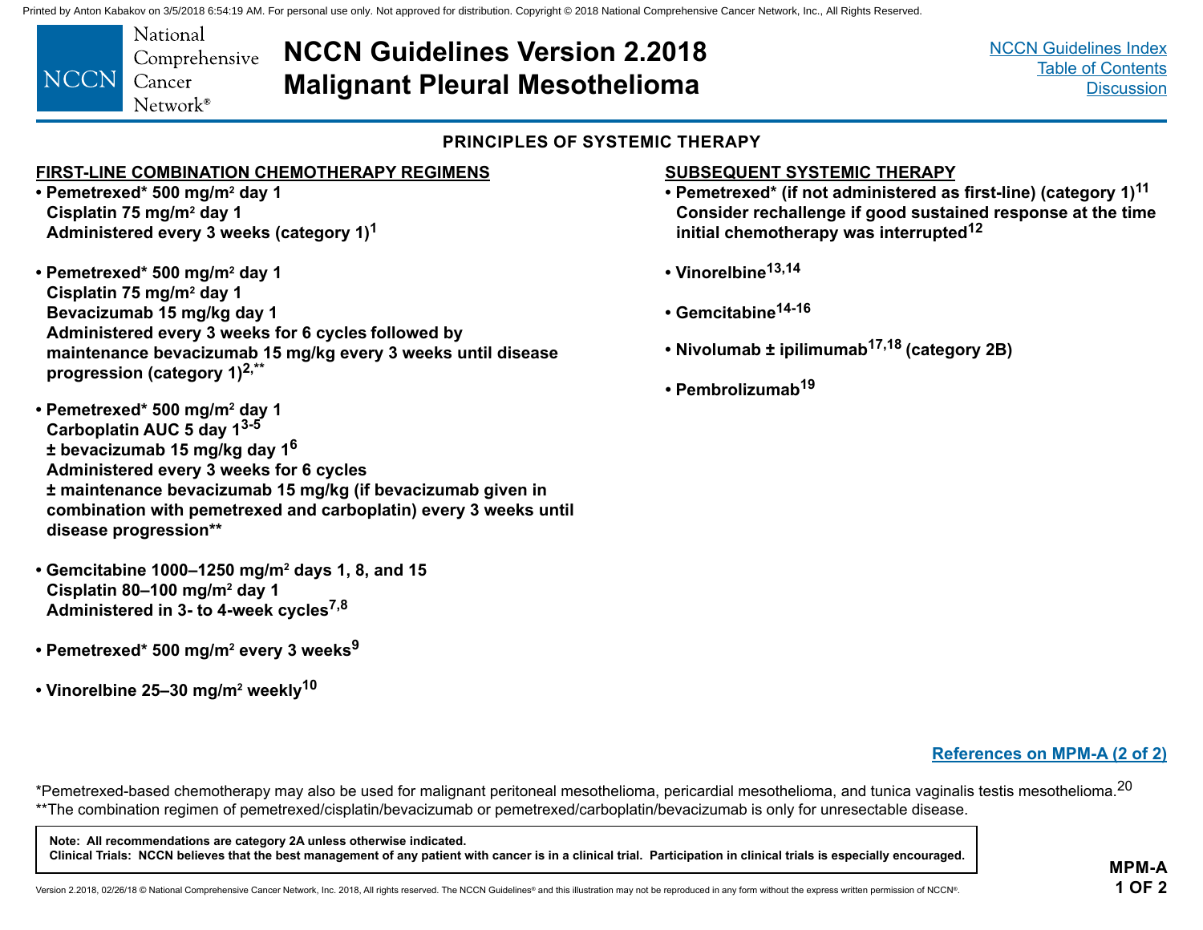## PRINCIPLES OF SYSTEMIC THERAPY

### FIRST-LINE COMBINATION CHEMOTHERAPY REGIMENS

- **Pemetrexed* 500 mg/m² day 1**
  **Cisplatin 75 mg/m² day 1**
  **Administered every 3 weeks (category 1)[1]**

- **Pemetrexed* 500 mg/m² day 1**
  **Cisplatin 75 mg/m² day 1**
  **Bevacizumab 15 mg/kg day 1**
  **Administered every 3 weeks for 6 cycles followed by maintenance bevacizumab 15 mg/kg every 3 weeks until disease progression (category 1)[2,**]**

- **Pemetrexed* 500 mg/m² day 1**
  **Carboplatin AUC 5 day 1[3-5]**
  **± bevacizumab 15 mg/kg day 1[6]**
  **Administered every 3 weeks for 6 cycles**
  **± maintenance bevacizumab 15 mg/kg (if bevacizumab given in combination with pemetrexed and carboplatin) every 3 weeks until disease progression****

- **Gemcitabine 1000–1250 mg/m² days 1, 8, and 15**
  **Cisplatin 80–100 mg/m² day 1**
  **Administered in 3- to 4-week cycles[7,8]**

- **Pemetrexed* 500 mg/m² every 3 weeks[9]**

- **Vinorelbine 25–30 mg/m² weekly[10]**

### SUBSEQUENT SYSTEMIC THERAPY

- **Pemetrexed* (if not administered as first-line) (category 1)[11]**
  **Consider rechallenge if good sustained response at the time initial chemotherapy was interrupted[12]**

- **Vinorelbine[13,14]**

- **Gemcitabine[14-16]**

- **Nivolumab ± ipilimumab[17,18] (category 2B)**

- **Pembrolizumab[19]**

References on MPM-A (2 of 2)

*Pemetrexed-based chemotherapy may also be used for malignant peritoneal mesothelioma, pericardial mesothelioma, and tunica vaginalis testis mesothelioma.[20]

**The combination regimen of pemetrexed/cisplatin/bevacizumab or pemetrexed/carboplatin/bevacizumab is only for unresectable disease.

**Note: All recommendations are category 2A unless otherwise indicated.**
**Clinical Trials: NCCN believes that the best management of any patient with cancer is in a clinical trial. Participation in clinical trials is especially encouraged.**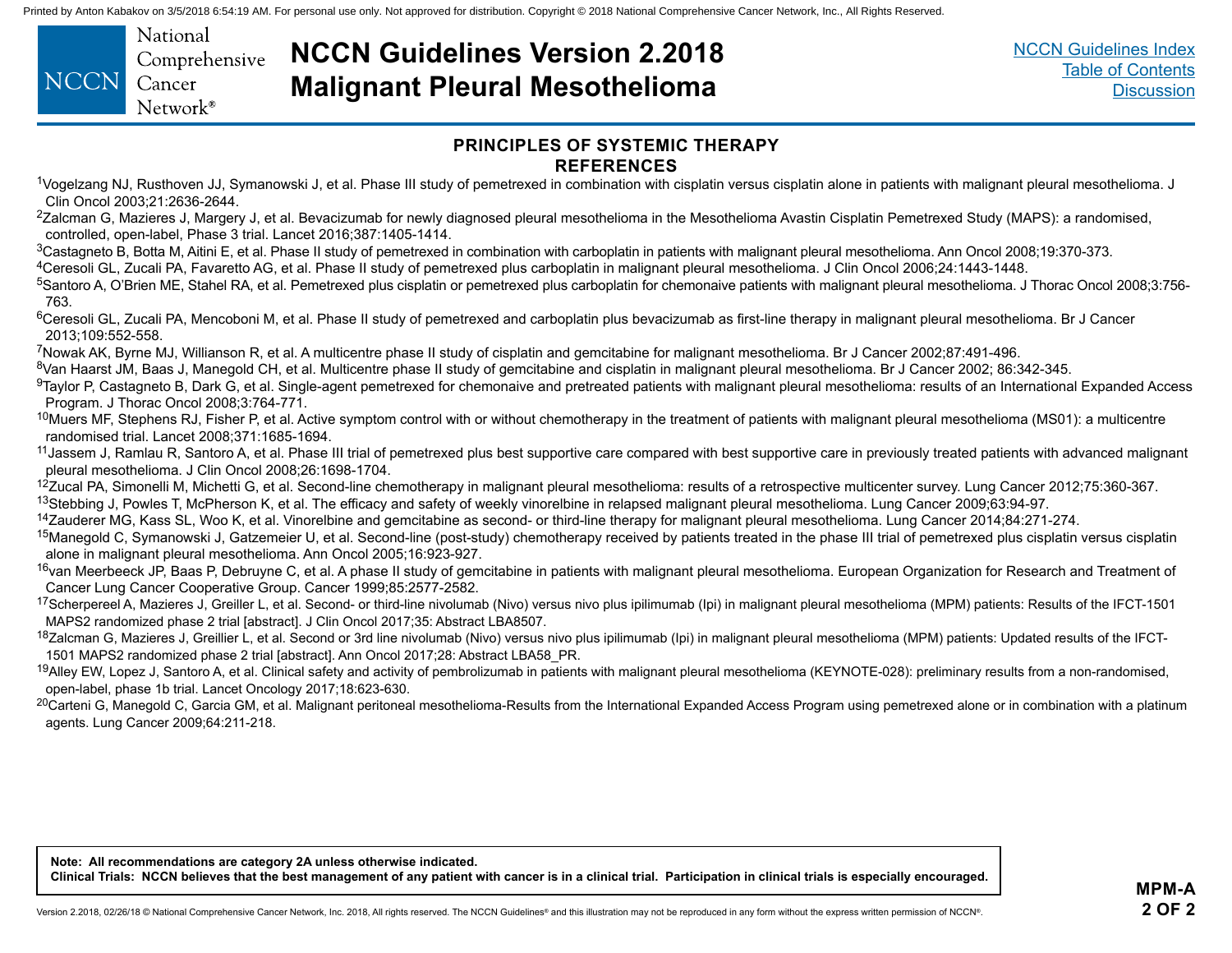## PRINCIPLES OF SYSTEMIC THERAPY
## REFERENCES

[1]Vogelzang NJ, Rusthoven JJ, Symanowski J, et al. Phase III study of pemetrexed in combination with cisplatin versus cisplatin alone in patients with malignant pleural mesothelioma. J Clin Oncol 2003;21:2636-2644.

[2]Zalcman G, Mazieres J, Margery J, et al. Bevacizumab for newly diagnosed pleural mesothelioma in the Mesothelioma Avastin Cisplatin Pemetrexed Study (MAPS): a randomised, controlled, open-label, Phase 3 trial. Lancet 2016;387:1405-1414.

[3]Castagneto B, Botta M, Aitini E, et al. Phase II study of pemetrexed in combination with carboplatin in patients with malignant pleural mesothelioma. Ann Oncol 2008;19:370-373.

[4]Ceresoli GL, Zucali PA, Favaretto AG, et al. Phase II study of pemetrexed plus carboplatin in malignant pleural mesothelioma. J Clin Oncol 2006;24:1443-1448.

[5]Santoro A, O'Brien ME, Stahel RA, et al. Pemetrexed plus cisplatin or pemetrexed plus carboplatin for chemonaive patients with malignant pleural mesothelioma. J Thorac Oncol 2008;3:756-763.

[6]Ceresoli GL, Zucali PA, Mencoboni M, et al. Phase II study of pemetrexed and carboplatin plus bevacizumab as first-line therapy in malignant pleural mesothelioma. Br J Cancer 2013;109:552-558.

[7]Nowak AK, Byrne MJ, Willianson R, et al. A multicentre phase II study of cisplatin and gemcitabine for malignant mesothelioma. Br J Cancer 2002;87:491-496.

[8]Van Haarst JM, Baas J, Manegold CH, et al. Multicentre phase II study of gemcitabine and cisplatin in malignant pleural mesothelioma. Br J Cancer 2002; 86:342-345.

[9]Taylor P, Castagneto B, Dark G, et al. Single-agent pemetrexed for chemonaive and pretreated patients with malignant pleural mesothelioma: results of an International Expanded Access Program. J Thorac Oncol 2008;3:764-771.

[10]Muers MF, Stephens RJ, Fisher P, et al. Active symptom control with or without chemotherapy in the treatment of patients with malignant pleural mesothelioma (MS01): a multicentre randomised trial. Lancet 2008;371:1685-1694.

[11]Jassem J, Ramlau R, Santoro A, et al. Phase III trial of pemetrexed plus best supportive care compared with best supportive care in previously treated patients with advanced malignant pleural mesothelioma. J Clin Oncol 2008;26:1698-1704.

[12]Zucal PA, Simonelli M, Michetti G, et al. Second-line chemotherapy in malignant pleural mesothelioma: results of a retrospective multicenter survey. Lung Cancer 2012;75:360-367.

[13]Stebbing J, Powles T, McPherson K, et al. The efficacy and safety of weekly vinorelbine in relapsed malignant pleural mesothelioma. Lung Cancer 2009;63:94-97.

[14]Zauderer MG, Kass SL, Woo K, et al. Vinorelbine and gemcitabine as second- or third-line therapy for malignant pleural mesothelioma. Lung Cancer 2014;84:271-274.

[15]Manegold C, Symanowski J, Gatzemeier U, et al. Second-line (post-study) chemotherapy received by patients treated in the phase III trial of pemetrexed plus cisplatin versus cisplatin alone in malignant pleural mesothelioma. Ann Oncol 2005;16:923-927.

[16]van Meerbeeck JP, Baas P, Debruyne C, et al. A phase II study of gemcitabine in patients with malignant pleural mesothelioma. European Organization for Research and Treatment of Cancer Lung Cancer Cooperative Group. Cancer 1999;85:2577-2582.

[17]Scherpereel A, Mazieres J, Greiller L, et al. Second- or third-line nivolumab (Nivo) versus nivo plus ipilimumab (Ipi) in malignant pleural mesothelioma (MPM) patients: Results of the IFCT-1501 MAPS2 randomized phase 2 trial [abstract]. J Clin Oncol 2017;35: Abstract LBA8507.

[18]Zalcman G, Mazieres J, Greillier L, et al. Second or 3rd line nivolumab (Nivo) versus nivo plus ipilimumab (Ipi) in malignant pleural mesothelioma (MPM) patients: Updated results of the IFCT-1501 MAPS2 randomized phase 2 trial [abstract]. Ann Oncol 2017;28: Abstract LBA58_PR.

[19]Alley EW, Lopez J, Santoro A, et al. Clinical safety and activity of pembrolizumab in patients with malignant pleural mesothelioma (KEYNOTE-028): preliminary results from a non-randomised, open-label, phase 1b trial. Lancet Oncology 2017;18:623-630.

[20]Carteni G, Manegold C, Garcia GM, et al. Malignant peritoneal mesothelioma-Results from the International Expanded Access Program using pemetrexed alone or in combination with a platinum agents. Lung Cancer 2009;64:211-218.

**Note: All recommendations are category 2A unless otherwise indicated.**
**Clinical Trials: NCCN believes that the best management of any patient with cancer is in a clinical trial. Participation in clinical trials is especially encouraged.**

MPM-A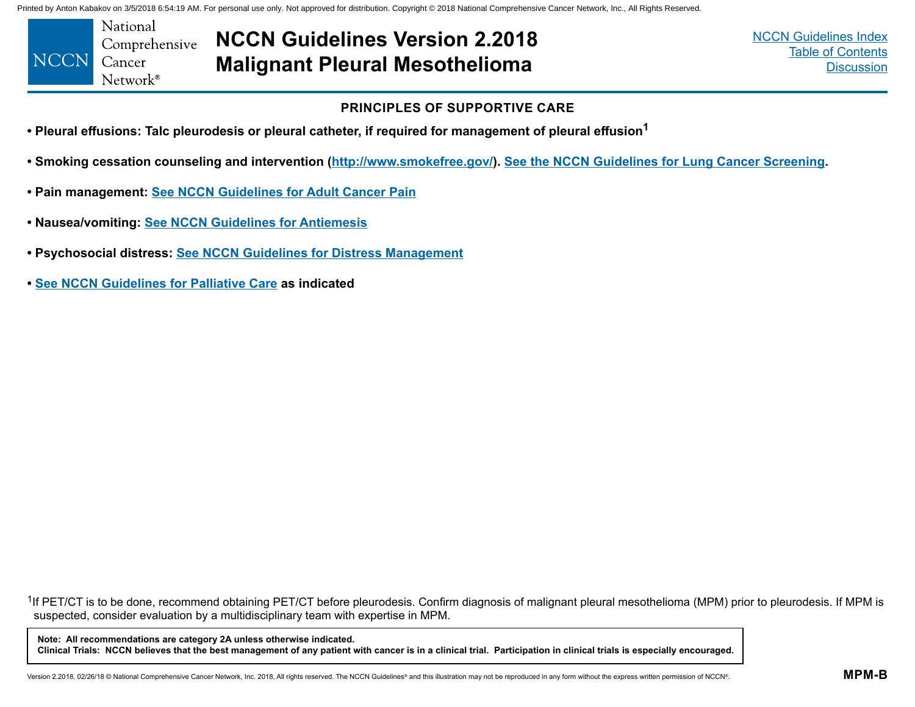## PRINCIPLES OF SUPPORTIVE CARE

- **Pleural effusions: Talc pleurodesis or pleural catheter, if required for management of pleural effusion[1]**
- **Smoking cessation counseling and intervention (http://www.smokefree.gov/). See the NCCN Guidelines for Lung Cancer Screening.**
- **Pain management: See NCCN Guidelines for Adult Cancer Pain**
- **Nausea/vomiting: See NCCN Guidelines for Antiemesis**
- **Psychosocial distress: See NCCN Guidelines for Distress Management**
- **See NCCN Guidelines for Palliative Care as indicated**

[1]If PET/CT is to be done, recommend obtaining PET/CT before pleurodesis. Confirm diagnosis of malignant pleural mesothelioma (MPM) prior to pleurodesis. If MPM is suspected, consider evaluation by a multidisciplinary team with expertise in MPM.

**Note: All recommendations are category 2A unless otherwise indicated.**
**Clinical Trials: NCCN believes that the best management of any patient with cancer is in a clinical trial. Participation in clinical trials is especially encouraged.**

MPM-B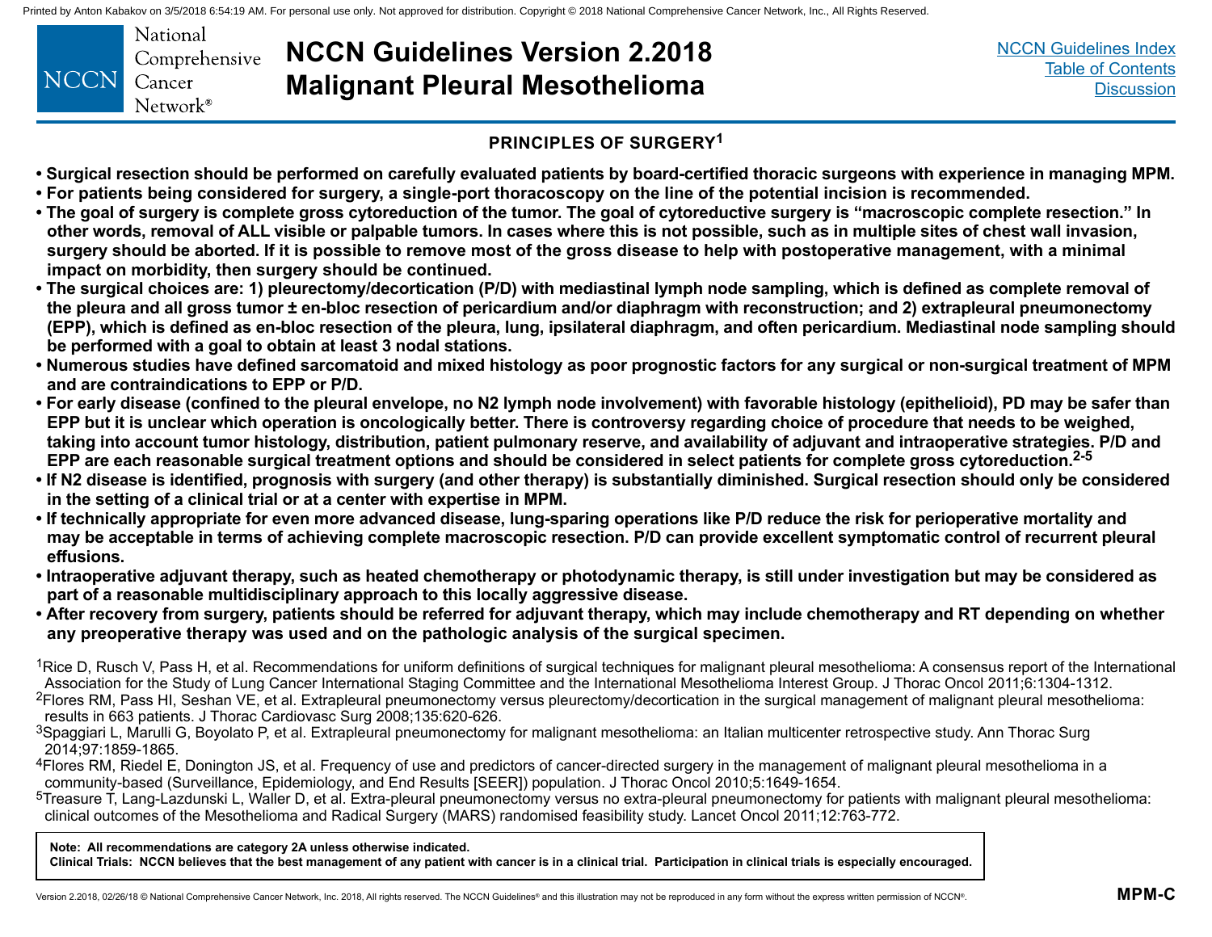## PRINCIPLES OF SURGERY[1]

- **Surgical resection should be performed on carefully evaluated patients by board-certified thoracic surgeons with experience in managing MPM.**
- **For patients being considered for surgery, a single-port thoracoscopy on the line of the potential incision is recommended.**
- **The goal of surgery is complete gross cytoreduction of the tumor. The goal of cytoreductive surgery is "macroscopic complete resection." In other words, removal of ALL visible or palpable tumors. In cases where this is not possible, such as in multiple sites of chest wall invasion, surgery should be aborted. If it is possible to remove most of the gross disease to help with postoperative management, with a minimal impact on morbidity, then surgery should be continued.**
- **The surgical choices are: 1) pleurectomy/decortication (P/D) with mediastinal lymph node sampling, which is defined as complete removal of the pleura and all gross tumor ± en-bloc resection of pericardium and/or diaphragm with reconstruction; and 2) extrapleural pneumonectomy (EPP), which is defined as en-bloc resection of the pleura, lung, ipsilateral diaphragm, and often pericardium. Mediastinal node sampling should be performed with a goal to obtain at least 3 nodal stations.**
- **Numerous studies have defined sarcomatoid and mixed histology as poor prognostic factors for any surgical or non-surgical treatment of MPM and are contraindications to EPP or P/D.**
- **For early disease (confined to the pleural envelope, no N2 lymph node involvement) with favorable histology (epithelioid), PD may be safer than EPP but it is unclear which operation is oncologically better. There is controversy regarding choice of procedure that needs to be weighed, taking into account tumor histology, distribution, patient pulmonary reserve, and availability of adjuvant and intraoperative strategies. P/D and EPP are each reasonable surgical treatment options and should be considered in select patients for complete gross cytoreduction.[2-5]**
- **If N2 disease is identified, prognosis with surgery (and other therapy) is substantially diminished. Surgical resection should only be considered in the setting of a clinical trial or at a center with expertise in MPM.**
- **If technically appropriate for even more advanced disease, lung-sparing operations like P/D reduce the risk for perioperative mortality and may be acceptable in terms of achieving complete macroscopic resection. P/D can provide excellent symptomatic control of recurrent pleural effusions.**
- **Intraoperative adjuvant therapy, such as heated chemotherapy or photodynamic therapy, is still under investigation but may be considered as part of a reasonable multidisciplinary approach to this locally aggressive disease.**
- **After recovery from surgery, patients should be referred for adjuvant therapy, which may include chemotherapy and RT depending on whether any preoperative therapy was used and on the pathologic analysis of the surgical specimen.**

[1]Rice D, Rusch V, Pass H, et al. Recommendations for uniform definitions of surgical techniques for malignant pleural mesothelioma: A consensus report of the International Association for the Study of Lung Cancer International Staging Committee and the International Mesothelioma Interest Group. J Thorac Oncol 2011;6:1304-1312.

[2]Flores RM, Pass HI, Seshan VE, et al. Extrapleural pneumonectomy versus pleurectomy/decortication in the surgical management of malignant pleural mesothelioma: results in 663 patients. J Thorac Cardiovasc Surg 2008;135:620-626.

[3]Spaggiari L, Marulli G, Boyolato P, et al. Extrapleural pneumonectomy for malignant mesothelioma: an Italian multicenter retrospective study. Ann Thorac Surg 2014;97:1859-1865.

[4]Flores RM, Riedel E, Donington JS, et al. Frequency of use and predictors of cancer-directed surgery in the management of malignant pleural mesothelioma in a community-based (Surveillance, Epidemiology, and End Results [SEER]) population. J Thorac Oncol 2010;5:1649-1654.

[5]Treasure T, Lang-Lazdunski L, Waller D, et al. Extra-pleural pneumonectomy versus no extra-pleural pneumonectomy for patients with malignant pleural mesothelioma: clinical outcomes of the Mesothelioma and Radical Surgery (MARS) randomised feasibility study. Lancet Oncol 2011;12:763-772.

**Note: All recommendations are category 2A unless otherwise indicated.**
**Clinical Trials: NCCN believes that the best management of any patient with cancer is in a clinical trial. Participation in clinical trials is especially encouraged.**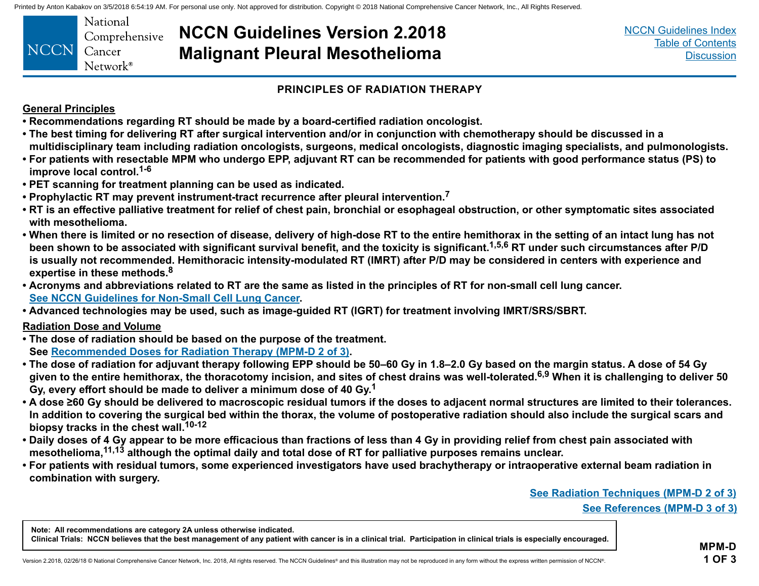## PRINCIPLES OF RADIATION THERAPY

### General Principles

- **Recommendations regarding RT should be made by a board-certified radiation oncologist.**
- **The best timing for delivering RT after surgical intervention and/or in conjunction with chemotherapy should be discussed in a multidisciplinary team including radiation oncologists, surgeons, medical oncologists, diagnostic imaging specialists, and pulmonologists.**
- **For patients with resectable MPM who undergo EPP, adjuvant RT can be recommended for patients with good performance status (PS) to improve local control.[1-6]**
- **PET scanning for treatment planning can be used as indicated.**
- **Prophylactic RT may prevent instrument-tract recurrence after pleural intervention.[7]**
- **RT is an effective palliative treatment for relief of chest pain, bronchial or esophageal obstruction, or other symptomatic sites associated with mesothelioma.**
- **When there is limited or no resection of disease, delivery of high-dose RT to the entire hemithorax in the setting of an intact lung has not been shown to be associated with significant survival benefit, and the toxicity is significant.[1,5,6] RT under such circumstances after P/D is usually not recommended. Hemithoracic intensity-modulated RT (IMRT) after P/D may be considered in centers with experience and expertise in these methods.[8]**
- **Acronyms and abbreviations related to RT are the same as listed in the principles of RT for non-small cell lung cancer. See NCCN Guidelines for Non-Small Cell Lung Cancer.**
- **Advanced technologies may be used, such as image-guided RT (IGRT) for treatment involving IMRT/SRS/SBRT.**

### Radiation Dose and Volume

- **The dose of radiation should be based on the purpose of the treatment. See Recommended Doses for Radiation Therapy (MPM-D 2 of 3).**
- **The dose of radiation for adjuvant therapy following EPP should be 50–60 Gy in 1.8–2.0 Gy based on the margin status. A dose of 54 Gy given to the entire hemithorax, the thoracotomy incision, and sites of chest drains was well-tolerated.[6,9] When it is challenging to deliver 50 Gy, every effort should be made to deliver a minimum dose of 40 Gy.[1]**
- **A dose ≥60 Gy should be delivered to macroscopic residual tumors if the doses to adjacent normal structures are limited to their tolerances. In addition to covering the surgical bed within the thorax, the volume of postoperative radiation should also include the surgical scars and biopsy tracks in the chest wall.[10-12]**
- **Daily doses of 4 Gy appear to be more efficacious than fractions of less than 4 Gy in providing relief from chest pain associated with mesothelioma,[11,13] although the optimal daily and total dose of RT for palliative purposes remains unclear.**
- **For patients with residual tumors, some experienced investigators have used brachytherapy or intraoperative external beam radiation in combination with surgery.**

See Radiation Techniques (MPM-D 2 of 3)

See References (MPM-D 3 of 3)

**Note: All recommendations are category 2A unless otherwise indicated.**
**Clinical Trials: NCCN believes that the best management of any patient with cancer is in a clinical trial. Participation in clinical trials is especially encouraged.**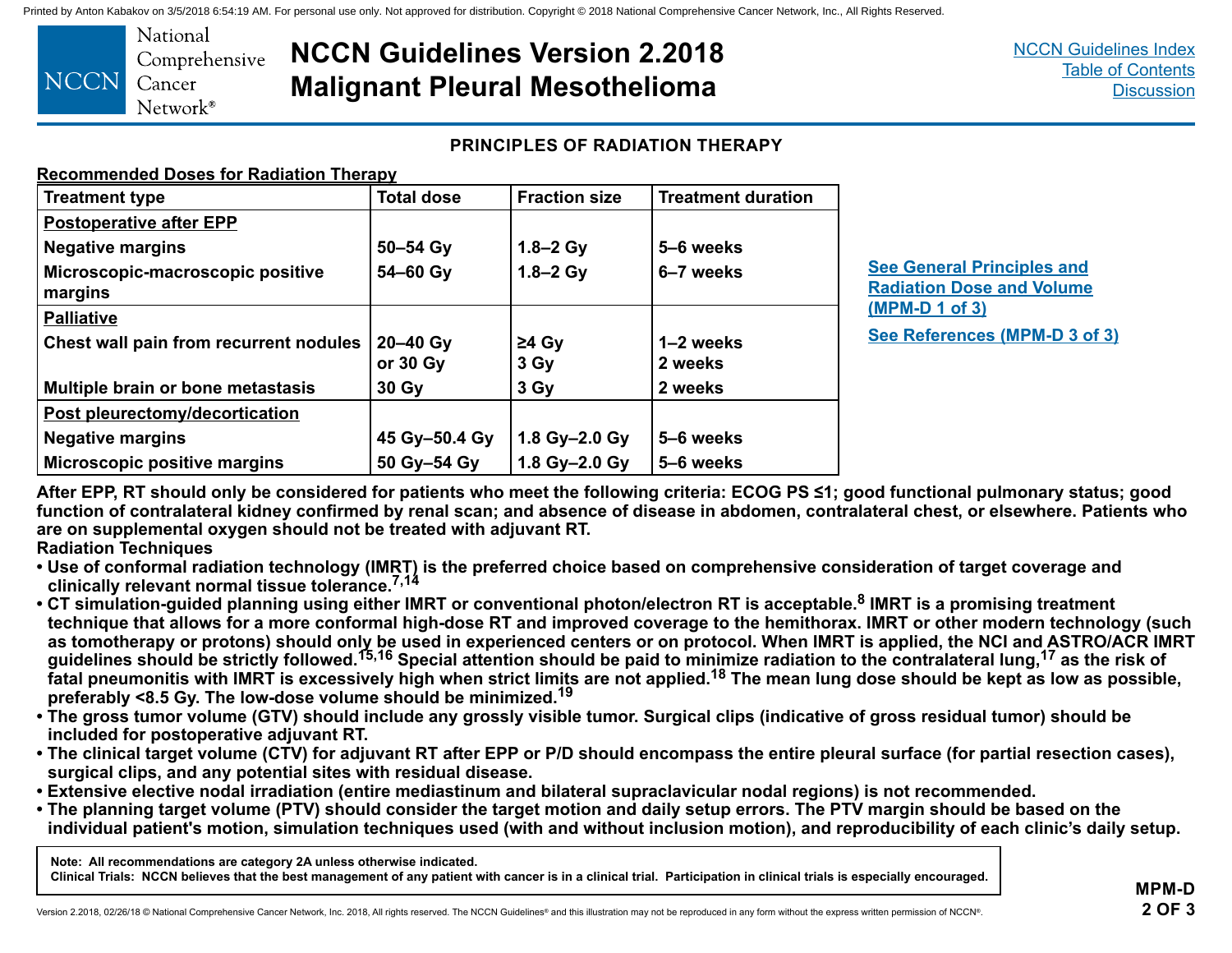## PRINCIPLES OF RADIATION THERAPY

**Recommended Doses for Radiation Therapy**

| Treatment type | Total dose | Fraction size | Treatment duration |
|---|---|---|---|
| **Postoperative after EPP** | | | |
| Negative margins | 50–54 Gy | 1.8–2 Gy | 5–6 weeks |
| Microscopic-macroscopic positive margins | 54–60 Gy | 1.8–2 Gy | 6–7 weeks |
| **Palliative** | | | |
| Chest wall pain from recurrent nodules | 20–40 Gy or 30 Gy | ≥4 Gy 3 Gy | 1–2 weeks 2 weeks |
| Multiple brain or bone metastasis | 30 Gy | 3 Gy | 2 weeks |
| **Post pleurectomy/decortication** | | | |
| Negative margins | 45 Gy–50.4 Gy | 1.8 Gy–2.0 Gy | 5–6 weeks |
| Microscopic positive margins | 50 Gy–54 Gy | 1.8 Gy–2.0 Gy | 5–6 weeks |

See General Principles and Radiation Dose and Volume (MPM-D 1 of 3)

See References (MPM-D 3 of 3)

After EPP, RT should only be considered for patients who meet the following criteria: ECOG PS ≤1; good functional pulmonary status; good function of contralateral kidney confirmed by renal scan; and absence of disease in abdomen, contralateral chest, or elsewhere. Patients who are on supplemental oxygen should not be treated with adjuvant RT.

**Radiation Techniques**

- Use of conformal radiation technology (IMRT) is the preferred choice based on comprehensive consideration of target coverage and clinically relevant normal tissue tolerance.[7,14]
- CT simulation-guided planning using either IMRT or conventional photon/electron RT is acceptable.[8] IMRT is a promising treatment technique that allows for a more conformal high-dose RT and improved coverage to the hemithorax. IMRT or other modern technology (such as tomotherapy or protons) should only be used in experienced centers or on protocol. When IMRT is applied, the NCI and ASTRO/ACR IMRT guidelines should be strictly followed.[15,16] Special attention should be paid to minimize radiation to the contralateral lung,[17] as the risk of fatal pneumonitis with IMRT is excessively high when strict limits are not applied.[18] The mean lung dose should be kept as low as possible, preferably <8.5 Gy. The low-dose volume should be minimized.[19]
- The gross tumor volume (GTV) should include any grossly visible tumor. Surgical clips (indicative of gross residual tumor) should be included for postoperative adjuvant RT.
- The clinical target volume (CTV) for adjuvant RT after EPP or P/D should encompass the entire pleural surface (for partial resection cases), surgical clips, and any potential sites with residual disease.
- Extensive elective nodal irradiation (entire mediastinum and bilateral supraclavicular nodal regions) is not recommended.
- The planning target volume (PTV) should consider the target motion and daily setup errors. The PTV margin should be based on the individual patient's motion, simulation techniques used (with and without inclusion motion), and reproducibility of each clinic's daily setup.

Note: All recommendations are category 2A unless otherwise indicated.

Clinical Trials: NCCN believes that the best management of any patient with cancer is in a clinical trial. Participation in clinical trials is especially encouraged.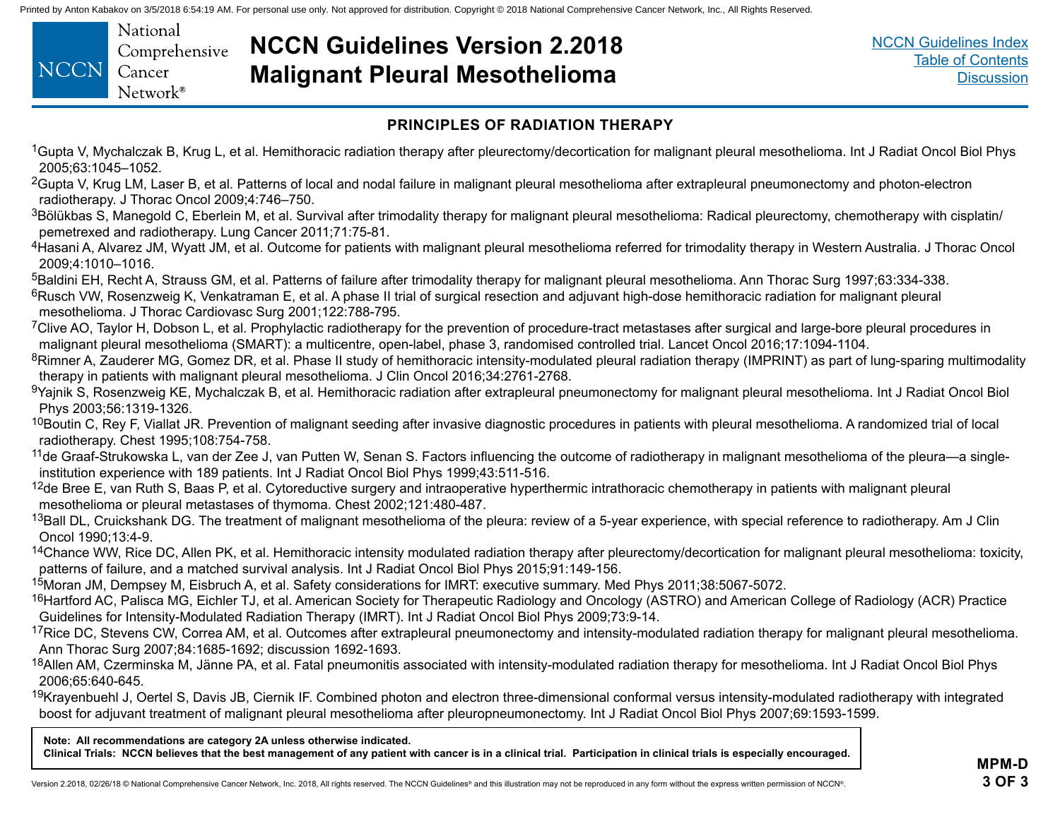## PRINCIPLES OF RADIATION THERAPY

[1] Gupta V, Mychalczak B, Krug L, et al. Hemithoracic radiation therapy after pleurectomy/decortication for malignant pleural mesothelioma. Int J Radiat Oncol Biol Phys 2005;63:1045–1052.

[2] Gupta V, Krug LM, Laser B, et al. Patterns of local and nodal failure in malignant pleural mesothelioma after extrapleural pneumonectomy and photon-electron radiotherapy. J Thorac Oncol 2009;4:746–750.

[3] Bölükbas S, Manegold C, Eberlein M, et al. Survival after trimodality therapy for malignant pleural mesothelioma: Radical pleurectomy, chemotherapy with cisplatin/pemetrexed and radiotherapy. Lung Cancer 2011;71:75-81.

[4] Hasani A, Alvarez JM, Wyatt JM, et al. Outcome for patients with malignant pleural mesothelioma referred for trimodality therapy in Western Australia. J Thorac Oncol 2009;4:1010–1016.

[5] Baldini EH, Recht A, Strauss GM, et al. Patterns of failure after trimodality therapy for malignant pleural mesothelioma. Ann Thorac Surg 1997;63:334-338.

[6] Rusch VW, Rosenzweig K, Venkatraman E, et al. A phase II trial of surgical resection and adjuvant high-dose hemithoracic radiation for malignant pleural mesothelioma. J Thorac Cardiovasc Surg 2001;122:788-795.

[7] Clive AO, Taylor H, Dobson L, et al. Prophylactic radiotherapy for the prevention of procedure-tract metastases after surgical and large-bore pleural procedures in malignant pleural mesothelioma (SMART): a multicentre, open-label, phase 3, randomised controlled trial. Lancet Oncol 2016;17:1094-1104.

[8] Rimner A, Zauderer MG, Gomez DR, et al. Phase II study of hemithoracic intensity-modulated pleural radiation therapy (IMPRINT) as part of lung-sparing multimodality therapy in patients with malignant pleural mesothelioma. J Clin Oncol 2016;34:2761-2768.

[9] Yajnik S, Rosenzweig KE, Mychalczak B, et al. Hemithoracic radiation after extrapleural pneumonectomy for malignant pleural mesothelioma. Int J Radiat Oncol Biol Phys 2003;56:1319-1326.

[10] Boutin C, Rey F, Viallat JR. Prevention of malignant seeding after invasive diagnostic procedures in patients with pleural mesothelioma. A randomized trial of local radiotherapy. Chest 1995;108:754-758.

[11] de Graaf-Strukowska L, van der Zee J, van Putten W, Senan S. Factors influencing the outcome of radiotherapy in malignant mesothelioma of the pleura—a single-institution experience with 189 patients. Int J Radiat Oncol Biol Phys 1999;43:511-516.

[12] de Bree E, van Ruth S, Baas P, et al. Cytoreductive surgery and intraoperative hyperthermic intrathoracic chemotherapy in patients with malignant pleural mesothelioma or pleural metastases of thymoma. Chest 2002;121:480-487.

[13] Ball DL, Cruickshank DG. The treatment of malignant mesothelioma of the pleura: review of a 5-year experience, with special reference to radiotherapy. Am J Clin Oncol 1990;13:4-9.

[14] Chance WW, Rice DC, Allen PK, et al. Hemithoracic intensity modulated radiation therapy after pleurectomy/decortication for malignant pleural mesothelioma: toxicity, patterns of failure, and a matched survival analysis. Int J Radiat Oncol Biol Phys 2015;91:149-156.

[15] Moran JM, Dempsey M, Eisbruch A, et al. Safety considerations for IMRT: executive summary. Med Phys 2011;38:5067-5072.

[16] Hartford AC, Palisca MG, Eichler TJ, et al. American Society for Therapeutic Radiology and Oncology (ASTRO) and American College of Radiology (ACR) Practice Guidelines for Intensity-Modulated Radiation Therapy (IMRT). Int J Radiat Oncol Biol Phys 2009;73:9-14.

[17] Rice DC, Stevens CW, Correa AM, et al. Outcomes after extrapleural pneumonectomy and intensity-modulated radiation therapy for malignant pleural mesothelioma. Ann Thorac Surg 2007;84:1685-1692; discussion 1692-1693.

[18] Allen AM, Czerminska M, Jänne PA, et al. Fatal pneumonitis associated with intensity-modulated radiation therapy for mesothelioma. Int J Radiat Oncol Biol Phys 2006;65:640-645.

[19] Krayenbuehl J, Oertel S, Davis JB, Ciernik IF. Combined photon and electron three-dimensional conformal versus intensity-modulated radiotherapy with integrated boost for adjuvant treatment of malignant pleural mesothelioma after pleuropneumonectomy. Int J Radiat Oncol Biol Phys 2007;69:1593-1599.

**Note: All recommendations are category 2A unless otherwise indicated.**
**Clinical Trials: NCCN believes that the best management of any patient with cancer is in a clinical trial. Participation in clinical trials is especially encouraged.**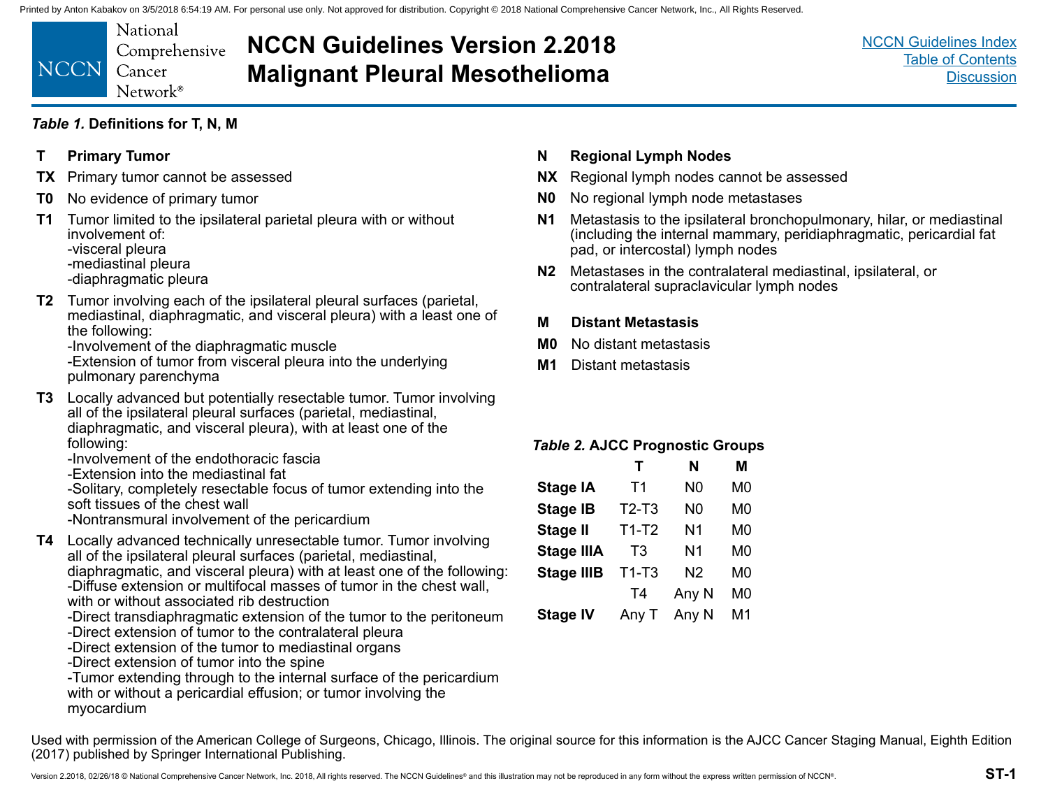# NCCN Guidelines Version 2.2018
# Malignant Pleural Mesothelioma

### *Table 1.* Definitions for T, N, M

| T | Primary Tumor |
| --- | --- |
| TX | Primary tumor cannot be assessed |
| T0 | No evidence of primary tumor |
| T1 | Tumor limited to the ipsilateral parietal pleura with or without involvement of:<br>-visceral pleura<br>-mediastinal pleura<br>-diaphragmatic pleura |
| T2 | Tumor involving each of the ipsilateral pleural surfaces (parietal, mediastinal, diaphragmatic, and visceral pleura) with a least one of the following:<br>-Involvement of the diaphragmatic muscle<br>-Extension of tumor from visceral pleura into the underlying pulmonary parenchyma |
| T3 | Locally advanced but potentially resectable tumor. Tumor involving all of the ipsilateral pleural surfaces (parietal, mediastinal, diaphragmatic, and visceral pleura), with at least one of the following:<br>-Involvement of the endothoracic fascia<br>-Extension into the mediastinal fat<br>-Solitary, completely resectable focus of tumor extending into the soft tissues of the chest wall<br>-Nontransmural involvement of the pericardium |
| T4 | Locally advanced technically unresectable tumor. Tumor involving all of the ipsilateral pleural surfaces (parietal, mediastinal, diaphragmatic, and visceral pleura) with at least one of the following:<br>-Diffuse extension or multifocal masses of tumor in the chest wall, with or without associated rib destruction<br>-Direct transdiaphragmatic extension of the tumor to the peritoneum<br>-Direct extension of tumor to the contralateral pleura<br>-Direct extension of the tumor to mediastinal organs<br>-Direct extension of tumor into the spine<br>-Tumor extending through to the internal surface of the pericardium with or without a pericardial effusion; or tumor involving the myocardium |

| N | Regional Lymph Nodes |
| --- | --- |
| NX | Regional lymph nodes cannot be assessed |
| N0 | No regional lymph node metastases |
| N1 | Metastasis to the ipsilateral bronchopulmonary, hilar, or mediastinal (including the internal mammary, peridiaphragmatic, pericardial fat pad, or intercostal) lymph nodes |
| N2 | Metastases in the contralateral mediastinal, ipsilateral, or contralateral supraclavicular lymph nodes |

| M | Distant Metastasis |
| --- | --- |
| M0 | No distant metastasis |
| M1 | Distant metastasis |

### *Table 2.* AJCC Prognostic Groups

| | T | N | M |
| --- | --- | --- | --- |
| **Stage IA** | T1 | N0 | M0 |
| **Stage IB** | T2-T3 | N0 | M0 |
| **Stage II** | T1-T2 | N1 | M0 |
| **Stage IIIA** | T3 | N1 | M0 |
| **Stage IIIB** | T1-T3 | N2 | M0 |
| | T4 | Any N | M0 |
| **Stage IV** | Any T | Any N | M1 |

Used with permission of the American College of Surgeons, Chicago, Illinois. The original source for this information is the AJCC Cancer Staging Manual, Eighth Edition (2017) published by Springer International Publishing.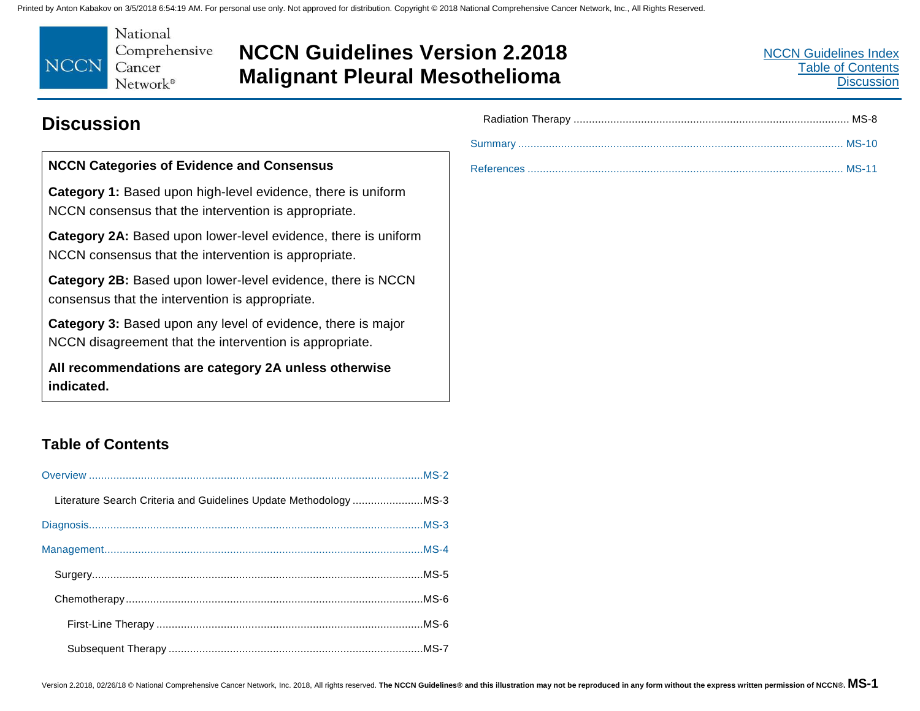## Discussion

**NCCN Categories of Evidence and Consensus**

**Category 1:** Based upon high-level evidence, there is uniform NCCN consensus that the intervention is appropriate.

**Category 2A:** Based upon lower-level evidence, there is uniform NCCN consensus that the intervention is appropriate.

**Category 2B:** Based upon lower-level evidence, there is NCCN consensus that the intervention is appropriate.

**Category 3:** Based upon any level of evidence, there is major NCCN disagreement that the intervention is appropriate.

**All recommendations are category 2A unless otherwise indicated.**

## Table of Contents

Overview ............................................................ MS-2

- Literature Search Criteria and Guidelines Update Methodology ............ MS-3

Diagnosis ............................................................ MS-3

Management ............................................................ MS-4

- Surgery ............................................................ MS-5
- Chemotherapy ............................................................ MS-6
  - First-Line Therapy ............................................................ MS-6
  - Subsequent Therapy ............................................................ MS-7
- Radiation Therapy ............................................................ MS-8

Summary ............................................................ MS-10

References ............................................................ MS-11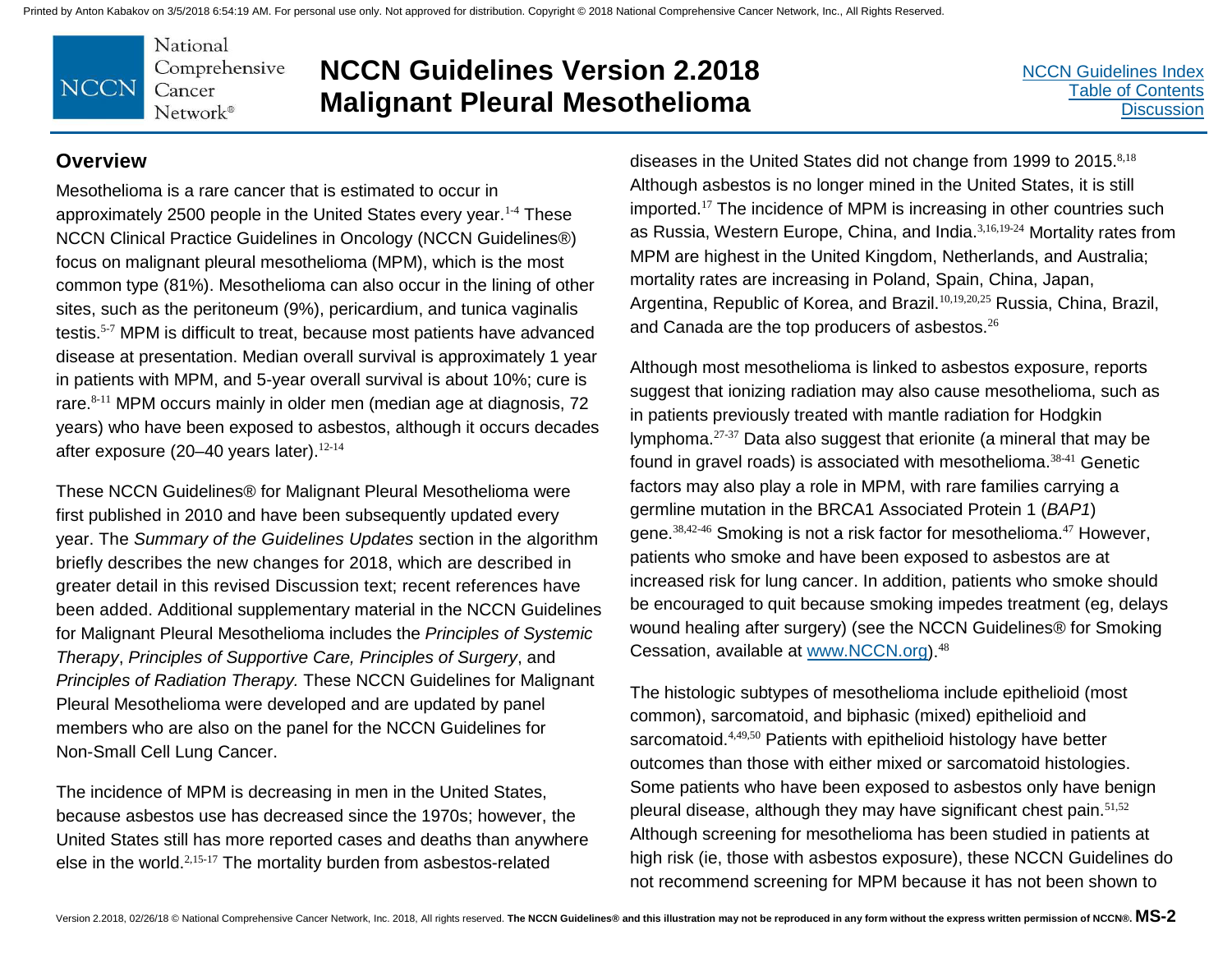## Overview

Mesothelioma is a rare cancer that is estimated to occur in approximately 2500 people in the United States every year.[1-4] These NCCN Clinical Practice Guidelines in Oncology (NCCN Guidelines®) focus on malignant pleural mesothelioma (MPM), which is the most common type (81%). Mesothelioma can also occur in the lining of other sites, such as the peritoneum (9%), pericardium, and tunica vaginalis testis.[5-7] MPM is difficult to treat, because most patients have advanced disease at presentation. Median overall survival is approximately 1 year in patients with MPM, and 5-year overall survival is about 10%; cure is rare.[8-11] MPM occurs mainly in older men (median age at diagnosis, 72 years) who have been exposed to asbestos, although it occurs decades after exposure (20–40 years later).[12-14]

These NCCN Guidelines® for Malignant Pleural Mesothelioma were first published in 2010 and have been subsequently updated every year. The *Summary of the Guidelines Updates* section in the algorithm briefly describes the new changes for 2018, which are described in greater detail in this revised Discussion text; recent references have been added. Additional supplementary material in the NCCN Guidelines for Malignant Pleural Mesothelioma includes the *Principles of Systemic Therapy*, *Principles of Supportive Care, Principles of Surgery*, and *Principles of Radiation Therapy.* These NCCN Guidelines for Malignant Pleural Mesothelioma were developed and are updated by panel members who are also on the panel for the NCCN Guidelines for Non-Small Cell Lung Cancer.

The incidence of MPM is decreasing in men in the United States, because asbestos use has decreased since the 1970s; however, the United States still has more reported cases and deaths than anywhere else in the world.[2,15-17] The mortality burden from asbestos-related diseases in the United States did not change from 1999 to 2015.[8,18] Although asbestos is no longer mined in the United States, it is still imported.[17] The incidence of MPM is increasing in other countries such as Russia, Western Europe, China, and India.[3,16,19-24] Mortality rates from MPM are highest in the United Kingdom, Netherlands, and Australia; mortality rates are increasing in Poland, Spain, China, Japan, Argentina, Republic of Korea, and Brazil.[10,19,20,25] Russia, China, Brazil, and Canada are the top producers of asbestos.[26]

Although most mesothelioma is linked to asbestos exposure, reports suggest that ionizing radiation may also cause mesothelioma, such as in patients previously treated with mantle radiation for Hodgkin lymphoma.[27-37] Data also suggest that erionite (a mineral that may be found in gravel roads) is associated with mesothelioma.[38-41] Genetic factors may also play a role in MPM, with rare families carrying a germline mutation in the BRCA1 Associated Protein 1 (*BAP1*) gene.[38,42-46] Smoking is not a risk factor for mesothelioma.[47] However, patients who smoke and have been exposed to asbestos are at increased risk for lung cancer. In addition, patients who smoke should be encouraged to quit because smoking impedes treatment (eg, delays wound healing after surgery) (see the NCCN Guidelines® for Smoking Cessation, available at www.NCCN.org).[48]

The histologic subtypes of mesothelioma include epithelioid (most common), sarcomatoid, and biphasic (mixed) epithelioid and sarcomatoid.[4,49,50] Patients with epithelioid histology have better outcomes than those with either mixed or sarcomatoid histologies. Some patients who have been exposed to asbestos only have benign pleural disease, although they may have significant chest pain.[51,52] Although screening for mesothelioma has been studied in patients at high risk (ie, those with asbestos exposure), these NCCN Guidelines do not recommend screening for MPM because it has not been shown to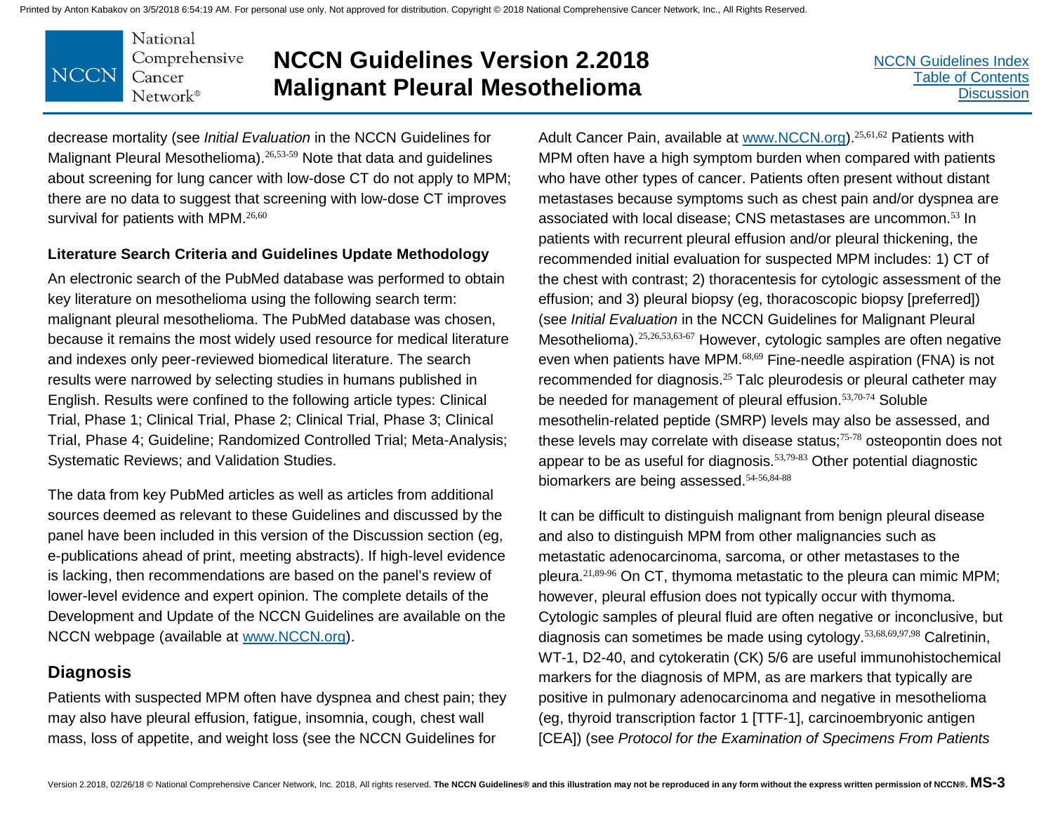decrease mortality (see *Initial Evaluation* in the NCCN Guidelines for Malignant Pleural Mesothelioma).[26,53-59] Note that data and guidelines about screening for lung cancer with low-dose CT do not apply to MPM; there are no data to suggest that screening with low-dose CT improves survival for patients with MPM.[26,60]

**Literature Search Criteria and Guidelines Update Methodology**

An electronic search of the PubMed database was performed to obtain key literature on mesothelioma using the following search term: malignant pleural mesothelioma. The PubMed database was chosen, because it remains the most widely used resource for medical literature and indexes only peer-reviewed biomedical literature. The search results were narrowed by selecting studies in humans published in English. Results were confined to the following article types: Clinical Trial, Phase 1; Clinical Trial, Phase 2; Clinical Trial, Phase 3; Clinical Trial, Phase 4; Guideline; Randomized Controlled Trial; Meta-Analysis; Systematic Reviews; and Validation Studies.

The data from key PubMed articles as well as articles from additional sources deemed as relevant to these Guidelines and discussed by the panel have been included in this version of the Discussion section (eg, e-publications ahead of print, meeting abstracts). If high-level evidence is lacking, then recommendations are based on the panel's review of lower-level evidence and expert opinion. The complete details of the Development and Update of the NCCN Guidelines are available on the NCCN webpage (available at www.NCCN.org).

## Diagnosis

Patients with suspected MPM often have dyspnea and chest pain; they may also have pleural effusion, fatigue, insomnia, cough, chest wall mass, loss of appetite, and weight loss (see the NCCN Guidelines for Adult Cancer Pain, available at www.NCCN.org).[25,61,62] Patients with MPM often have a high symptom burden when compared with patients who have other types of cancer. Patients often present without distant metastases because symptoms such as chest pain and/or dyspnea are associated with local disease; CNS metastases are uncommon.[53] In patients with recurrent pleural effusion and/or pleural thickening, the recommended initial evaluation for suspected MPM includes: 1) CT of the chest with contrast; 2) thoracentesis for cytologic assessment of the effusion; and 3) pleural biopsy (eg, thoracoscopic biopsy [preferred]) (see *Initial Evaluation* in the NCCN Guidelines for Malignant Pleural Mesothelioma).[25,26,53,63-67] However, cytologic samples are often negative even when patients have MPM.[68,69] Fine-needle aspiration (FNA) is not recommended for diagnosis.[25] Talc pleurodesis or pleural catheter may be needed for management of pleural effusion.[53,70-74] Soluble mesothelin-related peptide (SMRP) levels may also be assessed, and these levels may correlate with disease status;[75-78] osteopontin does not appear to be as useful for diagnosis.[53,79-83] Other potential diagnostic biomarkers are being assessed.[54-56,84-88]

It can be difficult to distinguish malignant from benign pleural disease and also to distinguish MPM from other malignancies such as metastatic adenocarcinoma, sarcoma, or other metastases to the pleura.[21,89-96] On CT, thymoma metastatic to the pleura can mimic MPM; however, pleural effusion does not typically occur with thymoma. Cytologic samples of pleural fluid are often negative or inconclusive, but diagnosis can sometimes be made using cytology.[53,68,69,97,98] Calretinin, WT-1, D2-40, and cytokeratin (CK) 5/6 are useful immunohistochemical markers for the diagnosis of MPM, as are markers that typically are positive in pulmonary adenocarcinoma and negative in mesothelioma (eg, thyroid transcription factor 1 [TTF-1], carcinoembryonic antigen [CEA]) (see *Protocol for the Examination of Specimens From Patients*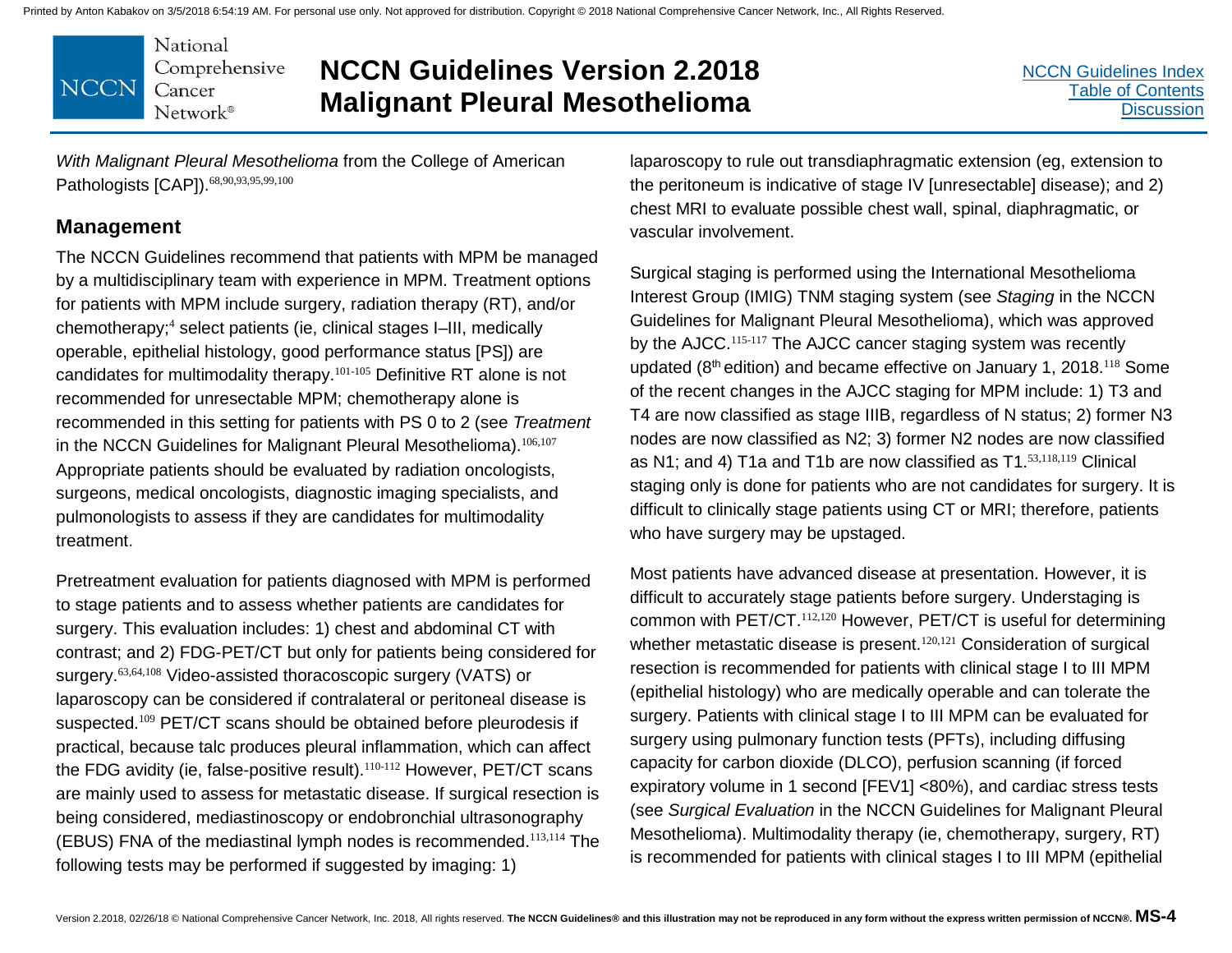*With Malignant Pleural Mesothelioma* from the College of American Pathologists [CAP]).[68,90,93,95,99,100]

## Management

The NCCN Guidelines recommend that patients with MPM be managed by a multidisciplinary team with experience in MPM. Treatment options for patients with MPM include surgery, radiation therapy (RT), and/or chemotherapy;[4] select patients (ie, clinical stages I–III, medically operable, epithelial histology, good performance status [PS]) are candidates for multimodality therapy.[101-105] Definitive RT alone is not recommended for unresectable MPM; chemotherapy alone is recommended in this setting for patients with PS 0 to 2 (see *Treatment* in the NCCN Guidelines for Malignant Pleural Mesothelioma).[106,107] Appropriate patients should be evaluated by radiation oncologists, surgeons, medical oncologists, diagnostic imaging specialists, and pulmonologists to assess if they are candidates for multimodality treatment.

Pretreatment evaluation for patients diagnosed with MPM is performed to stage patients and to assess whether patients are candidates for surgery. This evaluation includes: 1) chest and abdominal CT with contrast; and 2) FDG-PET/CT but only for patients being considered for surgery.[63,64,108] Video-assisted thoracoscopic surgery (VATS) or laparoscopy can be considered if contralateral or peritoneal disease is suspected.[109] PET/CT scans should be obtained before pleurodesis if practical, because talc produces pleural inflammation, which can affect the FDG avidity (ie, false-positive result).[110-112] However, PET/CT scans are mainly used to assess for metastatic disease. If surgical resection is being considered, mediastinoscopy or endobronchial ultrasonography (EBUS) FNA of the mediastinal lymph nodes is recommended.[113,114] The following tests may be performed if suggested by imaging: 1) laparoscopy to rule out transdiaphragmatic extension (eg, extension to the peritoneum is indicative of stage IV [unresectable] disease); and 2) chest MRI to evaluate possible chest wall, spinal, diaphragmatic, or vascular involvement.

Surgical staging is performed using the International Mesothelioma Interest Group (IMIG) TNM staging system (see *Staging* in the NCCN Guidelines for Malignant Pleural Mesothelioma), which was approved by the AJCC.[115-117] The AJCC cancer staging system was recently updated (8th edition) and became effective on January 1, 2018.[118] Some of the recent changes in the AJCC staging for MPM include: 1) T3 and T4 are now classified as stage IIIB, regardless of N status; 2) former N3 nodes are now classified as N2; 3) former N2 nodes are now classified as N1; and 4) T1a and T1b are now classified as T1.[53,118,119] Clinical staging only is done for patients who are not candidates for surgery. It is difficult to clinically stage patients using CT or MRI; therefore, patients who have surgery may be upstaged.

Most patients have advanced disease at presentation. However, it is difficult to accurately stage patients before surgery. Understaging is common with PET/CT.[112,120] However, PET/CT is useful for determining whether metastatic disease is present.[120,121] Consideration of surgical resection is recommended for patients with clinical stage I to III MPM (epithelial histology) who are medically operable and can tolerate the surgery. Patients with clinical stage I to III MPM can be evaluated for surgery using pulmonary function tests (PFTs), including diffusing capacity for carbon dioxide (DLCO), perfusion scanning (if forced expiratory volume in 1 second [FEV1] <80%), and cardiac stress tests (see *Surgical Evaluation* in the NCCN Guidelines for Malignant Pleural Mesothelioma). Multimodality therapy (ie, chemotherapy, surgery, RT) is recommended for patients with clinical stages I to III MPM (epithelial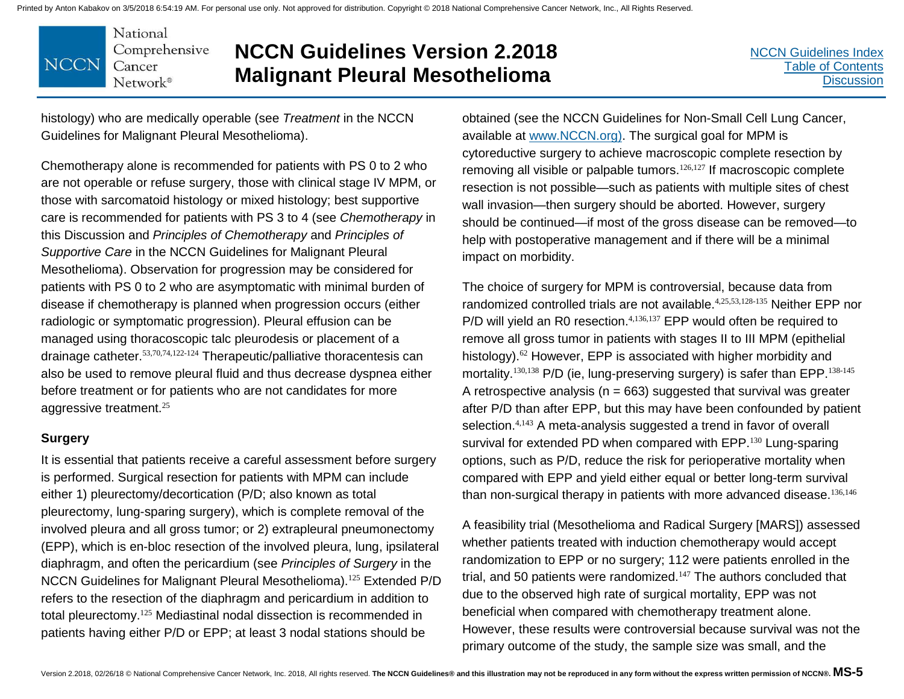histology) who are medically operable (see *Treatment* in the NCCN Guidelines for Malignant Pleural Mesothelioma).

Chemotherapy alone is recommended for patients with PS 0 to 2 who are not operable or refuse surgery, those with clinical stage IV MPM, or those with sarcomatoid histology or mixed histology; best supportive care is recommended for patients with PS 3 to 4 (see *Chemotherapy* in this Discussion and *Principles of Chemotherapy* and *Principles of Supportive Care* in the NCCN Guidelines for Malignant Pleural Mesothelioma). Observation for progression may be considered for patients with PS 0 to 2 who are asymptomatic with minimal burden of disease if chemotherapy is planned when progression occurs (either radiologic or symptomatic progression). Pleural effusion can be managed using thoracoscopic talc pleurodesis or placement of a drainage catheter.[53,70,74,122-124] Therapeutic/palliative thoracentesis can also be used to remove pleural fluid and thus decrease dyspnea either before treatment or for patients who are not candidates for more aggressive treatment.[25]

### Surgery

It is essential that patients receive a careful assessment before surgery is performed. Surgical resection for patients with MPM can include either 1) pleurectomy/decortication (P/D; also known as total pleurectomy, lung-sparing surgery), which is complete removal of the involved pleura and all gross tumor; or 2) extrapleural pneumonectomy (EPP), which is en-bloc resection of the involved pleura, lung, ipsilateral diaphragm, and often the pericardium (see *Principles of Surgery* in the NCCN Guidelines for Malignant Pleural Mesothelioma).[125] Extended P/D refers to the resection of the diaphragm and pericardium in addition to total pleurectomy.[125] Mediastinal nodal dissection is recommended in patients having either P/D or EPP; at least 3 nodal stations should be obtained (see the NCCN Guidelines for Non-Small Cell Lung Cancer, available at www.NCCN.org). The surgical goal for MPM is cytoreductive surgery to achieve macroscopic complete resection by removing all visible or palpable tumors.[126,127] If macroscopic complete resection is not possible—such as patients with multiple sites of chest wall invasion—then surgery should be aborted. However, surgery should be continued—if most of the gross disease can be removed—to help with postoperative management and if there will be a minimal impact on morbidity.

The choice of surgery for MPM is controversial, because data from randomized controlled trials are not available.[4,25,53,128-135] Neither EPP nor P/D will yield an R0 resection.[4,136,137] EPP would often be required to remove all gross tumor in patients with stages II to III MPM (epithelial histology).[62] However, EPP is associated with higher morbidity and mortality.[130,138] P/D (ie, lung-preserving surgery) is safer than EPP.[138-145] A retrospective analysis (n = 663) suggested that survival was greater after P/D than after EPP, but this may have been confounded by patient selection.[4,143] A meta-analysis suggested a trend in favor of overall survival for extended PD when compared with EPP.[130] Lung-sparing options, such as P/D, reduce the risk for perioperative mortality when compared with EPP and yield either equal or better long-term survival than non-surgical therapy in patients with more advanced disease.[136,146]

A feasibility trial (Mesothelioma and Radical Surgery [MARS]) assessed whether patients treated with induction chemotherapy would accept randomization to EPP or no surgery; 112 were patients enrolled in the trial, and 50 patients were randomized.[147] The authors concluded that due to the observed high rate of surgical mortality, EPP was not beneficial when compared with chemotherapy treatment alone. However, these results were controversial because survival was not the primary outcome of the study, the sample size was small, and the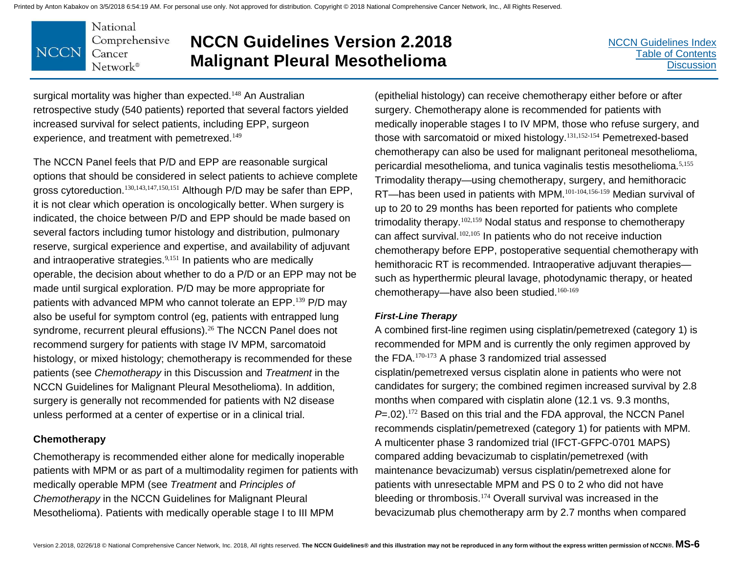surgical mortality was higher than expected.[148] An Australian retrospective study (540 patients) reported that several factors yielded increased survival for select patients, including EPP, surgeon experience, and treatment with pemetrexed.[149]

The NCCN Panel feels that P/D and EPP are reasonable surgical options that should be considered in select patients to achieve complete gross cytoreduction.[130,143,147,150,151] Although P/D may be safer than EPP, it is not clear which operation is oncologically better. When surgery is indicated, the choice between P/D and EPP should be made based on several factors including tumor histology and distribution, pulmonary reserve, surgical experience and expertise, and availability of adjuvant and intraoperative strategies.[9,151] In patients who are medically operable, the decision about whether to do a P/D or an EPP may not be made until surgical exploration. P/D may be more appropriate for patients with advanced MPM who cannot tolerate an EPP.[139] P/D may also be useful for symptom control (eg, patients with entrapped lung syndrome, recurrent pleural effusions).[26] The NCCN Panel does not recommend surgery for patients with stage IV MPM, sarcomatoid histology, or mixed histology; chemotherapy is recommended for these patients (see *Chemotherapy* in this Discussion and *Treatment* in the NCCN Guidelines for Malignant Pleural Mesothelioma). In addition, surgery is generally not recommended for patients with N2 disease unless performed at a center of expertise or in a clinical trial.

## Chemotherapy

Chemotherapy is recommended either alone for medically inoperable patients with MPM or as part of a multimodality regimen for patients with medically operable MPM (see *Treatment* and *Principles of Chemotherapy* in the NCCN Guidelines for Malignant Pleural Mesothelioma). Patients with medically operable stage I to III MPM (epithelial histology) can receive chemotherapy either before or after surgery. Chemotherapy alone is recommended for patients with medically inoperable stages I to IV MPM, those who refuse surgery, and those with sarcomatoid or mixed histology.[131,152-154] Pemetrexed-based chemotherapy can also be used for malignant peritoneal mesothelioma, pericardial mesothelioma, and tunica vaginalis testis mesothelioma.[5,155] Trimodality therapy—using chemotherapy, surgery, and hemithoracic RT—has been used in patients with MPM.[101-104,156-159] Median survival of up to 20 to 29 months has been reported for patients who complete trimodality therapy.[102,159] Nodal status and response to chemotherapy can affect survival.[102,105] In patients who do not receive induction chemotherapy before EPP, postoperative sequential chemotherapy with hemithoracic RT is recommended. Intraoperative adjuvant therapies—such as hyperthermic pleural lavage, photodynamic therapy, or heated chemotherapy—have also been studied.[160-169]

### *First-Line Therapy*

A combined first-line regimen using cisplatin/pemetrexed (category 1) is recommended for MPM and is currently the only regimen approved by the FDA.[170-173] A phase 3 randomized trial assessed cisplatin/pemetrexed versus cisplatin alone in patients who were not candidates for surgery; the combined regimen increased survival by 2.8 months when compared with cisplatin alone (12.1 vs. 9.3 months, $P$=.02).[172] Based on this trial and the FDA approval, the NCCN Panel recommends cisplatin/pemetrexed (category 1) for patients with MPM. A multicenter phase 3 randomized trial (IFCT-GFPC-0701 MAPS) compared adding bevacizumab to cisplatin/pemetrexed (with maintenance bevacizumab) versus cisplatin/pemetrexed alone for patients with unresectable MPM and PS 0 to 2 who did not have bleeding or thrombosis.[174] Overall survival was increased in the bevacizumab plus chemotherapy arm by 2.7 months when compared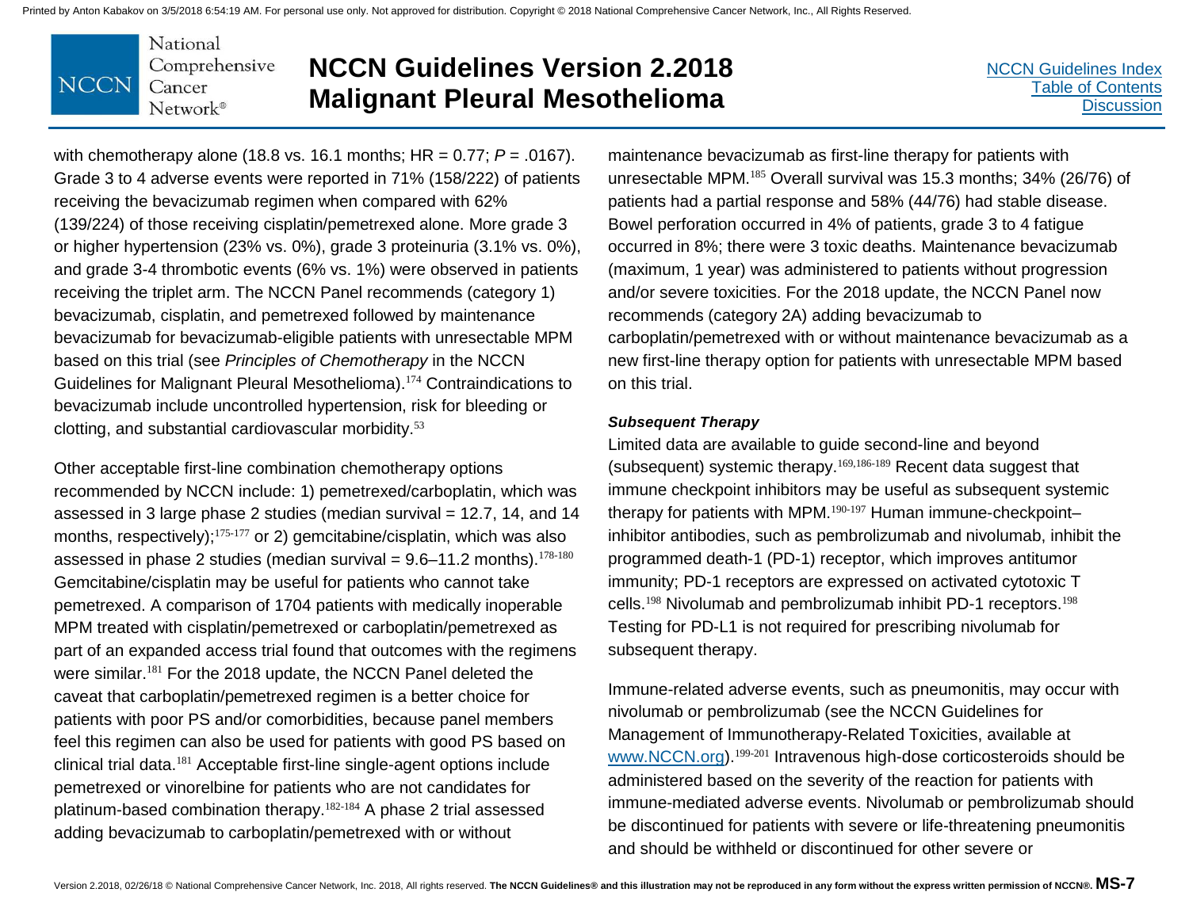with chemotherapy alone (18.8 vs. 16.1 months; HR = 0.77; *P* = .0167). Grade 3 to 4 adverse events were reported in 71% (158/222) of patients receiving the bevacizumab regimen when compared with 62% (139/224) of those receiving cisplatin/pemetrexed alone. More grade 3 or higher hypertension (23% vs. 0%), grade 3 proteinuria (3.1% vs. 0%), and grade 3-4 thrombotic events (6% vs. 1%) were observed in patients receiving the triplet arm. The NCCN Panel recommends (category 1) bevacizumab, cisplatin, and pemetrexed followed by maintenance bevacizumab for bevacizumab-eligible patients with unresectable MPM based on this trial (see *Principles of Chemotherapy* in the NCCN Guidelines for Malignant Pleural Mesothelioma).[174] Contraindications to bevacizumab include uncontrolled hypertension, risk for bleeding or clotting, and substantial cardiovascular morbidity.[53]

Other acceptable first-line combination chemotherapy options recommended by NCCN include: 1) pemetrexed/carboplatin, which was assessed in 3 large phase 2 studies (median survival = 12.7, 14, and 14 months, respectively);[175-177] or 2) gemcitabine/cisplatin, which was also assessed in phase 2 studies (median survival = 9.6–11.2 months).[178-180] Gemcitabine/cisplatin may be useful for patients who cannot take pemetrexed. A comparison of 1704 patients with medically inoperable MPM treated with cisplatin/pemetrexed or carboplatin/pemetrexed as part of an expanded access trial found that outcomes with the regimens were similar.[181] For the 2018 update, the NCCN Panel deleted the caveat that carboplatin/pemetrexed regimen is a better choice for patients with poor PS and/or comorbidities, because panel members feel this regimen can also be used for patients with good PS based on clinical trial data.[181] Acceptable first-line single-agent options include pemetrexed or vinorelbine for patients who are not candidates for platinum-based combination therapy.[182-184] A phase 2 trial assessed adding bevacizumab to carboplatin/pemetrexed with or without maintenance bevacizumab as first-line therapy for patients with unresectable MPM.[185] Overall survival was 15.3 months; 34% (26/76) of patients had a partial response and 58% (44/76) had stable disease. Bowel perforation occurred in 4% of patients, grade 3 to 4 fatigue occurred in 8%; there were 3 toxic deaths. Maintenance bevacizumab (maximum, 1 year) was administered to patients without progression and/or severe toxicities. For the 2018 update, the NCCN Panel now recommends (category 2A) adding bevacizumab to carboplatin/pemetrexed with or without maintenance bevacizumab as a new first-line therapy option for patients with unresectable MPM based on this trial.

***Subsequent Therapy***

Limited data are available to guide second-line and beyond (subsequent) systemic therapy.[169,186-189] Recent data suggest that immune checkpoint inhibitors may be useful as subsequent systemic therapy for patients with MPM.[190-197] Human immune-checkpoint–inhibitor antibodies, such as pembrolizumab and nivolumab, inhibit the programmed death-1 (PD-1) receptor, which improves antitumor immunity; PD-1 receptors are expressed on activated cytotoxic T cells.[198] Nivolumab and pembrolizumab inhibit PD-1 receptors.[198] Testing for PD-L1 is not required for prescribing nivolumab for subsequent therapy.

Immune-related adverse events, such as pneumonitis, may occur with nivolumab or pembrolizumab (see the NCCN Guidelines for Management of Immunotherapy-Related Toxicities, available at www.NCCN.org).[199-201] Intravenous high-dose corticosteroids should be administered based on the severity of the reaction for patients with immune-mediated adverse events. Nivolumab or pembrolizumab should be discontinued for patients with severe or life-threatening pneumonitis and should be withheld or discontinued for other severe or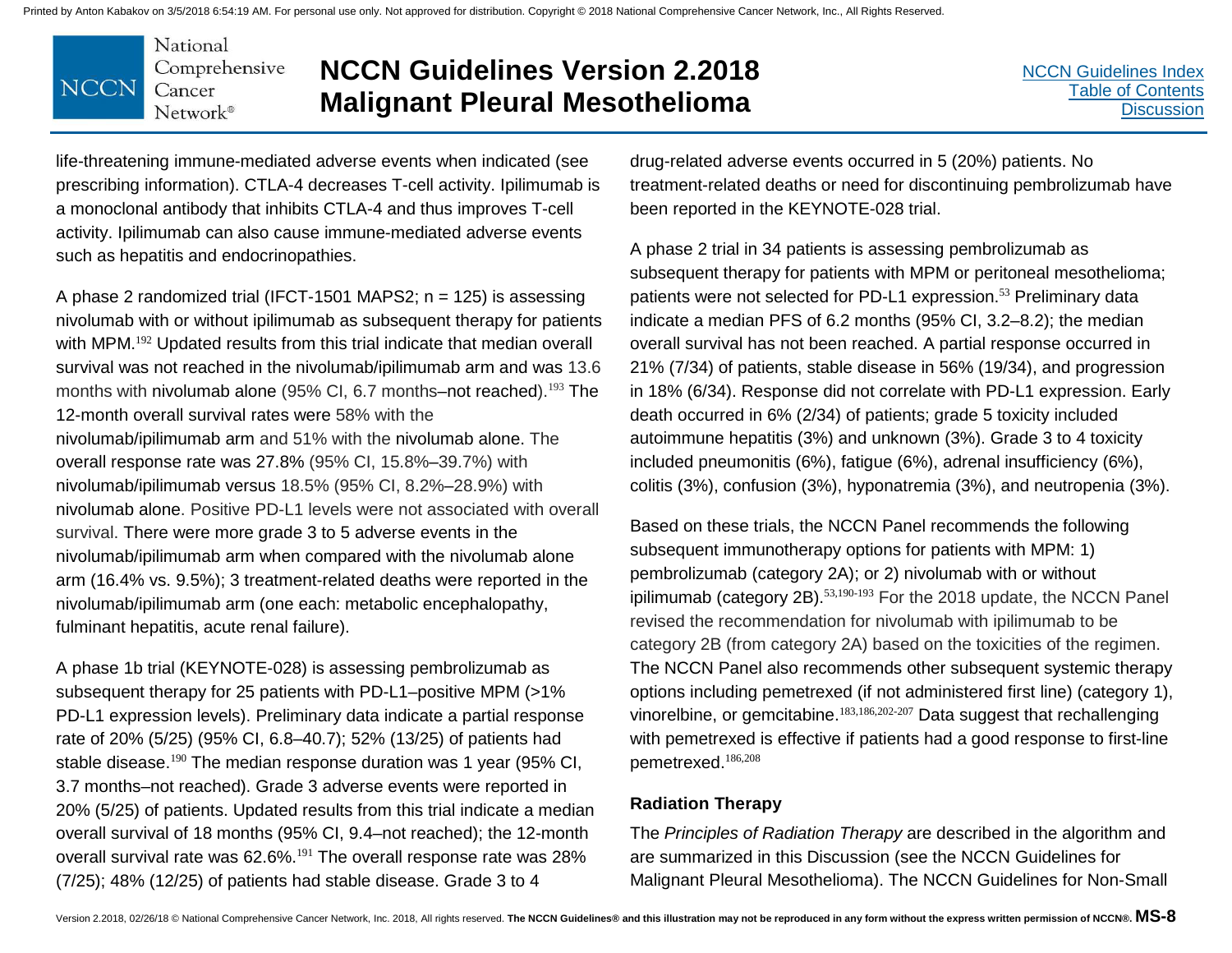life-threatening immune-mediated adverse events when indicated (see prescribing information). CTLA-4 decreases T-cell activity. Ipilimumab is a monoclonal antibody that inhibits CTLA-4 and thus improves T-cell activity. Ipilimumab can also cause immune-mediated adverse events such as hepatitis and endocrinopathies.

A phase 2 randomized trial (IFCT-1501 MAPS2; n = 125) is assessing nivolumab with or without ipilimumab as subsequent therapy for patients with MPM.[192] Updated results from this trial indicate that median overall survival was not reached in the nivolumab/ipilimumab arm and was 13.6 months with nivolumab alone (95% CI, 6.7 months–not reached).[193] The 12-month overall survival rates were 58% with the nivolumab/ipilimumab arm and 51% with the nivolumab alone. The overall response rate was 27.8% (95% CI, 15.8%–39.7%) with nivolumab/ipilimumab versus 18.5% (95% CI, 8.2%–28.9%) with nivolumab alone. Positive PD-L1 levels were not associated with overall survival. There were more grade 3 to 5 adverse events in the nivolumab/ipilimumab arm when compared with the nivolumab alone arm (16.4% vs. 9.5%); 3 treatment-related deaths were reported in the nivolumab/ipilimumab arm (one each: metabolic encephalopathy, fulminant hepatitis, acute renal failure).

A phase 1b trial (KEYNOTE-028) is assessing pembrolizumab as subsequent therapy for 25 patients with PD-L1–positive MPM (>1% PD-L1 expression levels). Preliminary data indicate a partial response rate of 20% (5/25) (95% CI, 6.8–40.7); 52% (13/25) of patients had stable disease.[190] The median response duration was 1 year (95% CI, 3.7 months–not reached). Grade 3 adverse events were reported in 20% (5/25) of patients. Updated results from this trial indicate a median overall survival of 18 months (95% CI, 9.4–not reached); the 12-month overall survival rate was 62.6%.[191] The overall response rate was 28% (7/25); 48% (12/25) of patients had stable disease. Grade 3 to 4 drug-related adverse events occurred in 5 (20%) patients. No treatment-related deaths or need for discontinuing pembrolizumab have been reported in the KEYNOTE-028 trial.

A phase 2 trial in 34 patients is assessing pembrolizumab as subsequent therapy for patients with MPM or peritoneal mesothelioma; patients were not selected for PD-L1 expression.[53] Preliminary data indicate a median PFS of 6.2 months (95% CI, 3.2–8.2); the median overall survival has not been reached. A partial response occurred in 21% (7/34) of patients, stable disease in 56% (19/34), and progression in 18% (6/34). Response did not correlate with PD-L1 expression. Early death occurred in 6% (2/34) of patients; grade 5 toxicity included autoimmune hepatitis (3%) and unknown (3%). Grade 3 to 4 toxicity included pneumonitis (6%), fatigue (6%), adrenal insufficiency (6%), colitis (3%), confusion (3%), hyponatremia (3%), and neutropenia (3%).

Based on these trials, the NCCN Panel recommends the following subsequent immunotherapy options for patients with MPM: 1) pembrolizumab (category 2A); or 2) nivolumab with or without ipilimumab (category 2B).[53,190-193] For the 2018 update, the NCCN Panel revised the recommendation for nivolumab with ipilimumab to be category 2B (from category 2A) based on the toxicities of the regimen. The NCCN Panel also recommends other subsequent systemic therapy options including pemetrexed (if not administered first line) (category 1), vinorelbine, or gemcitabine.[183,186,202-207] Data suggest that rechallenging with pemetrexed is effective if patients had a good response to first-line pemetrexed.[186,208]

### Radiation Therapy

The *Principles of Radiation Therapy* are described in the algorithm and are summarized in this Discussion (see the NCCN Guidelines for Malignant Pleural Mesothelioma). The NCCN Guidelines for Non-Small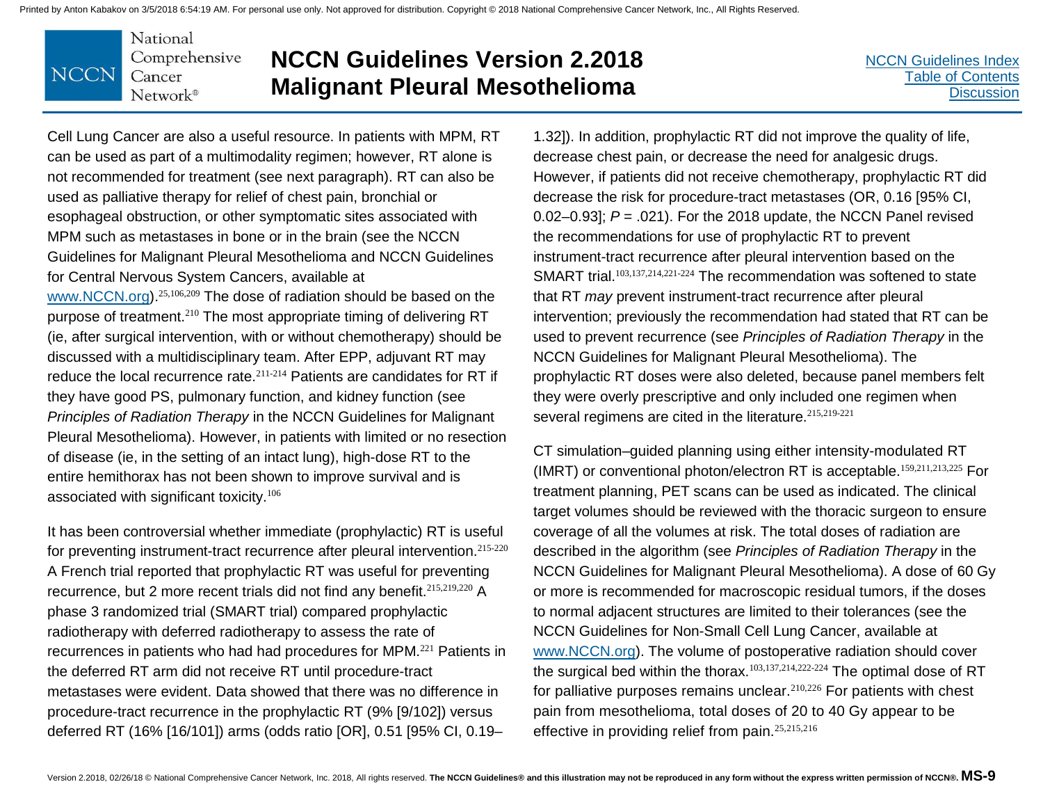Cell Lung Cancer are also a useful resource. In patients with MPM, RT can be used as part of a multimodality regimen; however, RT alone is not recommended for treatment (see next paragraph). RT can also be used as palliative therapy for relief of chest pain, bronchial or esophageal obstruction, or other symptomatic sites associated with MPM such as metastases in bone or in the brain (see the NCCN Guidelines for Malignant Pleural Mesothelioma and NCCN Guidelines for Central Nervous System Cancers, available at www.NCCN.org).[25,106,209] The dose of radiation should be based on the purpose of treatment.[210] The most appropriate timing of delivering RT (ie, after surgical intervention, with or without chemotherapy) should be discussed with a multidisciplinary team. After EPP, adjuvant RT may reduce the local recurrence rate.[211-214] Patients are candidates for RT if they have good PS, pulmonary function, and kidney function (see *Principles of Radiation Therapy* in the NCCN Guidelines for Malignant Pleural Mesothelioma). However, in patients with limited or no resection of disease (ie, in the setting of an intact lung), high-dose RT to the entire hemithorax has not been shown to improve survival and is associated with significant toxicity.[106]

It has been controversial whether immediate (prophylactic) RT is useful for preventing instrument-tract recurrence after pleural intervention.[215-220] A French trial reported that prophylactic RT was useful for preventing recurrence, but 2 more recent trials did not find any benefit.[215,219,220] A phase 3 randomized trial (SMART trial) compared prophylactic radiotherapy with deferred radiotherapy to assess the rate of recurrences in patients who had had procedures for MPM.[221] Patients in the deferred RT arm did not receive RT until procedure-tract metastases were evident. Data showed that there was no difference in procedure-tract recurrence in the prophylactic RT (9% [9/102]) versus deferred RT (16% [16/101]) arms (odds ratio [OR], 0.51 [95% CI, 0.19–1.32]). In addition, prophylactic RT did not improve the quality of life, decrease chest pain, or decrease the need for analgesic drugs. However, if patients did not receive chemotherapy, prophylactic RT did decrease the risk for procedure-tract metastases (OR, 0.16 [95% CI, 0.02–0.93]; $P$ = .021). For the 2018 update, the NCCN Panel revised the recommendations for use of prophylactic RT to prevent instrument-tract recurrence after pleural intervention based on the SMART trial.[103,137,214,221-224] The recommendation was softened to state that RT *may* prevent instrument-tract recurrence after pleural intervention; previously the recommendation had stated that RT can be used to prevent recurrence (see *Principles of Radiation Therapy* in the NCCN Guidelines for Malignant Pleural Mesothelioma). The prophylactic RT doses were also deleted, because panel members felt they were overly prescriptive and only included one regimen when several regimens are cited in the literature.[215,219-221]

CT simulation–guided planning using either intensity-modulated RT (IMRT) or conventional photon/electron RT is acceptable.[159,211,213,225] For treatment planning, PET scans can be used as indicated. The clinical target volumes should be reviewed with the thoracic surgeon to ensure coverage of all the volumes at risk. The total doses of radiation are described in the algorithm (see *Principles of Radiation Therapy* in the NCCN Guidelines for Malignant Pleural Mesothelioma). A dose of 60 Gy or more is recommended for macroscopic residual tumors, if the doses to normal adjacent structures are limited to their tolerances (see the NCCN Guidelines for Non-Small Cell Lung Cancer, available at www.NCCN.org). The volume of postoperative radiation should cover the surgical bed within the thorax.[103,137,214,222-224] The optimal dose of RT for palliative purposes remains unclear.[210,226] For patients with chest pain from mesothelioma, total doses of 20 to 40 Gy appear to be effective in providing relief from pain.[25,215,216]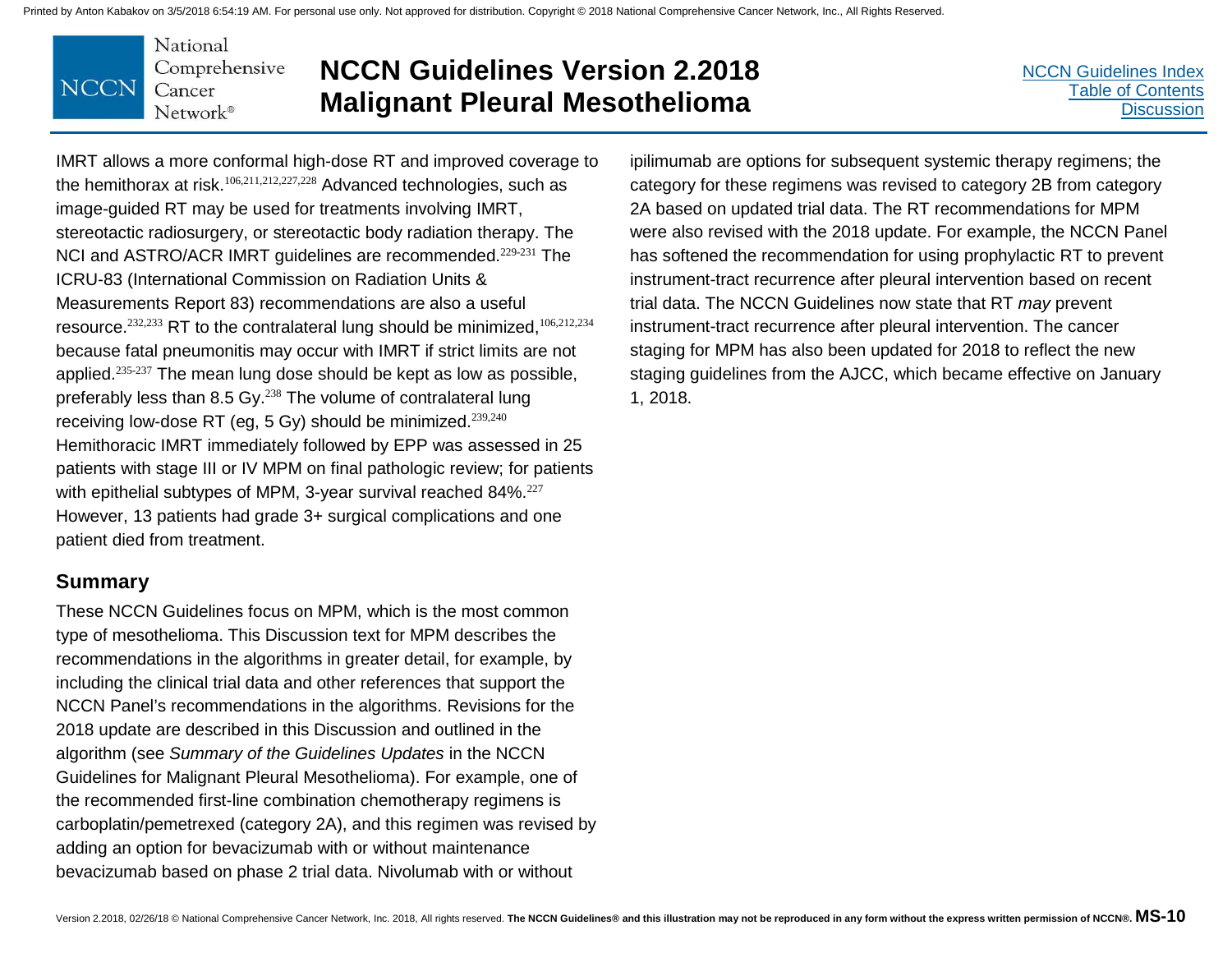IMRT allows a more conformal high-dose RT and improved coverage to the hemithorax at risk.[106,211,212,227,228] Advanced technologies, such as image-guided RT may be used for treatments involving IMRT, stereotactic radiosurgery, or stereotactic body radiation therapy. The NCI and ASTRO/ACR IMRT guidelines are recommended.[229-231] The ICRU-83 (International Commission on Radiation Units & Measurements Report 83) recommendations are also a useful resource.[232,233] RT to the contralateral lung should be minimized,[106,212,234] because fatal pneumonitis may occur with IMRT if strict limits are not applied.[235-237] The mean lung dose should be kept as low as possible, preferably less than 8.5 Gy.[238] The volume of contralateral lung receiving low-dose RT (eg, 5 Gy) should be minimized.[239,240] Hemithoracic IMRT immediately followed by EPP was assessed in 25 patients with stage III or IV MPM on final pathologic review; for patients with epithelial subtypes of MPM, 3-year survival reached 84%.[227] However, 13 patients had grade 3+ surgical complications and one patient died from treatment.

## Summary

These NCCN Guidelines focus on MPM, which is the most common type of mesothelioma. This Discussion text for MPM describes the recommendations in the algorithms in greater detail, for example, by including the clinical trial data and other references that support the NCCN Panel's recommendations in the algorithms. Revisions for the 2018 update are described in this Discussion and outlined in the algorithm (see *Summary of the Guidelines Updates* in the NCCN Guidelines for Malignant Pleural Mesothelioma). For example, one of the recommended first-line combination chemotherapy regimens is carboplatin/pemetrexed (category 2A), and this regimen was revised by adding an option for bevacizumab with or without maintenance bevacizumab based on phase 2 trial data. Nivolumab with or without ipilimumab are options for subsequent systemic therapy regimens; the category for these regimens was revised to category 2B from category 2A based on updated trial data. The RT recommendations for MPM were also revised with the 2018 update. For example, the NCCN Panel has softened the recommendation for using prophylactic RT to prevent instrument-tract recurrence after pleural intervention based on recent trial data. The NCCN Guidelines now state that RT *may* prevent instrument-tract recurrence after pleural intervention. The cancer staging for MPM has also been updated for 2018 to reflect the new staging guidelines from the AJCC, which became effective on January 1, 2018.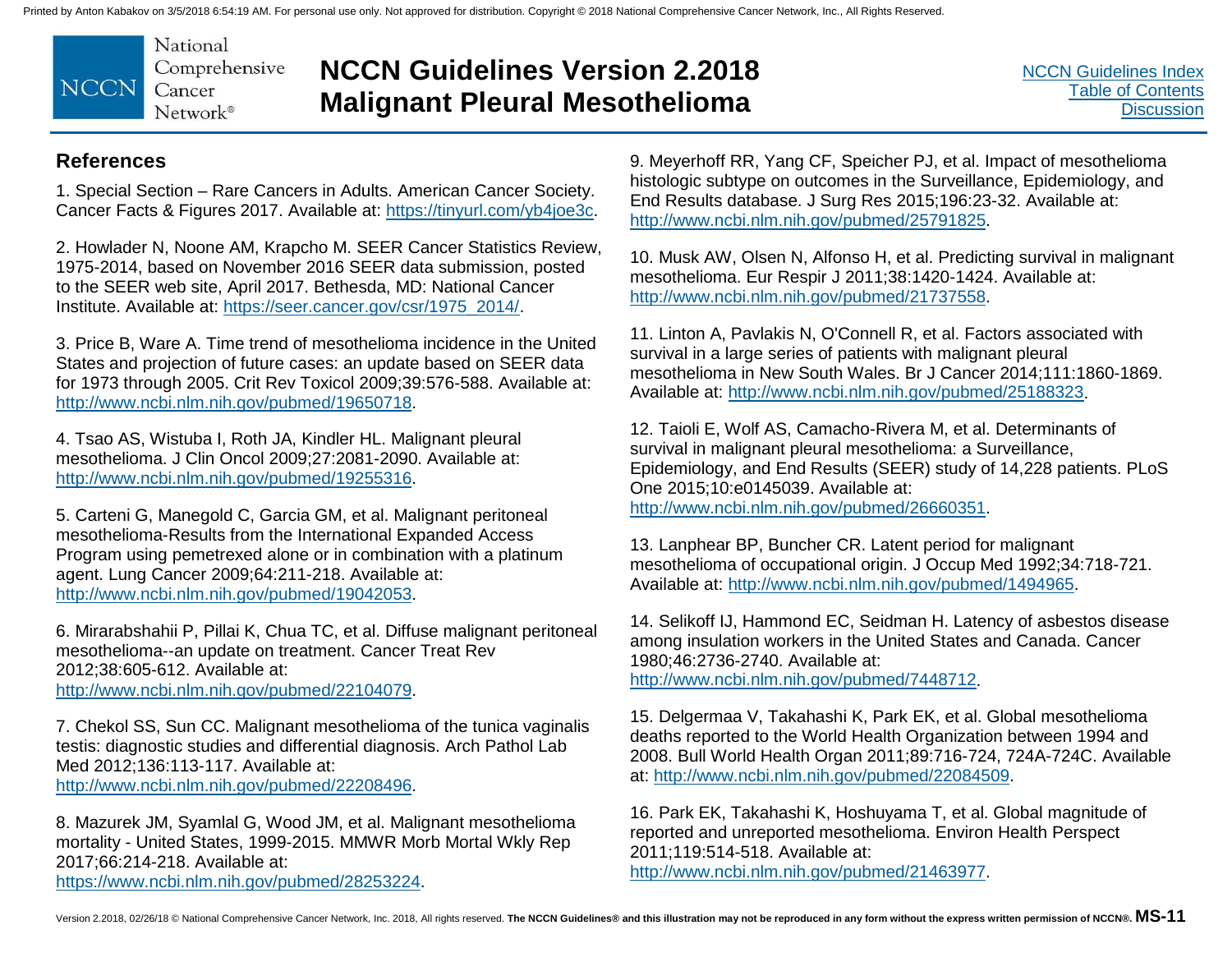## References

1. Special Section – Rare Cancers in Adults. American Cancer Society. Cancer Facts & Figures 2017. Available at: https://tinyurl.com/yb4joe3c.

2. Howlader N, Noone AM, Krapcho M. SEER Cancer Statistics Review, 1975-2014, based on November 2016 SEER data submission, posted to the SEER web site, April 2017. Bethesda, MD: National Cancer Institute. Available at: https://seer.cancer.gov/csr/1975_2014/.

3. Price B, Ware A. Time trend of mesothelioma incidence in the United States and projection of future cases: an update based on SEER data for 1973 through 2005. Crit Rev Toxicol 2009;39:576-588. Available at: http://www.ncbi.nlm.nih.gov/pubmed/19650718.

4. Tsao AS, Wistuba I, Roth JA, Kindler HL. Malignant pleural mesothelioma. J Clin Oncol 2009;27:2081-2090. Available at: http://www.ncbi.nlm.nih.gov/pubmed/19255316.

5. Carteni G, Manegold C, Garcia GM, et al. Malignant peritoneal mesothelioma-Results from the International Expanded Access Program using pemetrexed alone or in combination with a platinum agent. Lung Cancer 2009;64:211-218. Available at: http://www.ncbi.nlm.nih.gov/pubmed/19042053.

6. Mirarabshahii P, Pillai K, Chua TC, et al. Diffuse malignant peritoneal mesothelioma--an update on treatment. Cancer Treat Rev 2012;38:605-612. Available at: http://www.ncbi.nlm.nih.gov/pubmed/22104079.

7. Chekol SS, Sun CC. Malignant mesothelioma of the tunica vaginalis testis: diagnostic studies and differential diagnosis. Arch Pathol Lab Med 2012;136:113-117. Available at: http://www.ncbi.nlm.nih.gov/pubmed/22208496.

8. Mazurek JM, Syamlal G, Wood JM, et al. Malignant mesothelioma mortality - United States, 1999-2015. MMWR Morb Mortal Wkly Rep 2017;66:214-218. Available at: https://www.ncbi.nlm.nih.gov/pubmed/28253224.

9. Meyerhoff RR, Yang CF, Speicher PJ, et al. Impact of mesothelioma histologic subtype on outcomes in the Surveillance, Epidemiology, and End Results database. J Surg Res 2015;196:23-32. Available at: http://www.ncbi.nlm.nih.gov/pubmed/25791825.

10. Musk AW, Olsen N, Alfonso H, et al. Predicting survival in malignant mesothelioma. Eur Respir J 2011;38:1420-1424. Available at: http://www.ncbi.nlm.nih.gov/pubmed/21737558.

11. Linton A, Pavlakis N, O'Connell R, et al. Factors associated with survival in a large series of patients with malignant pleural mesothelioma in New South Wales. Br J Cancer 2014;111:1860-1869. Available at: http://www.ncbi.nlm.nih.gov/pubmed/25188323.

12. Taioli E, Wolf AS, Camacho-Rivera M, et al. Determinants of survival in malignant pleural mesothelioma: a Surveillance, Epidemiology, and End Results (SEER) study of 14,228 patients. PLoS One 2015;10:e0145039. Available at: http://www.ncbi.nlm.nih.gov/pubmed/26660351.

13. Lanphear BP, Buncher CR. Latent period for malignant mesothelioma of occupational origin. J Occup Med 1992;34:718-721. Available at: http://www.ncbi.nlm.nih.gov/pubmed/1494965.

14. Selikoff IJ, Hammond EC, Seidman H. Latency of asbestos disease among insulation workers in the United States and Canada. Cancer 1980;46:2736-2740. Available at: http://www.ncbi.nlm.nih.gov/pubmed/7448712.

15. Delgermaa V, Takahashi K, Park EK, et al. Global mesothelioma deaths reported to the World Health Organization between 1994 and 2008. Bull World Health Organ 2011;89:716-724, 724A-724C. Available at: http://www.ncbi.nlm.nih.gov/pubmed/22084509.

16. Park EK, Takahashi K, Hoshuyama T, et al. Global magnitude of reported and unreported mesothelioma. Environ Health Perspect 2011;119:514-518. Available at: http://www.ncbi.nlm.nih.gov/pubmed/21463977.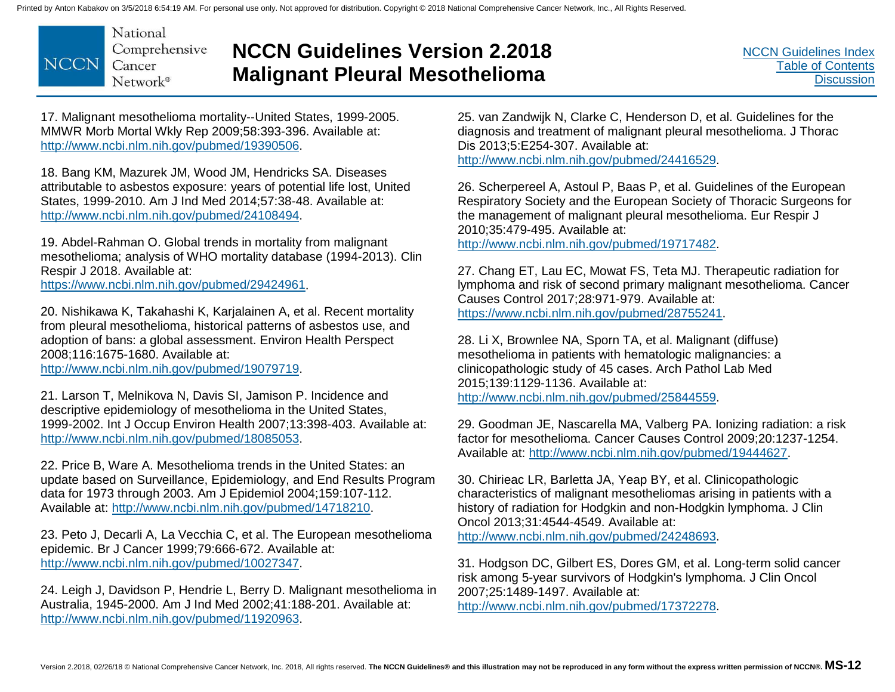17. Malignant mesothelioma mortality--United States, 1999-2005. MMWR Morb Mortal Wkly Rep 2009;58:393-396. Available at: http://www.ncbi.nlm.nih.gov/pubmed/19390506.

18. Bang KM, Mazurek JM, Wood JM, Hendricks SA. Diseases attributable to asbestos exposure: years of potential life lost, United States, 1999-2010. Am J Ind Med 2014;57:38-48. Available at: http://www.ncbi.nlm.nih.gov/pubmed/24108494.

19. Abdel-Rahman O. Global trends in mortality from malignant mesothelioma; analysis of WHO mortality database (1994-2013). Clin Respir J 2018. Available at: https://www.ncbi.nlm.nih.gov/pubmed/29424961.

20. Nishikawa K, Takahashi K, Karjalainen A, et al. Recent mortality from pleural mesothelioma, historical patterns of asbestos use, and adoption of bans: a global assessment. Environ Health Perspect 2008;116:1675-1680. Available at: http://www.ncbi.nlm.nih.gov/pubmed/19079719.

21. Larson T, Melnikova N, Davis SI, Jamison P. Incidence and descriptive epidemiology of mesothelioma in the United States, 1999-2002. Int J Occup Environ Health 2007;13:398-403. Available at: http://www.ncbi.nlm.nih.gov/pubmed/18085053.

22. Price B, Ware A. Mesothelioma trends in the United States: an update based on Surveillance, Epidemiology, and End Results Program data for 1973 through 2003. Am J Epidemiol 2004;159:107-112. Available at: http://www.ncbi.nlm.nih.gov/pubmed/14718210.

23. Peto J, Decarli A, La Vecchia C, et al. The European mesothelioma epidemic. Br J Cancer 1999;79:666-672. Available at: http://www.ncbi.nlm.nih.gov/pubmed/10027347.

24. Leigh J, Davidson P, Hendrie L, Berry D. Malignant mesothelioma in Australia, 1945-2000. Am J Ind Med 2002;41:188-201. Available at: http://www.ncbi.nlm.nih.gov/pubmed/11920963.

25. van Zandwijk N, Clarke C, Henderson D, et al. Guidelines for the diagnosis and treatment of malignant pleural mesothelioma. J Thorac Dis 2013;5:E254-307. Available at: http://www.ncbi.nlm.nih.gov/pubmed/24416529.

26. Scherpereel A, Astoul P, Baas P, et al. Guidelines of the European Respiratory Society and the European Society of Thoracic Surgeons for the management of malignant pleural mesothelioma. Eur Respir J 2010;35:479-495. Available at: http://www.ncbi.nlm.nih.gov/pubmed/19717482.

27. Chang ET, Lau EC, Mowat FS, Teta MJ. Therapeutic radiation for lymphoma and risk of second primary malignant mesothelioma. Cancer Causes Control 2017;28:971-979. Available at: https://www.ncbi.nlm.nih.gov/pubmed/28755241.

28. Li X, Brownlee NA, Sporn TA, et al. Malignant (diffuse) mesothelioma in patients with hematologic malignancies: a clinicopathologic study of 45 cases. Arch Pathol Lab Med 2015;139:1129-1136. Available at: http://www.ncbi.nlm.nih.gov/pubmed/25844559.

29. Goodman JE, Nascarella MA, Valberg PA. Ionizing radiation: a risk factor for mesothelioma. Cancer Causes Control 2009;20:1237-1254. Available at: http://www.ncbi.nlm.nih.gov/pubmed/19444627.

30. Chirieac LR, Barletta JA, Yeap BY, et al. Clinicopathologic characteristics of malignant mesotheliomas arising in patients with a history of radiation for Hodgkin and non-Hodgkin lymphoma. J Clin Oncol 2013;31:4544-4549. Available at: http://www.ncbi.nlm.nih.gov/pubmed/24248693.

31. Hodgson DC, Gilbert ES, Dores GM, et al. Long-term solid cancer risk among 5-year survivors of Hodgkin's lymphoma. J Clin Oncol 2007;25:1489-1497. Available at: http://www.ncbi.nlm.nih.gov/pubmed/17372278.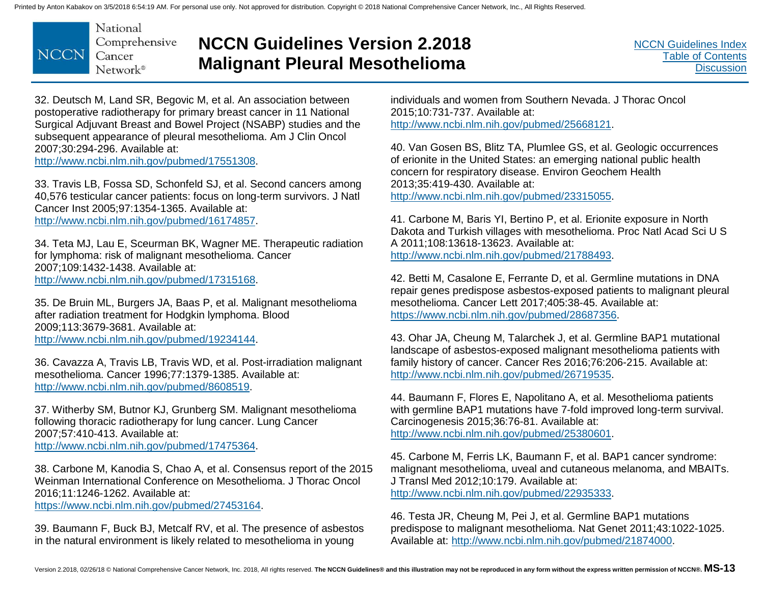32. Deutsch M, Land SR, Begovic M, et al. An association between postoperative radiotherapy for primary breast cancer in 11 National Surgical Adjuvant Breast and Bowel Project (NSABP) studies and the subsequent appearance of pleural mesothelioma. Am J Clin Oncol 2007;30:294-296. Available at: http://www.ncbi.nlm.nih.gov/pubmed/17551308.

33. Travis LB, Fossa SD, Schonfeld SJ, et al. Second cancers among 40,576 testicular cancer patients: focus on long-term survivors. J Natl Cancer Inst 2005;97:1354-1365. Available at: http://www.ncbi.nlm.nih.gov/pubmed/16174857.

34. Teta MJ, Lau E, Sceurman BK, Wagner ME. Therapeutic radiation for lymphoma: risk of malignant mesothelioma. Cancer 2007;109:1432-1438. Available at: http://www.ncbi.nlm.nih.gov/pubmed/17315168.

35. De Bruin ML, Burgers JA, Baas P, et al. Malignant mesothelioma after radiation treatment for Hodgkin lymphoma. Blood 2009;113:3679-3681. Available at: http://www.ncbi.nlm.nih.gov/pubmed/19234144.

36. Cavazza A, Travis LB, Travis WD, et al. Post-irradiation malignant mesothelioma. Cancer 1996;77:1379-1385. Available at: http://www.ncbi.nlm.nih.gov/pubmed/8608519.

37. Witherby SM, Butnor KJ, Grunberg SM. Malignant mesothelioma following thoracic radiotherapy for lung cancer. Lung Cancer 2007;57:410-413. Available at: http://www.ncbi.nlm.nih.gov/pubmed/17475364.

38. Carbone M, Kanodia S, Chao A, et al. Consensus report of the 2015 Weinman International Conference on Mesothelioma. J Thorac Oncol 2016;11:1246-1262. Available at: https://www.ncbi.nlm.nih.gov/pubmed/27453164.

39. Baumann F, Buck BJ, Metcalf RV, et al. The presence of asbestos in the natural environment is likely related to mesothelioma in young individuals and women from Southern Nevada. J Thorac Oncol 2015;10:731-737. Available at: http://www.ncbi.nlm.nih.gov/pubmed/25668121.

40. Van Gosen BS, Blitz TA, Plumlee GS, et al. Geologic occurrences of erionite in the United States: an emerging national public health concern for respiratory disease. Environ Geochem Health 2013;35:419-430. Available at: http://www.ncbi.nlm.nih.gov/pubmed/23315055.

41. Carbone M, Baris YI, Bertino P, et al. Erionite exposure in North Dakota and Turkish villages with mesothelioma. Proc Natl Acad Sci U S A 2011;108:13618-13623. Available at: http://www.ncbi.nlm.nih.gov/pubmed/21788493.

42. Betti M, Casalone E, Ferrante D, et al. Germline mutations in DNA repair genes predispose asbestos-exposed patients to malignant pleural mesothelioma. Cancer Lett 2017;405:38-45. Available at: https://www.ncbi.nlm.nih.gov/pubmed/28687356.

43. Ohar JA, Cheung M, Talarchek J, et al. Germline BAP1 mutational landscape of asbestos-exposed malignant mesothelioma patients with family history of cancer. Cancer Res 2016;76:206-215. Available at: http://www.ncbi.nlm.nih.gov/pubmed/26719535.

44. Baumann F, Flores E, Napolitano A, et al. Mesothelioma patients with germline BAP1 mutations have 7-fold improved long-term survival. Carcinogenesis 2015;36:76-81. Available at: http://www.ncbi.nlm.nih.gov/pubmed/25380601.

45. Carbone M, Ferris LK, Baumann F, et al. BAP1 cancer syndrome: malignant mesothelioma, uveal and cutaneous melanoma, and MBAITs. J Transl Med 2012;10:179. Available at: http://www.ncbi.nlm.nih.gov/pubmed/22935333.

46. Testa JR, Cheung M, Pei J, et al. Germline BAP1 mutations predispose to malignant mesothelioma. Nat Genet 2011;43:1022-1025. Available at: http://www.ncbi.nlm.nih.gov/pubmed/21874000.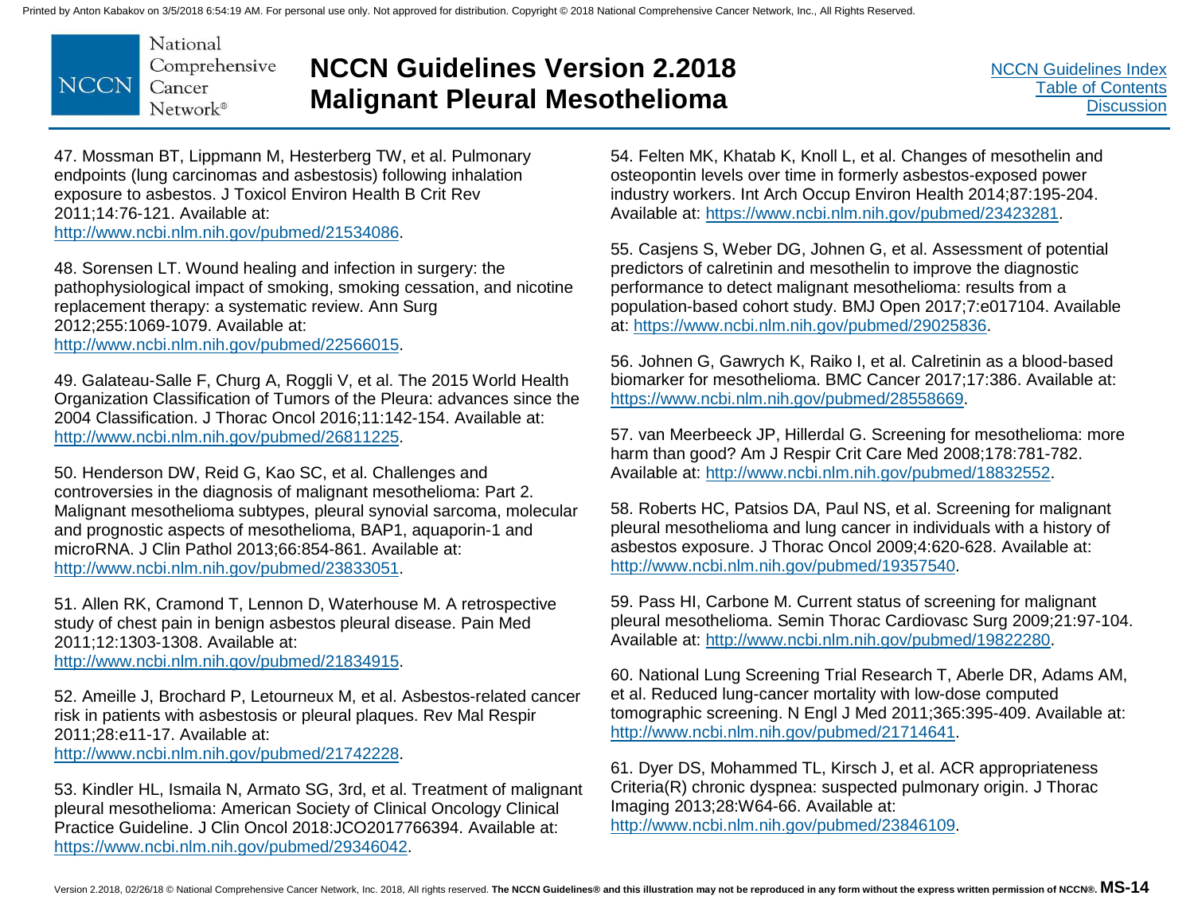47. Mossman BT, Lippmann M, Hesterberg TW, et al. Pulmonary endpoints (lung carcinomas and asbestosis) following inhalation exposure to asbestos. J Toxicol Environ Health B Crit Rev 2011;14:76-121. Available at: http://www.ncbi.nlm.nih.gov/pubmed/21534086.

48. Sorensen LT. Wound healing and infection in surgery: the pathophysiological impact of smoking, smoking cessation, and nicotine replacement therapy: a systematic review. Ann Surg 2012;255:1069-1079. Available at: http://www.ncbi.nlm.nih.gov/pubmed/22566015.

49. Galateau-Salle F, Churg A, Roggli V, et al. The 2015 World Health Organization Classification of Tumors of the Pleura: advances since the 2004 Classification. J Thorac Oncol 2016;11:142-154. Available at: http://www.ncbi.nlm.nih.gov/pubmed/26811225.

50. Henderson DW, Reid G, Kao SC, et al. Challenges and controversies in the diagnosis of malignant mesothelioma: Part 2. Malignant mesothelioma subtypes, pleural synovial sarcoma, molecular and prognostic aspects of mesothelioma, BAP1, aquaporin-1 and microRNA. J Clin Pathol 2013;66:854-861. Available at: http://www.ncbi.nlm.nih.gov/pubmed/23833051.

51. Allen RK, Cramond T, Lennon D, Waterhouse M. A retrospective study of chest pain in benign asbestos pleural disease. Pain Med 2011;12:1303-1308. Available at: http://www.ncbi.nlm.nih.gov/pubmed/21834915.

52. Ameille J, Brochard P, Letourneux M, et al. Asbestos-related cancer risk in patients with asbestosis or pleural plaques. Rev Mal Respir 2011;28:e11-17. Available at: http://www.ncbi.nlm.nih.gov/pubmed/21742228.

53. Kindler HL, Ismaila N, Armato SG, 3rd, et al. Treatment of malignant pleural mesothelioma: American Society of Clinical Oncology Clinical Practice Guideline. J Clin Oncol 2018:JCO2017766394. Available at: https://www.ncbi.nlm.nih.gov/pubmed/29346042.

54. Felten MK, Khatab K, Knoll L, et al. Changes of mesothelin and osteopontin levels over time in formerly asbestos-exposed power industry workers. Int Arch Occup Environ Health 2014;87:195-204. Available at: https://www.ncbi.nlm.nih.gov/pubmed/23423281.

55. Casjens S, Weber DG, Johnen G, et al. Assessment of potential predictors of calretinin and mesothelin to improve the diagnostic performance to detect malignant mesothelioma: results from a population-based cohort study. BMJ Open 2017;7:e017104. Available at: https://www.ncbi.nlm.nih.gov/pubmed/29025836.

56. Johnen G, Gawrych K, Raiko I, et al. Calretinin as a blood-based biomarker for mesothelioma. BMC Cancer 2017;17:386. Available at: https://www.ncbi.nlm.nih.gov/pubmed/28558669.

57. van Meerbeeck JP, Hillerdal G. Screening for mesothelioma: more harm than good? Am J Respir Crit Care Med 2008;178:781-782. Available at: http://www.ncbi.nlm.nih.gov/pubmed/18832552.

58. Roberts HC, Patsios DA, Paul NS, et al. Screening for malignant pleural mesothelioma and lung cancer in individuals with a history of asbestos exposure. J Thorac Oncol 2009;4:620-628. Available at: http://www.ncbi.nlm.nih.gov/pubmed/19357540.

59. Pass HI, Carbone M. Current status of screening for malignant pleural mesothelioma. Semin Thorac Cardiovasc Surg 2009;21:97-104. Available at: http://www.ncbi.nlm.nih.gov/pubmed/19822280.

60. National Lung Screening Trial Research T, Aberle DR, Adams AM, et al. Reduced lung-cancer mortality with low-dose computed tomographic screening. N Engl J Med 2011;365:395-409. Available at: http://www.ncbi.nlm.nih.gov/pubmed/21714641.

61. Dyer DS, Mohammed TL, Kirsch J, et al. ACR appropriateness Criteria(R) chronic dyspnea: suspected pulmonary origin. J Thorac Imaging 2013;28:W64-66. Available at: http://www.ncbi.nlm.nih.gov/pubmed/23846109.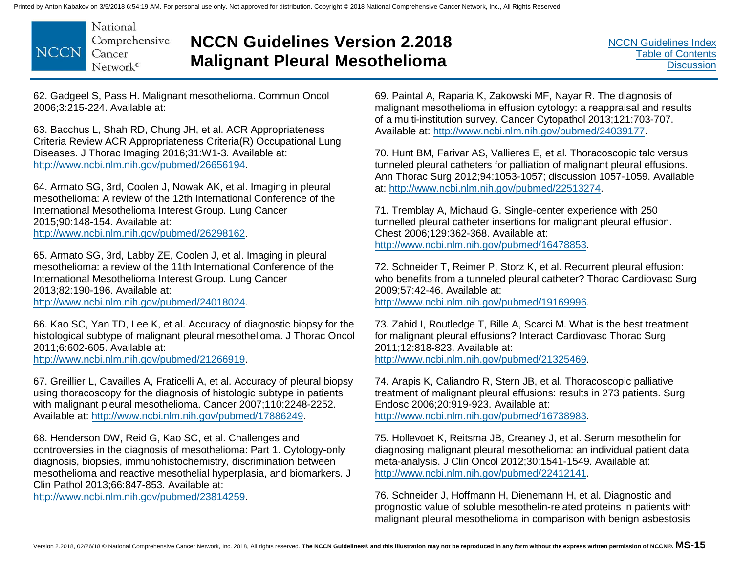62. Gadgeel S, Pass H. Malignant mesothelioma. Commun Oncol 2006;3:215-224. Available at:

63. Bacchus L, Shah RD, Chung JH, et al. ACR Appropriateness Criteria Review ACR Appropriateness Criteria(R) Occupational Lung Diseases. J Thorac Imaging 2016;31:W1-3. Available at: http://www.ncbi.nlm.nih.gov/pubmed/26656194.

64. Armato SG, 3rd, Coolen J, Nowak AK, et al. Imaging in pleural mesothelioma: A review of the 12th International Conference of the International Mesothelioma Interest Group. Lung Cancer 2015;90:148-154. Available at: http://www.ncbi.nlm.nih.gov/pubmed/26298162.

65. Armato SG, 3rd, Labby ZE, Coolen J, et al. Imaging in pleural mesothelioma: a review of the 11th International Conference of the International Mesothelioma Interest Group. Lung Cancer 2013;82:190-196. Available at: http://www.ncbi.nlm.nih.gov/pubmed/24018024.

66. Kao SC, Yan TD, Lee K, et al. Accuracy of diagnostic biopsy for the histological subtype of malignant pleural mesothelioma. J Thorac Oncol 2011;6:602-605. Available at: http://www.ncbi.nlm.nih.gov/pubmed/21266919.

67. Greillier L, Cavailles A, Fraticelli A, et al. Accuracy of pleural biopsy using thoracoscopy for the diagnosis of histologic subtype in patients with malignant pleural mesothelioma. Cancer 2007;110:2248-2252. Available at: http://www.ncbi.nlm.nih.gov/pubmed/17886249.

68. Henderson DW, Reid G, Kao SC, et al. Challenges and controversies in the diagnosis of mesothelioma: Part 1. Cytology-only diagnosis, biopsies, immunohistochemistry, discrimination between mesothelioma and reactive mesothelial hyperplasia, and biomarkers. J Clin Pathol 2013;66:847-853. Available at: http://www.ncbi.nlm.nih.gov/pubmed/23814259.

69. Paintal A, Raparia K, Zakowski MF, Nayar R. The diagnosis of malignant mesothelioma in effusion cytology: a reappraisal and results of a multi-institution survey. Cancer Cytopathol 2013;121:703-707. Available at: http://www.ncbi.nlm.nih.gov/pubmed/24039177.

70. Hunt BM, Farivar AS, Vallieres E, et al. Thoracoscopic talc versus tunneled pleural catheters for palliation of malignant pleural effusions. Ann Thorac Surg 2012;94:1053-1057; discussion 1057-1059. Available at: http://www.ncbi.nlm.nih.gov/pubmed/22513274.

71. Tremblay A, Michaud G. Single-center experience with 250 tunnelled pleural catheter insertions for malignant pleural effusion. Chest 2006;129:362-368. Available at: http://www.ncbi.nlm.nih.gov/pubmed/16478853.

72. Schneider T, Reimer P, Storz K, et al. Recurrent pleural effusion: who benefits from a tunneled pleural catheter? Thorac Cardiovasc Surg 2009;57:42-46. Available at: http://www.ncbi.nlm.nih.gov/pubmed/19169996.

73. Zahid I, Routledge T, Bille A, Scarci M. What is the best treatment for malignant pleural effusions? Interact Cardiovasc Thorac Surg 2011;12:818-823. Available at: http://www.ncbi.nlm.nih.gov/pubmed/21325469.

74. Arapis K, Caliandro R, Stern JB, et al. Thoracoscopic palliative treatment of malignant pleural effusions: results in 273 patients. Surg Endosc 2006;20:919-923. Available at: http://www.ncbi.nlm.nih.gov/pubmed/16738983.

75. Hollevoet K, Reitsma JB, Creaney J, et al. Serum mesothelin for diagnosing malignant pleural mesothelioma: an individual patient data meta-analysis. J Clin Oncol 2012;30:1541-1549. Available at: http://www.ncbi.nlm.nih.gov/pubmed/22412141.

76. Schneider J, Hoffmann H, Dienemann H, et al. Diagnostic and prognostic value of soluble mesothelin-related proteins in patients with malignant pleural mesothelioma in comparison with benign asbestosis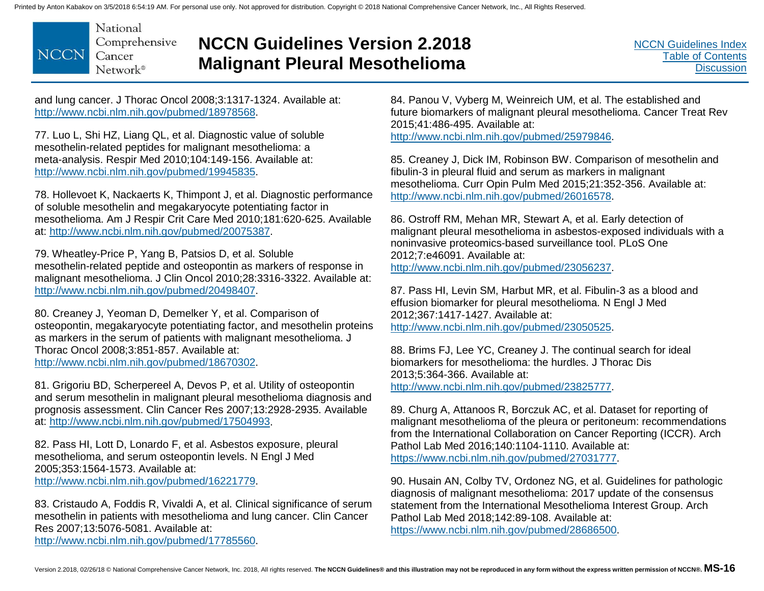and lung cancer. J Thorac Oncol 2008;3:1317-1324. Available at: http://www.ncbi.nlm.nih.gov/pubmed/18978568.

77. Luo L, Shi HZ, Liang QL, et al. Diagnostic value of soluble mesothelin-related peptides for malignant mesothelioma: a meta-analysis. Respir Med 2010;104:149-156. Available at: http://www.ncbi.nlm.nih.gov/pubmed/19945835.

78. Hollevoet K, Nackaerts K, Thimpont J, et al. Diagnostic performance of soluble mesothelin and megakaryocyte potentiating factor in mesothelioma. Am J Respir Crit Care Med 2010;181:620-625. Available at: http://www.ncbi.nlm.nih.gov/pubmed/20075387.

79. Wheatley-Price P, Yang B, Patsios D, et al. Soluble mesothelin-related peptide and osteopontin as markers of response in malignant mesothelioma. J Clin Oncol 2010;28:3316-3322. Available at: http://www.ncbi.nlm.nih.gov/pubmed/20498407.

80. Creaney J, Yeoman D, Demelker Y, et al. Comparison of osteopontin, megakaryocyte potentiating factor, and mesothelin proteins as markers in the serum of patients with malignant mesothelioma. J Thorac Oncol 2008;3:851-857. Available at: http://www.ncbi.nlm.nih.gov/pubmed/18670302.

81. Grigoriu BD, Scherpereel A, Devos P, et al. Utility of osteopontin and serum mesothelin in malignant pleural mesothelioma diagnosis and prognosis assessment. Clin Cancer Res 2007;13:2928-2935. Available at: http://www.ncbi.nlm.nih.gov/pubmed/17504993.

82. Pass HI, Lott D, Lonardo F, et al. Asbestos exposure, pleural mesothelioma, and serum osteopontin levels. N Engl J Med 2005;353:1564-1573. Available at: http://www.ncbi.nlm.nih.gov/pubmed/16221779.

83. Cristaudo A, Foddis R, Vivaldi A, et al. Clinical significance of serum mesothelin in patients with mesothelioma and lung cancer. Clin Cancer Res 2007;13:5076-5081. Available at: http://www.ncbi.nlm.nih.gov/pubmed/17785560.

84. Panou V, Vyberg M, Weinreich UM, et al. The established and future biomarkers of malignant pleural mesothelioma. Cancer Treat Rev 2015;41:486-495. Available at: http://www.ncbi.nlm.nih.gov/pubmed/25979846.

85. Creaney J, Dick IM, Robinson BW. Comparison of mesothelin and fibulin-3 in pleural fluid and serum as markers in malignant mesothelioma. Curr Opin Pulm Med 2015;21:352-356. Available at: http://www.ncbi.nlm.nih.gov/pubmed/26016578.

86. Ostroff RM, Mehan MR, Stewart A, et al. Early detection of malignant pleural mesothelioma in asbestos-exposed individuals with a noninvasive proteomics-based surveillance tool. PLoS One 2012;7:e46091. Available at: http://www.ncbi.nlm.nih.gov/pubmed/23056237.

87. Pass HI, Levin SM, Harbut MR, et al. Fibulin-3 as a blood and effusion biomarker for pleural mesothelioma. N Engl J Med 2012;367:1417-1427. Available at: http://www.ncbi.nlm.nih.gov/pubmed/23050525.

88. Brims FJ, Lee YC, Creaney J. The continual search for ideal biomarkers for mesothelioma: the hurdles. J Thorac Dis 2013;5:364-366. Available at: http://www.ncbi.nlm.nih.gov/pubmed/23825777.

89. Churg A, Attanoos R, Borczuk AC, et al. Dataset for reporting of malignant mesothelioma of the pleura or peritoneum: recommendations from the International Collaboration on Cancer Reporting (ICCR). Arch Pathol Lab Med 2016;140:1104-1110. Available at: https://www.ncbi.nlm.nih.gov/pubmed/27031777.

90. Husain AN, Colby TV, Ordonez NG, et al. Guidelines for pathologic diagnosis of malignant mesothelioma: 2017 update of the consensus statement from the International Mesothelioma Interest Group. Arch Pathol Lab Med 2018;142:89-108. Available at: https://www.ncbi.nlm.nih.gov/pubmed/28686500.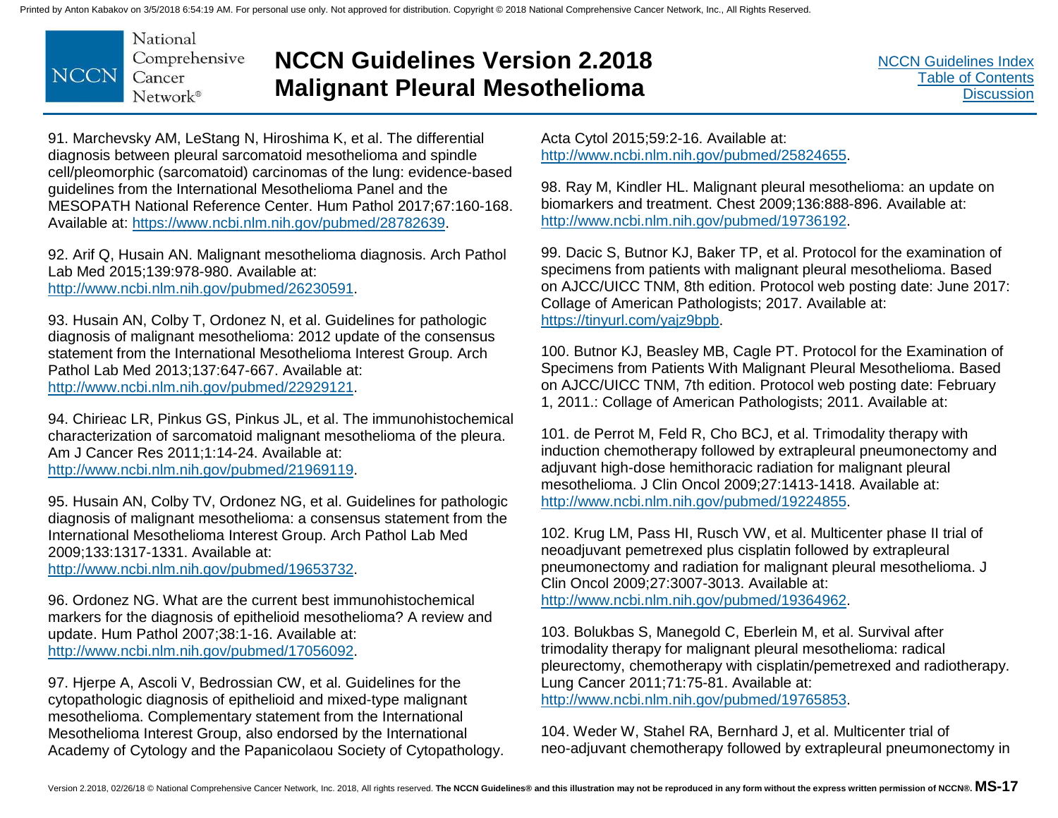91. Marchevsky AM, LeStang N, Hiroshima K, et al. The differential diagnosis between pleural sarcomatoid mesothelioma and spindle cell/pleomorphic (sarcomatoid) carcinomas of the lung: evidence-based guidelines from the International Mesothelioma Panel and the MESOPATH National Reference Center. Hum Pathol 2017;67:160-168. Available at: https://www.ncbi.nlm.nih.gov/pubmed/28782639.

92. Arif Q, Husain AN. Malignant mesothelioma diagnosis. Arch Pathol Lab Med 2015;139:978-980. Available at: http://www.ncbi.nlm.nih.gov/pubmed/26230591.

93. Husain AN, Colby T, Ordonez N, et al. Guidelines for pathologic diagnosis of malignant mesothelioma: 2012 update of the consensus statement from the International Mesothelioma Interest Group. Arch Pathol Lab Med 2013;137:647-667. Available at: http://www.ncbi.nlm.nih.gov/pubmed/22929121.

94. Chirieac LR, Pinkus GS, Pinkus JL, et al. The immunohistochemical characterization of sarcomatoid malignant mesothelioma of the pleura. Am J Cancer Res 2011;1:14-24. Available at: http://www.ncbi.nlm.nih.gov/pubmed/21969119.

95. Husain AN, Colby TV, Ordonez NG, et al. Guidelines for pathologic diagnosis of malignant mesothelioma: a consensus statement from the International Mesothelioma Interest Group. Arch Pathol Lab Med 2009;133:1317-1331. Available at: http://www.ncbi.nlm.nih.gov/pubmed/19653732.

96. Ordonez NG. What are the current best immunohistochemical markers for the diagnosis of epithelioid mesothelioma? A review and update. Hum Pathol 2007;38:1-16. Available at: http://www.ncbi.nlm.nih.gov/pubmed/17056092.

97. Hjerpe A, Ascoli V, Bedrossian CW, et al. Guidelines for the cytopathologic diagnosis of epithelioid and mixed-type malignant mesothelioma. Complementary statement from the International Mesothelioma Interest Group, also endorsed by the International Academy of Cytology and the Papanicolaou Society of Cytopathology. Acta Cytol 2015;59:2-16. Available at: http://www.ncbi.nlm.nih.gov/pubmed/25824655.

98. Ray M, Kindler HL. Malignant pleural mesothelioma: an update on biomarkers and treatment. Chest 2009;136:888-896. Available at: http://www.ncbi.nlm.nih.gov/pubmed/19736192.

99. Dacic S, Butnor KJ, Baker TP, et al. Protocol for the examination of specimens from patients with malignant pleural mesothelioma. Based on AJCC/UICC TNM, 8th edition. Protocol web posting date: June 2017: Collage of American Pathologists; 2017. Available at: https://tinyurl.com/yajz9bpb.

100. Butnor KJ, Beasley MB, Cagle PT. Protocol for the Examination of Specimens from Patients With Malignant Pleural Mesothelioma. Based on AJCC/UICC TNM, 7th edition. Protocol web posting date: February 1, 2011.: Collage of American Pathologists; 2011. Available at:

101. de Perrot M, Feld R, Cho BCJ, et al. Trimodality therapy with induction chemotherapy followed by extrapleural pneumonectomy and adjuvant high-dose hemithoracic radiation for malignant pleural mesothelioma. J Clin Oncol 2009;27:1413-1418. Available at: http://www.ncbi.nlm.nih.gov/pubmed/19224855.

102. Krug LM, Pass HI, Rusch VW, et al. Multicenter phase II trial of neoadjuvant pemetrexed plus cisplatin followed by extrapleural pneumonectomy and radiation for malignant pleural mesothelioma. J Clin Oncol 2009;27:3007-3013. Available at: http://www.ncbi.nlm.nih.gov/pubmed/19364962.

103. Bolukbas S, Manegold C, Eberlein M, et al. Survival after trimodality therapy for malignant pleural mesothelioma: radical pleurectomy, chemotherapy with cisplatin/pemetrexed and radiotherapy. Lung Cancer 2011;71:75-81. Available at: http://www.ncbi.nlm.nih.gov/pubmed/19765853.

104. Weder W, Stahel RA, Bernhard J, et al. Multicenter trial of neo-adjuvant chemotherapy followed by extrapleural pneumonectomy in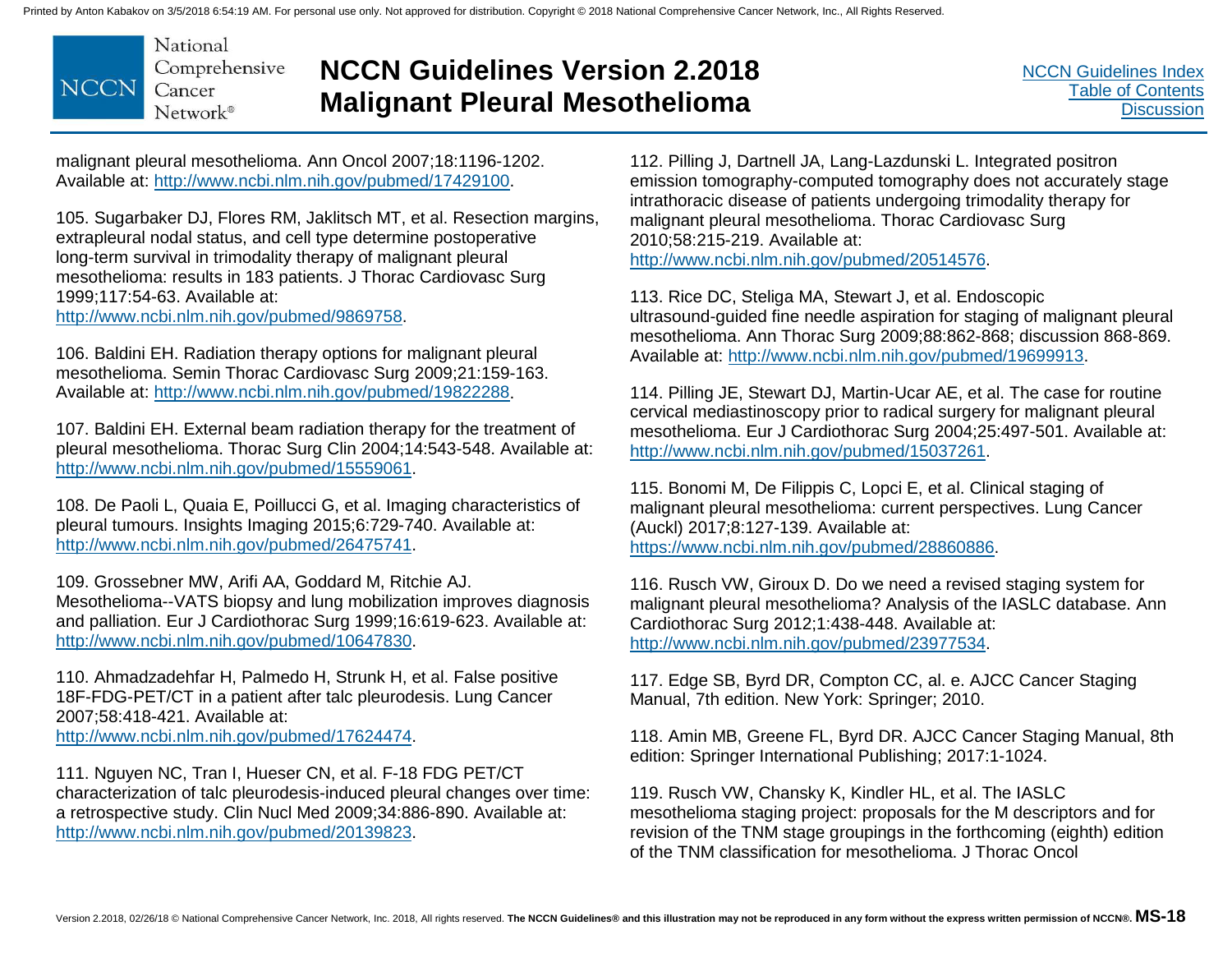malignant pleural mesothelioma. Ann Oncol 2007;18:1196-1202. Available at: http://www.ncbi.nlm.nih.gov/pubmed/17429100.

105. Sugarbaker DJ, Flores RM, Jaklitsch MT, et al. Resection margins, extrapleural nodal status, and cell type determine postoperative long-term survival in trimodality therapy of malignant pleural mesothelioma: results in 183 patients. J Thorac Cardiovasc Surg 1999;117:54-63. Available at: http://www.ncbi.nlm.nih.gov/pubmed/9869758.

106. Baldini EH. Radiation therapy options for malignant pleural mesothelioma. Semin Thorac Cardiovasc Surg 2009;21:159-163. Available at: http://www.ncbi.nlm.nih.gov/pubmed/19822288.

107. Baldini EH. External beam radiation therapy for the treatment of pleural mesothelioma. Thorac Surg Clin 2004;14:543-548. Available at: http://www.ncbi.nlm.nih.gov/pubmed/15559061.

108. De Paoli L, Quaia E, Poillucci G, et al. Imaging characteristics of pleural tumours. Insights Imaging 2015;6:729-740. Available at: http://www.ncbi.nlm.nih.gov/pubmed/26475741.

109. Grossebner MW, Arifi AA, Goddard M, Ritchie AJ. Mesothelioma--VATS biopsy and lung mobilization improves diagnosis and palliation. Eur J Cardiothorac Surg 1999;16:619-623. Available at: http://www.ncbi.nlm.nih.gov/pubmed/10647830.

110. Ahmadzadehfar H, Palmedo H, Strunk H, et al. False positive 18F-FDG-PET/CT in a patient after talc pleurodesis. Lung Cancer 2007;58:418-421. Available at: http://www.ncbi.nlm.nih.gov/pubmed/17624474.

111. Nguyen NC, Tran I, Hueser CN, et al. F-18 FDG PET/CT characterization of talc pleurodesis-induced pleural changes over time: a retrospective study. Clin Nucl Med 2009;34:886-890. Available at: http://www.ncbi.nlm.nih.gov/pubmed/20139823.

112. Pilling J, Dartnell JA, Lang-Lazdunski L. Integrated positron emission tomography-computed tomography does not accurately stage intrathoracic disease of patients undergoing trimodality therapy for malignant pleural mesothelioma. Thorac Cardiovasc Surg 2010;58:215-219. Available at: http://www.ncbi.nlm.nih.gov/pubmed/20514576.

113. Rice DC, Steliga MA, Stewart J, et al. Endoscopic ultrasound-guided fine needle aspiration for staging of malignant pleural mesothelioma. Ann Thorac Surg 2009;88:862-868; discussion 868-869. Available at: http://www.ncbi.nlm.nih.gov/pubmed/19699913.

114. Pilling JE, Stewart DJ, Martin-Ucar AE, et al. The case for routine cervical mediastinoscopy prior to radical surgery for malignant pleural mesothelioma. Eur J Cardiothorac Surg 2004;25:497-501. Available at: http://www.ncbi.nlm.nih.gov/pubmed/15037261.

115. Bonomi M, De Filippis C, Lopci E, et al. Clinical staging of malignant pleural mesothelioma: current perspectives. Lung Cancer (Auckl) 2017;8:127-139. Available at: https://www.ncbi.nlm.nih.gov/pubmed/28860886.

116. Rusch VW, Giroux D. Do we need a revised staging system for malignant pleural mesothelioma? Analysis of the IASLC database. Ann Cardiothorac Surg 2012;1:438-448. Available at: http://www.ncbi.nlm.nih.gov/pubmed/23977534.

117. Edge SB, Byrd DR, Compton CC, al. e. AJCC Cancer Staging Manual, 7th edition. New York: Springer; 2010.

118. Amin MB, Greene FL, Byrd DR. AJCC Cancer Staging Manual, 8th edition: Springer International Publishing; 2017:1-1024.

119. Rusch VW, Chansky K, Kindler HL, et al. The IASLC mesothelioma staging project: proposals for the M descriptors and for revision of the TNM stage groupings in the forthcoming (eighth) edition of the TNM classification for mesothelioma. J Thorac Oncol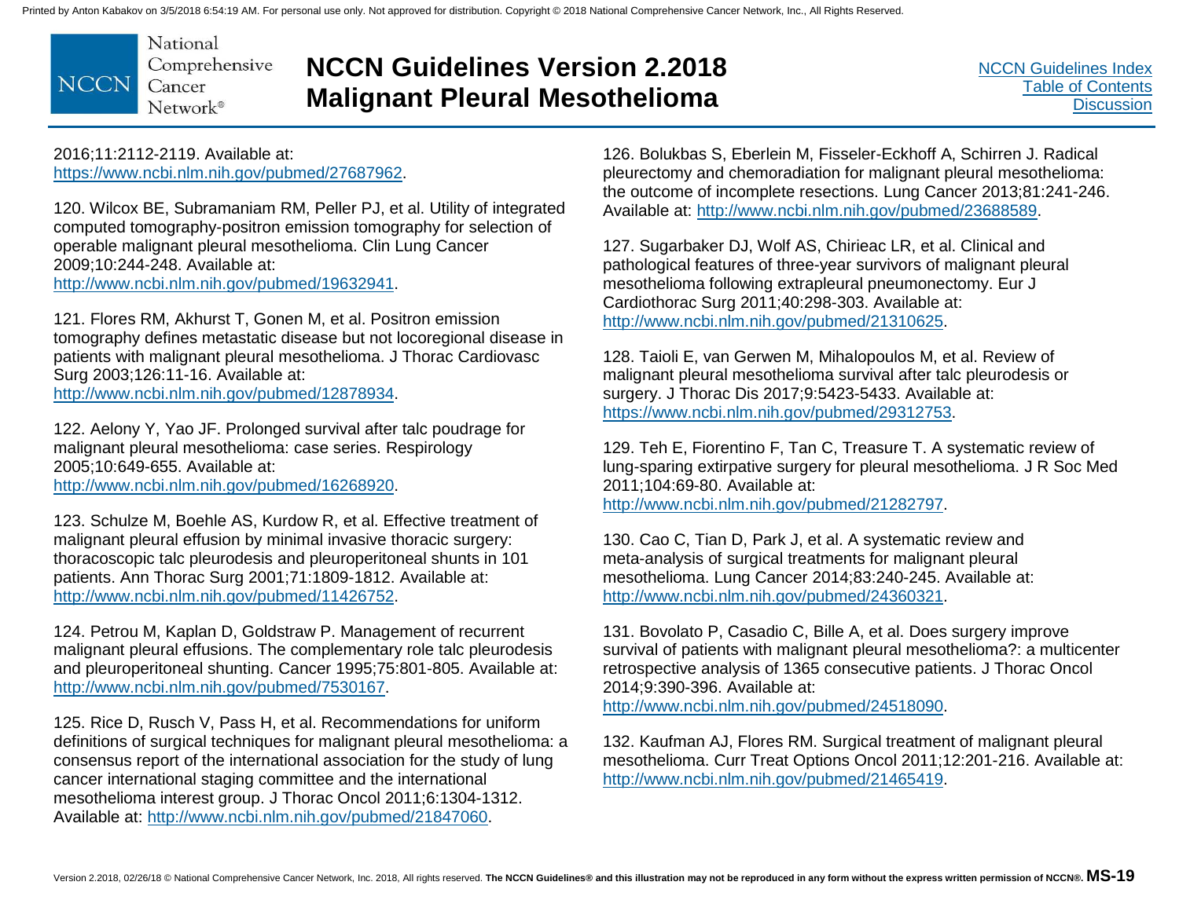2016;11:2112-2119. Available at: https://www.ncbi.nlm.nih.gov/pubmed/27687962.

120. Wilcox BE, Subramaniam RM, Peller PJ, et al. Utility of integrated computed tomography-positron emission tomography for selection of operable malignant pleural mesothelioma. Clin Lung Cancer 2009;10:244-248. Available at: http://www.ncbi.nlm.nih.gov/pubmed/19632941.

121. Flores RM, Akhurst T, Gonen M, et al. Positron emission tomography defines metastatic disease but not locoregional disease in patients with malignant pleural mesothelioma. J Thorac Cardiovasc Surg 2003;126:11-16. Available at: http://www.ncbi.nlm.nih.gov/pubmed/12878934.

122. Aelony Y, Yao JF. Prolonged survival after talc poudrage for malignant pleural mesothelioma: case series. Respirology 2005;10:649-655. Available at: http://www.ncbi.nlm.nih.gov/pubmed/16268920.

123. Schulze M, Boehle AS, Kurdow R, et al. Effective treatment of malignant pleural effusion by minimal invasive thoracic surgery: thoracoscopic talc pleurodesis and pleuroperitoneal shunts in 101 patients. Ann Thorac Surg 2001;71:1809-1812. Available at: http://www.ncbi.nlm.nih.gov/pubmed/11426752.

124. Petrou M, Kaplan D, Goldstraw P. Management of recurrent malignant pleural effusions. The complementary role talc pleurodesis and pleuroperitoneal shunting. Cancer 1995;75:801-805. Available at: http://www.ncbi.nlm.nih.gov/pubmed/7530167.

125. Rice D, Rusch V, Pass H, et al. Recommendations for uniform definitions of surgical techniques for malignant pleural mesothelioma: a consensus report of the international association for the study of lung cancer international staging committee and the international mesothelioma interest group. J Thorac Oncol 2011;6:1304-1312. Available at: http://www.ncbi.nlm.nih.gov/pubmed/21847060.

126. Bolukbas S, Eberlein M, Fisseler-Eckhoff A, Schirren J. Radical pleurectomy and chemoradiation for malignant pleural mesothelioma: the outcome of incomplete resections. Lung Cancer 2013;81:241-246. Available at: http://www.ncbi.nlm.nih.gov/pubmed/23688589.

127. Sugarbaker DJ, Wolf AS, Chirieac LR, et al. Clinical and pathological features of three-year survivors of malignant pleural mesothelioma following extrapleural pneumonectomy. Eur J Cardiothorac Surg 2011;40:298-303. Available at: http://www.ncbi.nlm.nih.gov/pubmed/21310625.

128. Taioli E, van Gerwen M, Mihalopoulos M, et al. Review of malignant pleural mesothelioma survival after talc pleurodesis or surgery. J Thorac Dis 2017;9:5423-5433. Available at: https://www.ncbi.nlm.nih.gov/pubmed/29312753.

129. Teh E, Fiorentino F, Tan C, Treasure T. A systematic review of lung-sparing extirpative surgery for pleural mesothelioma. J R Soc Med 2011;104:69-80. Available at: http://www.ncbi.nlm.nih.gov/pubmed/21282797.

130. Cao C, Tian D, Park J, et al. A systematic review and meta-analysis of surgical treatments for malignant pleural mesothelioma. Lung Cancer 2014;83:240-245. Available at: http://www.ncbi.nlm.nih.gov/pubmed/24360321.

131. Bovolato P, Casadio C, Bille A, et al. Does surgery improve survival of patients with malignant pleural mesothelioma?: a multicenter retrospective analysis of 1365 consecutive patients. J Thorac Oncol 2014;9:390-396. Available at: http://www.ncbi.nlm.nih.gov/pubmed/24518090.

132. Kaufman AJ, Flores RM. Surgical treatment of malignant pleural mesothelioma. Curr Treat Options Oncol 2011;12:201-216. Available at: http://www.ncbi.nlm.nih.gov/pubmed/21465419.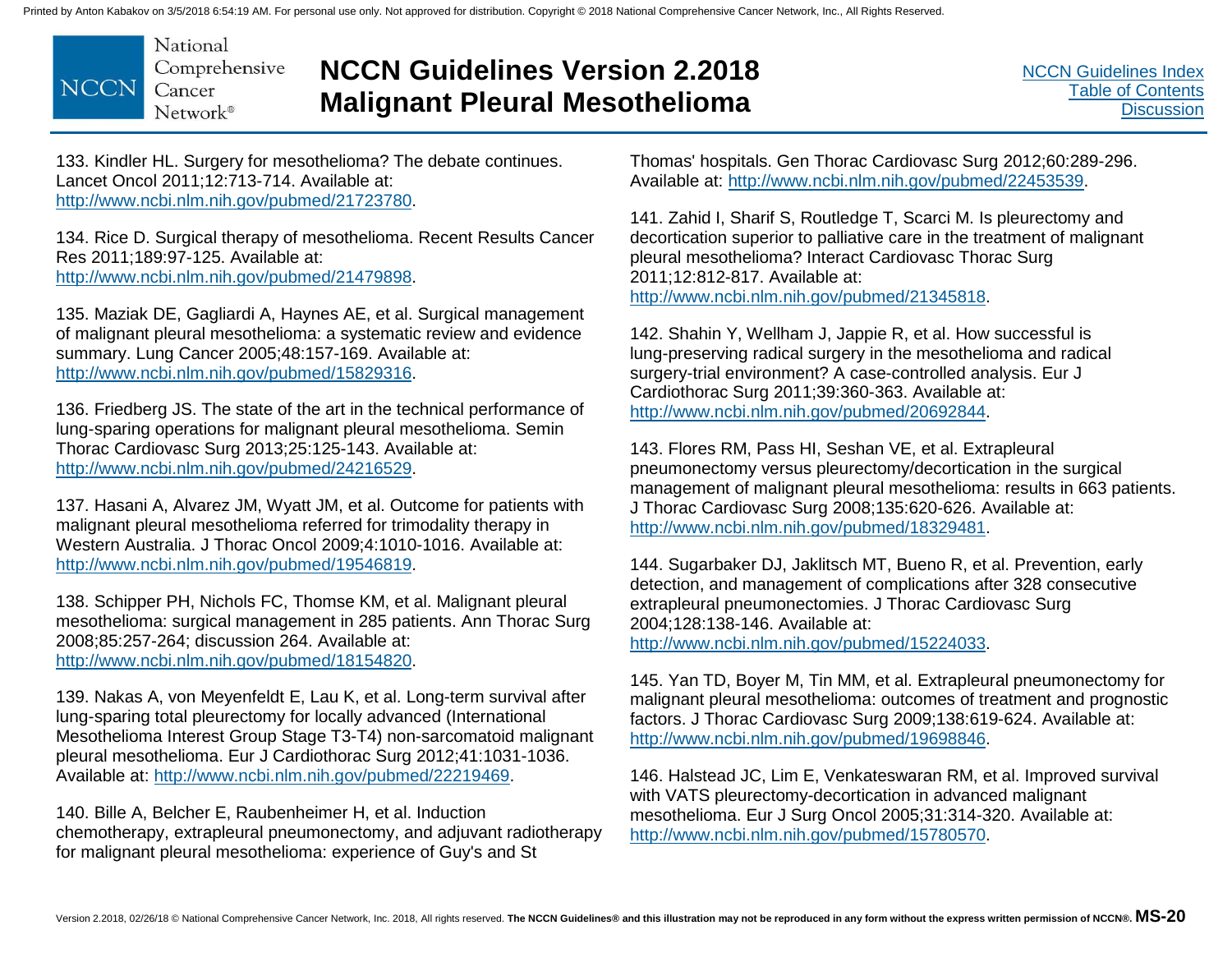133. Kindler HL. Surgery for mesothelioma? The debate continues. Lancet Oncol 2011;12:713-714. Available at: http://www.ncbi.nlm.nih.gov/pubmed/21723780.

134. Rice D. Surgical therapy of mesothelioma. Recent Results Cancer Res 2011;189:97-125. Available at: http://www.ncbi.nlm.nih.gov/pubmed/21479898.

135. Maziak DE, Gagliardi A, Haynes AE, et al. Surgical management of malignant pleural mesothelioma: a systematic review and evidence summary. Lung Cancer 2005;48:157-169. Available at: http://www.ncbi.nlm.nih.gov/pubmed/15829316.

136. Friedberg JS. The state of the art in the technical performance of lung-sparing operations for malignant pleural mesothelioma. Semin Thorac Cardiovasc Surg 2013;25:125-143. Available at: http://www.ncbi.nlm.nih.gov/pubmed/24216529.

137. Hasani A, Alvarez JM, Wyatt JM, et al. Outcome for patients with malignant pleural mesothelioma referred for trimodality therapy in Western Australia. J Thorac Oncol 2009;4:1010-1016. Available at: http://www.ncbi.nlm.nih.gov/pubmed/19546819.

138. Schipper PH, Nichols FC, Thomse KM, et al. Malignant pleural mesothelioma: surgical management in 285 patients. Ann Thorac Surg 2008;85:257-264; discussion 264. Available at: http://www.ncbi.nlm.nih.gov/pubmed/18154820.

139. Nakas A, von Meyenfeldt E, Lau K, et al. Long-term survival after lung-sparing total pleurectomy for locally advanced (International Mesothelioma Interest Group Stage T3-T4) non-sarcomatoid malignant pleural mesothelioma. Eur J Cardiothorac Surg 2012;41:1031-1036. Available at: http://www.ncbi.nlm.nih.gov/pubmed/22219469.

140. Bille A, Belcher E, Raubenheimer H, et al. Induction chemotherapy, extrapleural pneumonectomy, and adjuvant radiotherapy for malignant pleural mesothelioma: experience of Guy's and St Thomas' hospitals. Gen Thorac Cardiovasc Surg 2012;60:289-296. Available at: http://www.ncbi.nlm.nih.gov/pubmed/22453539.

141. Zahid I, Sharif S, Routledge T, Scarci M. Is pleurectomy and decortication superior to palliative care in the treatment of malignant pleural mesothelioma? Interact Cardiovasc Thorac Surg 2011;12:812-817. Available at: http://www.ncbi.nlm.nih.gov/pubmed/21345818.

142. Shahin Y, Wellham J, Jappie R, et al. How successful is lung-preserving radical surgery in the mesothelioma and radical surgery-trial environment? A case-controlled analysis. Eur J Cardiothorac Surg 2011;39:360-363. Available at: http://www.ncbi.nlm.nih.gov/pubmed/20692844.

143. Flores RM, Pass HI, Seshan VE, et al. Extrapleural pneumonectomy versus pleurectomy/decortication in the surgical management of malignant pleural mesothelioma: results in 663 patients. J Thorac Cardiovasc Surg 2008;135:620-626. Available at: http://www.ncbi.nlm.nih.gov/pubmed/18329481.

144. Sugarbaker DJ, Jaklitsch MT, Bueno R, et al. Prevention, early detection, and management of complications after 328 consecutive extrapleural pneumonectomies. J Thorac Cardiovasc Surg 2004;128:138-146. Available at: http://www.ncbi.nlm.nih.gov/pubmed/15224033.

145. Yan TD, Boyer M, Tin MM, et al. Extrapleural pneumonectomy for malignant pleural mesothelioma: outcomes of treatment and prognostic factors. J Thorac Cardiovasc Surg 2009;138:619-624. Available at: http://www.ncbi.nlm.nih.gov/pubmed/19698846.

146. Halstead JC, Lim E, Venkateswaran RM, et al. Improved survival with VATS pleurectomy-decortication in advanced malignant mesothelioma. Eur J Surg Oncol 2005;31:314-320. Available at: http://www.ncbi.nlm.nih.gov/pubmed/15780570.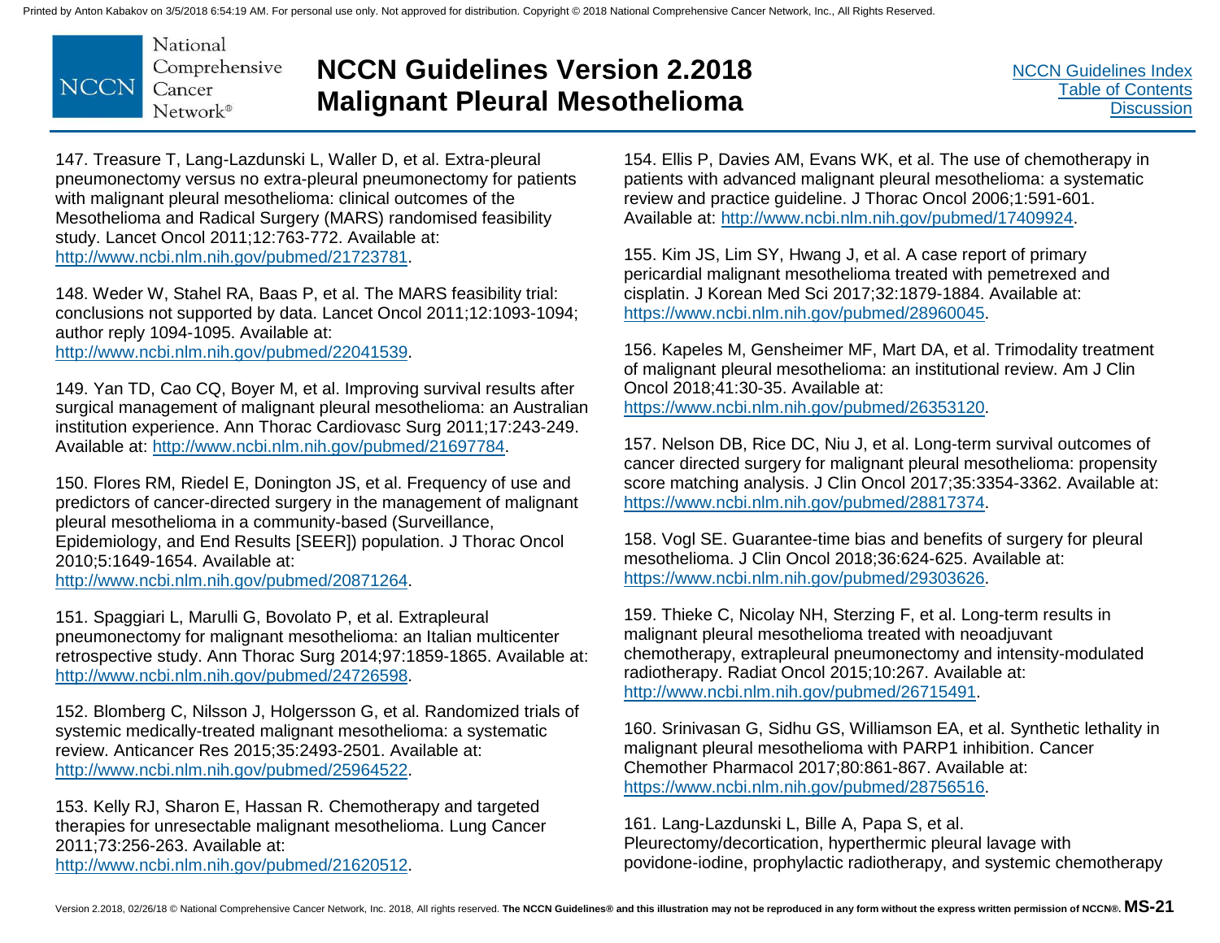147. Treasure T, Lang-Lazdunski L, Waller D, et al. Extra-pleural pneumonectomy versus no extra-pleural pneumonectomy for patients with malignant pleural mesothelioma: clinical outcomes of the Mesothelioma and Radical Surgery (MARS) randomised feasibility study. Lancet Oncol 2011;12:763-772. Available at: http://www.ncbi.nlm.nih.gov/pubmed/21723781.

148. Weder W, Stahel RA, Baas P, et al. The MARS feasibility trial: conclusions not supported by data. Lancet Oncol 2011;12:1093-1094; author reply 1094-1095. Available at: http://www.ncbi.nlm.nih.gov/pubmed/22041539.

149. Yan TD, Cao CQ, Boyer M, et al. Improving survival results after surgical management of malignant pleural mesothelioma: an Australian institution experience. Ann Thorac Cardiovasc Surg 2011;17:243-249. Available at: http://www.ncbi.nlm.nih.gov/pubmed/21697784.

150. Flores RM, Riedel E, Donington JS, et al. Frequency of use and predictors of cancer-directed surgery in the management of malignant pleural mesothelioma in a community-based (Surveillance, Epidemiology, and End Results [SEER]) population. J Thorac Oncol 2010;5:1649-1654. Available at: http://www.ncbi.nlm.nih.gov/pubmed/20871264.

151. Spaggiari L, Marulli G, Bovolato P, et al. Extrapleural pneumonectomy for malignant mesothelioma: an Italian multicenter retrospective study. Ann Thorac Surg 2014;97:1859-1865. Available at: http://www.ncbi.nlm.nih.gov/pubmed/24726598.

152. Blomberg C, Nilsson J, Holgersson G, et al. Randomized trials of systemic medically-treated malignant mesothelioma: a systematic review. Anticancer Res 2015;35:2493-2501. Available at: http://www.ncbi.nlm.nih.gov/pubmed/25964522.

153. Kelly RJ, Sharon E, Hassan R. Chemotherapy and targeted therapies for unresectable malignant mesothelioma. Lung Cancer 2011;73:256-263. Available at: http://www.ncbi.nlm.nih.gov/pubmed/21620512.

154. Ellis P, Davies AM, Evans WK, et al. The use of chemotherapy in patients with advanced malignant pleural mesothelioma: a systematic review and practice guideline. J Thorac Oncol 2006;1:591-601. Available at: http://www.ncbi.nlm.nih.gov/pubmed/17409924.

155. Kim JS, Lim SY, Hwang J, et al. A case report of primary pericardial malignant mesothelioma treated with pemetrexed and cisplatin. J Korean Med Sci 2017;32:1879-1884. Available at: https://www.ncbi.nlm.nih.gov/pubmed/28960045.

156. Kapeles M, Gensheimer MF, Mart DA, et al. Trimodality treatment of malignant pleural mesothelioma: an institutional review. Am J Clin Oncol 2018;41:30-35. Available at: https://www.ncbi.nlm.nih.gov/pubmed/26353120.

157. Nelson DB, Rice DC, Niu J, et al. Long-term survival outcomes of cancer directed surgery for malignant pleural mesothelioma: propensity score matching analysis. J Clin Oncol 2017;35:3354-3362. Available at: https://www.ncbi.nlm.nih.gov/pubmed/28817374.

158. Vogl SE. Guarantee-time bias and benefits of surgery for pleural mesothelioma. J Clin Oncol 2018;36:624-625. Available at: https://www.ncbi.nlm.nih.gov/pubmed/29303626.

159. Thieke C, Nicolay NH, Sterzing F, et al. Long-term results in malignant pleural mesothelioma treated with neoadjuvant chemotherapy, extrapleural pneumonectomy and intensity-modulated radiotherapy. Radiat Oncol 2015;10:267. Available at: http://www.ncbi.nlm.nih.gov/pubmed/26715491.

160. Srinivasan G, Sidhu GS, Williamson EA, et al. Synthetic lethality in malignant pleural mesothelioma with PARP1 inhibition. Cancer Chemother Pharmacol 2017;80:861-867. Available at: https://www.ncbi.nlm.nih.gov/pubmed/28756516.

161. Lang-Lazdunski L, Bille A, Papa S, et al. Pleurectomy/decortication, hyperthermic pleural lavage with povidone-iodine, prophylactic radiotherapy, and systemic chemotherapy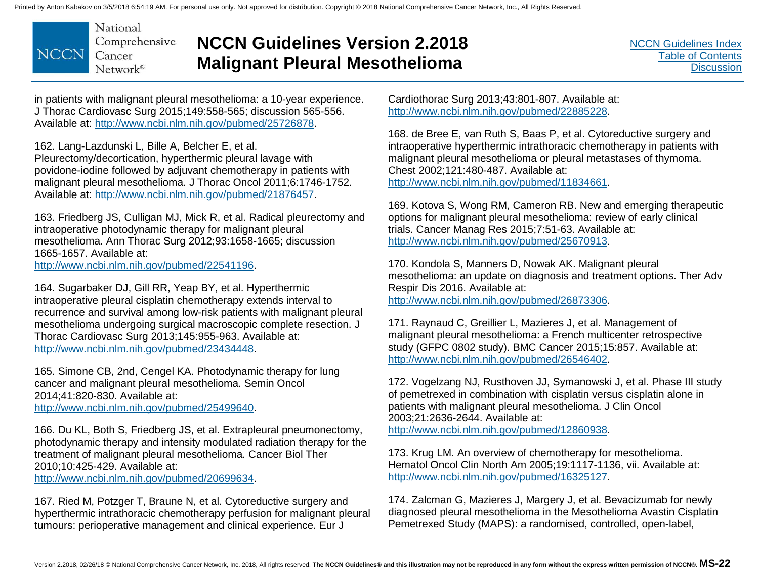in patients with malignant pleural mesothelioma: a 10-year experience. J Thorac Cardiovasc Surg 2015;149:558-565; discussion 565-556. Available at: http://www.ncbi.nlm.nih.gov/pubmed/25726878.

162. Lang-Lazdunski L, Bille A, Belcher E, et al. Pleurectomy/decortication, hyperthermic pleural lavage with povidone-iodine followed by adjuvant chemotherapy in patients with malignant pleural mesothelioma. J Thorac Oncol 2011;6:1746-1752. Available at: http://www.ncbi.nlm.nih.gov/pubmed/21876457.

163. Friedberg JS, Culligan MJ, Mick R, et al. Radical pleurectomy and intraoperative photodynamic therapy for malignant pleural mesothelioma. Ann Thorac Surg 2012;93:1658-1665; discussion 1665-1657. Available at: http://www.ncbi.nlm.nih.gov/pubmed/22541196.

164. Sugarbaker DJ, Gill RR, Yeap BY, et al. Hyperthermic intraoperative pleural cisplatin chemotherapy extends interval to recurrence and survival among low-risk patients with malignant pleural mesothelioma undergoing surgical macroscopic complete resection. J Thorac Cardiovasc Surg 2013;145:955-963. Available at: http://www.ncbi.nlm.nih.gov/pubmed/23434448.

165. Simone CB, 2nd, Cengel KA. Photodynamic therapy for lung cancer and malignant pleural mesothelioma. Semin Oncol 2014;41:820-830. Available at: http://www.ncbi.nlm.nih.gov/pubmed/25499640.

166. Du KL, Both S, Friedberg JS, et al. Extrapleural pneumonectomy, photodynamic therapy and intensity modulated radiation therapy for the treatment of malignant pleural mesothelioma. Cancer Biol Ther 2010;10:425-429. Available at: http://www.ncbi.nlm.nih.gov/pubmed/20699634.

167. Ried M, Potzger T, Braune N, et al. Cytoreductive surgery and hyperthermic intrathoracic chemotherapy perfusion for malignant pleural tumours: perioperative management and clinical experience. Eur J Cardiothorac Surg 2013;43:801-807. Available at: http://www.ncbi.nlm.nih.gov/pubmed/22885228.

168. de Bree E, van Ruth S, Baas P, et al. Cytoreductive surgery and intraoperative hyperthermic intrathoracic chemotherapy in patients with malignant pleural mesothelioma or pleural metastases of thymoma. Chest 2002;121:480-487. Available at: http://www.ncbi.nlm.nih.gov/pubmed/11834661.

169. Kotova S, Wong RM, Cameron RB. New and emerging therapeutic options for malignant pleural mesothelioma: review of early clinical trials. Cancer Manag Res 2015;7:51-63. Available at: http://www.ncbi.nlm.nih.gov/pubmed/25670913.

170. Kondola S, Manners D, Nowak AK. Malignant pleural mesothelioma: an update on diagnosis and treatment options. Ther Adv Respir Dis 2016. Available at: http://www.ncbi.nlm.nih.gov/pubmed/26873306.

171. Raynaud C, Greillier L, Mazieres J, et al. Management of malignant pleural mesothelioma: a French multicenter retrospective study (GFPC 0802 study). BMC Cancer 2015;15:857. Available at: http://www.ncbi.nlm.nih.gov/pubmed/26546402.

172. Vogelzang NJ, Rusthoven JJ, Symanowski J, et al. Phase III study of pemetrexed in combination with cisplatin versus cisplatin alone in patients with malignant pleural mesothelioma. J Clin Oncol 2003;21:2636-2644. Available at: http://www.ncbi.nlm.nih.gov/pubmed/12860938.

173. Krug LM. An overview of chemotherapy for mesothelioma. Hematol Oncol Clin North Am 2005;19:1117-1136, vii. Available at: http://www.ncbi.nlm.nih.gov/pubmed/16325127.

174. Zalcman G, Mazieres J, Margery J, et al. Bevacizumab for newly diagnosed pleural mesothelioma in the Mesothelioma Avastin Cisplatin Pemetrexed Study (MAPS): a randomised, controlled, open-label,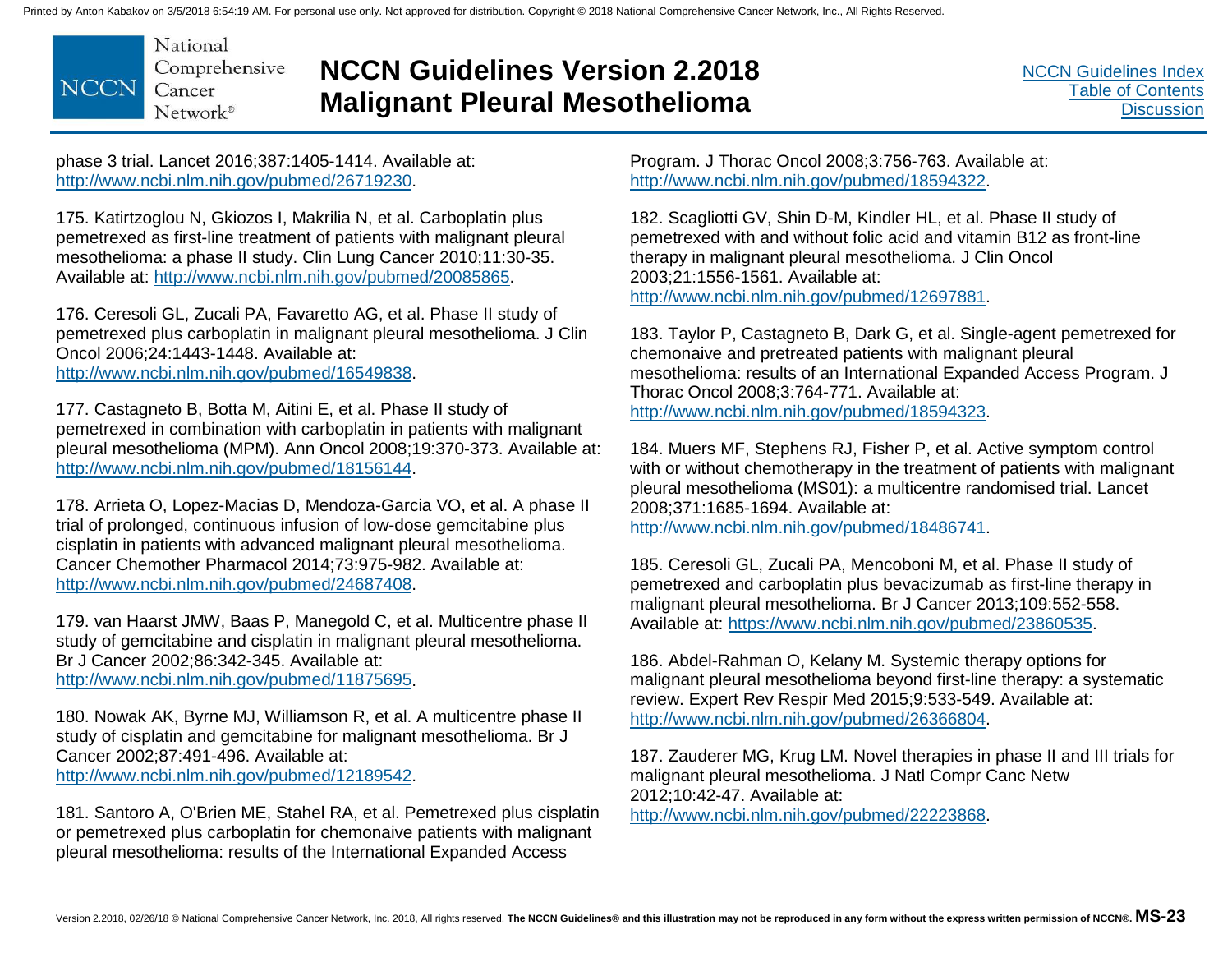phase 3 trial. Lancet 2016;387:1405-1414. Available at: http://www.ncbi.nlm.nih.gov/pubmed/26719230.

175. Katirtzoglou N, Gkiozos I, Makrilia N, et al. Carboplatin plus pemetrexed as first-line treatment of patients with malignant pleural mesothelioma: a phase II study. Clin Lung Cancer 2010;11:30-35. Available at: http://www.ncbi.nlm.nih.gov/pubmed/20085865.

176. Ceresoli GL, Zucali PA, Favaretto AG, et al. Phase II study of pemetrexed plus carboplatin in malignant pleural mesothelioma. J Clin Oncol 2006;24:1443-1448. Available at: http://www.ncbi.nlm.nih.gov/pubmed/16549838.

177. Castagneto B, Botta M, Aitini E, et al. Phase II study of pemetrexed in combination with carboplatin in patients with malignant pleural mesothelioma (MPM). Ann Oncol 2008;19:370-373. Available at: http://www.ncbi.nlm.nih.gov/pubmed/18156144.

178. Arrieta O, Lopez-Macias D, Mendoza-Garcia VO, et al. A phase II trial of prolonged, continuous infusion of low-dose gemcitabine plus cisplatin in patients with advanced malignant pleural mesothelioma. Cancer Chemother Pharmacol 2014;73:975-982. Available at: http://www.ncbi.nlm.nih.gov/pubmed/24687408.

179. van Haarst JMW, Baas P, Manegold C, et al. Multicentre phase II study of gemcitabine and cisplatin in malignant pleural mesothelioma. Br J Cancer 2002;86:342-345. Available at: http://www.ncbi.nlm.nih.gov/pubmed/11875695.

180. Nowak AK, Byrne MJ, Williamson R, et al. A multicentre phase II study of cisplatin and gemcitabine for malignant mesothelioma. Br J Cancer 2002;87:491-496. Available at: http://www.ncbi.nlm.nih.gov/pubmed/12189542.

181. Santoro A, O'Brien ME, Stahel RA, et al. Pemetrexed plus cisplatin or pemetrexed plus carboplatin for chemonaive patients with malignant pleural mesothelioma: results of the International Expanded Access Program. J Thorac Oncol 2008;3:756-763. Available at: http://www.ncbi.nlm.nih.gov/pubmed/18594322.

182. Scagliotti GV, Shin D-M, Kindler HL, et al. Phase II study of pemetrexed with and without folic acid and vitamin B12 as front-line therapy in malignant pleural mesothelioma. J Clin Oncol 2003;21:1556-1561. Available at: http://www.ncbi.nlm.nih.gov/pubmed/12697881.

183. Taylor P, Castagneto B, Dark G, et al. Single-agent pemetrexed for chemonaive and pretreated patients with malignant pleural mesothelioma: results of an International Expanded Access Program. J Thorac Oncol 2008;3:764-771. Available at: http://www.ncbi.nlm.nih.gov/pubmed/18594323.

184. Muers MF, Stephens RJ, Fisher P, et al. Active symptom control with or without chemotherapy in the treatment of patients with malignant pleural mesothelioma (MS01): a multicentre randomised trial. Lancet 2008;371:1685-1694. Available at: http://www.ncbi.nlm.nih.gov/pubmed/18486741.

185. Ceresoli GL, Zucali PA, Mencoboni M, et al. Phase II study of pemetrexed and carboplatin plus bevacizumab as first-line therapy in malignant pleural mesothelioma. Br J Cancer 2013;109:552-558. Available at: https://www.ncbi.nlm.nih.gov/pubmed/23860535.

186. Abdel-Rahman O, Kelany M. Systemic therapy options for malignant pleural mesothelioma beyond first-line therapy: a systematic review. Expert Rev Respir Med 2015;9:533-549. Available at: http://www.ncbi.nlm.nih.gov/pubmed/26366804.

187. Zauderer MG, Krug LM. Novel therapies in phase II and III trials for malignant pleural mesothelioma. J Natl Compr Canc Netw 2012;10:42-47. Available at: http://www.ncbi.nlm.nih.gov/pubmed/22223868.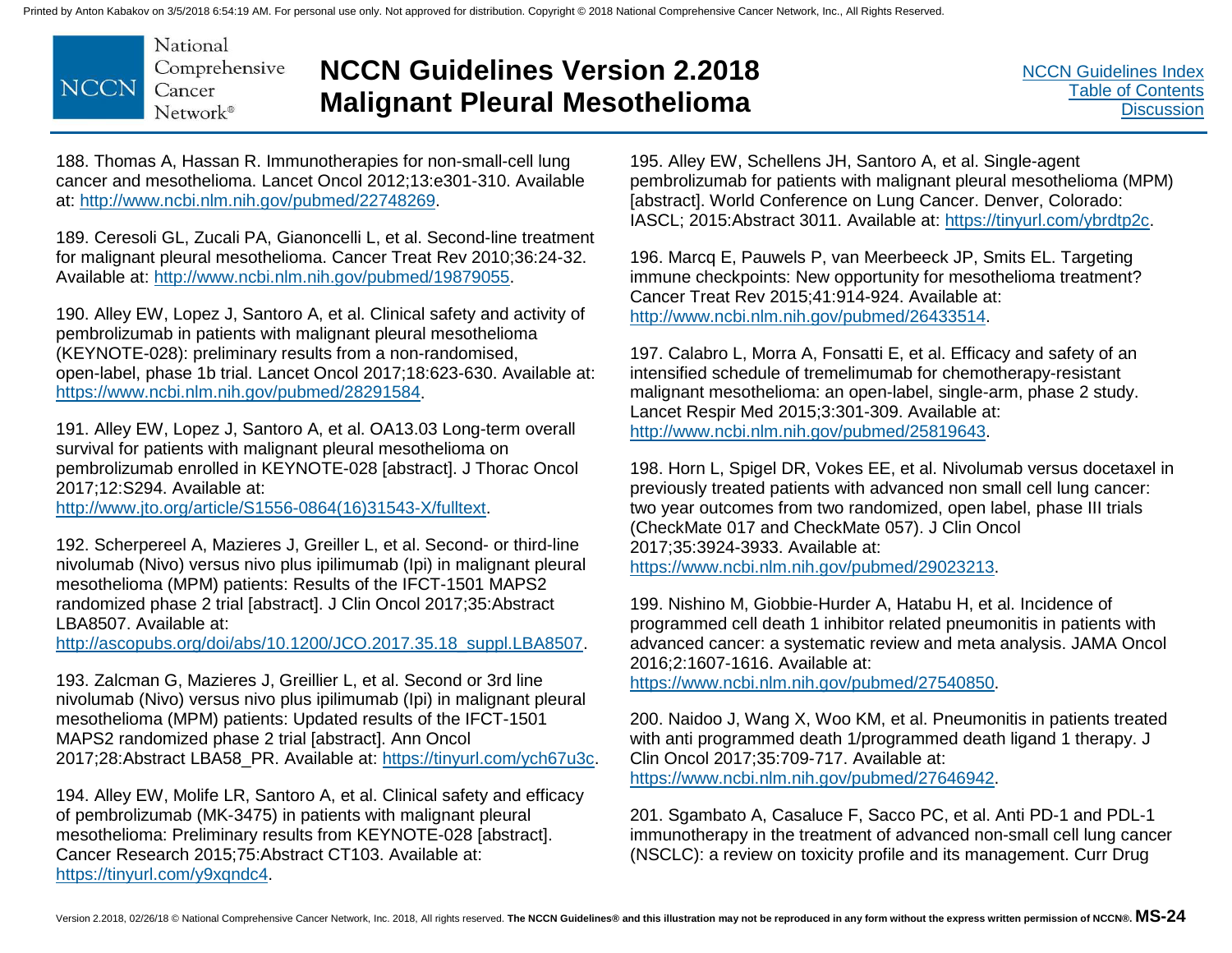188. Thomas A, Hassan R. Immunotherapies for non-small-cell lung cancer and mesothelioma. Lancet Oncol 2012;13:e301-310. Available at: http://www.ncbi.nlm.nih.gov/pubmed/22748269.

189. Ceresoli GL, Zucali PA, Gianoncelli L, et al. Second-line treatment for malignant pleural mesothelioma. Cancer Treat Rev 2010;36:24-32. Available at: http://www.ncbi.nlm.nih.gov/pubmed/19879055.

190. Alley EW, Lopez J, Santoro A, et al. Clinical safety and activity of pembrolizumab in patients with malignant pleural mesothelioma (KEYNOTE-028): preliminary results from a non-randomised, open-label, phase 1b trial. Lancet Oncol 2017;18:623-630. Available at: https://www.ncbi.nlm.nih.gov/pubmed/28291584.

191. Alley EW, Lopez J, Santoro A, et al. OA13.03 Long-term overall survival for patients with malignant pleural mesothelioma on pembrolizumab enrolled in KEYNOTE-028 [abstract]. J Thorac Oncol 2017;12:S294. Available at: http://www.jto.org/article/S1556-0864(16)31543-X/fulltext.

192. Scherpereel A, Mazieres J, Greiller L, et al. Second- or third-line nivolumab (Nivo) versus nivo plus ipilimumab (Ipi) in malignant pleural mesothelioma (MPM) patients: Results of the IFCT-1501 MAPS2 randomized phase 2 trial [abstract]. J Clin Oncol 2017;35:Abstract LBA8507. Available at: http://ascopubs.org/doi/abs/10.1200/JCO.2017.35.18_suppl.LBA8507.

193. Zalcman G, Mazieres J, Greillier L, et al. Second or 3rd line nivolumab (Nivo) versus nivo plus ipilimumab (Ipi) in malignant pleural mesothelioma (MPM) patients: Updated results of the IFCT-1501 MAPS2 randomized phase 2 trial [abstract]. Ann Oncol 2017;28:Abstract LBA58_PR. Available at: https://tinyurl.com/ych67u3c.

194. Alley EW, Molife LR, Santoro A, et al. Clinical safety and efficacy of pembrolizumab (MK-3475) in patients with malignant pleural mesothelioma: Preliminary results from KEYNOTE-028 [abstract]. Cancer Research 2015;75:Abstract CT103. Available at: https://tinyurl.com/y9xqndc4.

195. Alley EW, Schellens JH, Santoro A, et al. Single-agent pembrolizumab for patients with malignant pleural mesothelioma (MPM) [abstract]. World Conference on Lung Cancer. Denver, Colorado: IASCL; 2015:Abstract 3011. Available at: https://tinyurl.com/ybrdtp2c.

196. Marcq E, Pauwels P, van Meerbeeck JP, Smits EL. Targeting immune checkpoints: New opportunity for mesothelioma treatment? Cancer Treat Rev 2015;41:914-924. Available at: http://www.ncbi.nlm.nih.gov/pubmed/26433514.

197. Calabro L, Morra A, Fonsatti E, et al. Efficacy and safety of an intensified schedule of tremelimumab for chemotherapy-resistant malignant mesothelioma: an open-label, single-arm, phase 2 study. Lancet Respir Med 2015;3:301-309. Available at: http://www.ncbi.nlm.nih.gov/pubmed/25819643.

198. Horn L, Spigel DR, Vokes EE, et al. Nivolumab versus docetaxel in previously treated patients with advanced non small cell lung cancer: two year outcomes from two randomized, open label, phase III trials (CheckMate 017 and CheckMate 057). J Clin Oncol 2017;35:3924-3933. Available at: https://www.ncbi.nlm.nih.gov/pubmed/29023213.

199. Nishino M, Giobbie-Hurder A, Hatabu H, et al. Incidence of programmed cell death 1 inhibitor related pneumonitis in patients with advanced cancer: a systematic review and meta analysis. JAMA Oncol 2016;2:1607-1616. Available at: https://www.ncbi.nlm.nih.gov/pubmed/27540850.

200. Naidoo J, Wang X, Woo KM, et al. Pneumonitis in patients treated with anti programmed death 1/programmed death ligand 1 therapy. J Clin Oncol 2017;35:709-717. Available at: https://www.ncbi.nlm.nih.gov/pubmed/27646942.

201. Sgambato A, Casaluce F, Sacco PC, et al. Anti PD-1 and PDL-1 immunotherapy in the treatment of advanced non-small cell lung cancer (NSCLC): a review on toxicity profile and its management. Curr Drug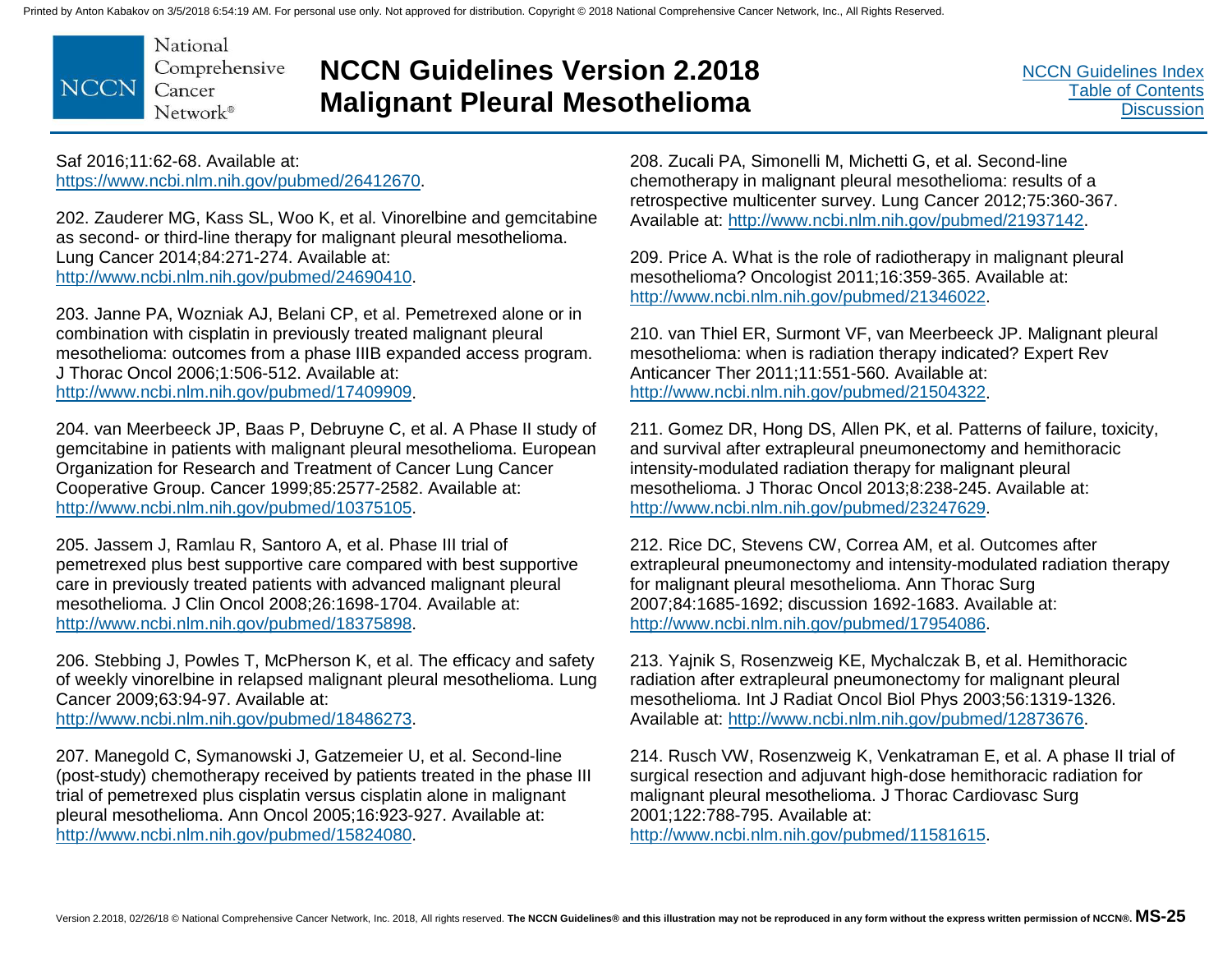Saf 2016;11:62-68. Available at: https://www.ncbi.nlm.nih.gov/pubmed/26412670.

202. Zauderer MG, Kass SL, Woo K, et al. Vinorelbine and gemcitabine as second- or third-line therapy for malignant pleural mesothelioma. Lung Cancer 2014;84:271-274. Available at: http://www.ncbi.nlm.nih.gov/pubmed/24690410.

203. Janne PA, Wozniak AJ, Belani CP, et al. Pemetrexed alone or in combination with cisplatin in previously treated malignant pleural mesothelioma: outcomes from a phase IIIB expanded access program. J Thorac Oncol 2006;1:506-512. Available at: http://www.ncbi.nlm.nih.gov/pubmed/17409909.

204. van Meerbeeck JP, Baas P, Debruyne C, et al. A Phase II study of gemcitabine in patients with malignant pleural mesothelioma. European Organization for Research and Treatment of Cancer Lung Cancer Cooperative Group. Cancer 1999;85:2577-2582. Available at: http://www.ncbi.nlm.nih.gov/pubmed/10375105.

205. Jassem J, Ramlau R, Santoro A, et al. Phase III trial of pemetrexed plus best supportive care compared with best supportive care in previously treated patients with advanced malignant pleural mesothelioma. J Clin Oncol 2008;26:1698-1704. Available at: http://www.ncbi.nlm.nih.gov/pubmed/18375898.

206. Stebbing J, Powles T, McPherson K, et al. The efficacy and safety of weekly vinorelbine in relapsed malignant pleural mesothelioma. Lung Cancer 2009;63:94-97. Available at: http://www.ncbi.nlm.nih.gov/pubmed/18486273.

207. Manegold C, Symanowski J, Gatzemeier U, et al. Second-line (post-study) chemotherapy received by patients treated in the phase III trial of pemetrexed plus cisplatin versus cisplatin alone in malignant pleural mesothelioma. Ann Oncol 2005;16:923-927. Available at: http://www.ncbi.nlm.nih.gov/pubmed/15824080.

208. Zucali PA, Simonelli M, Michetti G, et al. Second-line chemotherapy in malignant pleural mesothelioma: results of a retrospective multicenter survey. Lung Cancer 2012;75:360-367. Available at: http://www.ncbi.nlm.nih.gov/pubmed/21937142.

209. Price A. What is the role of radiotherapy in malignant pleural mesothelioma? Oncologist 2011;16:359-365. Available at: http://www.ncbi.nlm.nih.gov/pubmed/21346022.

210. van Thiel ER, Surmont VF, van Meerbeeck JP. Malignant pleural mesothelioma: when is radiation therapy indicated? Expert Rev Anticancer Ther 2011;11:551-560. Available at: http://www.ncbi.nlm.nih.gov/pubmed/21504322.

211. Gomez DR, Hong DS, Allen PK, et al. Patterns of failure, toxicity, and survival after extrapleural pneumonectomy and hemithoracic intensity-modulated radiation therapy for malignant pleural mesothelioma. J Thorac Oncol 2013;8:238-245. Available at: http://www.ncbi.nlm.nih.gov/pubmed/23247629.

212. Rice DC, Stevens CW, Correa AM, et al. Outcomes after extrapleural pneumonectomy and intensity-modulated radiation therapy for malignant pleural mesothelioma. Ann Thorac Surg 2007;84:1685-1692; discussion 1692-1683. Available at: http://www.ncbi.nlm.nih.gov/pubmed/17954086.

213. Yajnik S, Rosenzweig KE, Mychalczak B, et al. Hemithoracic radiation after extrapleural pneumonectomy for malignant pleural mesothelioma. Int J Radiat Oncol Biol Phys 2003;56:1319-1326. Available at: http://www.ncbi.nlm.nih.gov/pubmed/12873676.

214. Rusch VW, Rosenzweig K, Venkatraman E, et al. A phase II trial of surgical resection and adjuvant high-dose hemithoracic radiation for malignant pleural mesothelioma. J Thorac Cardiovasc Surg 2001;122:788-795. Available at: http://www.ncbi.nlm.nih.gov/pubmed/11581615.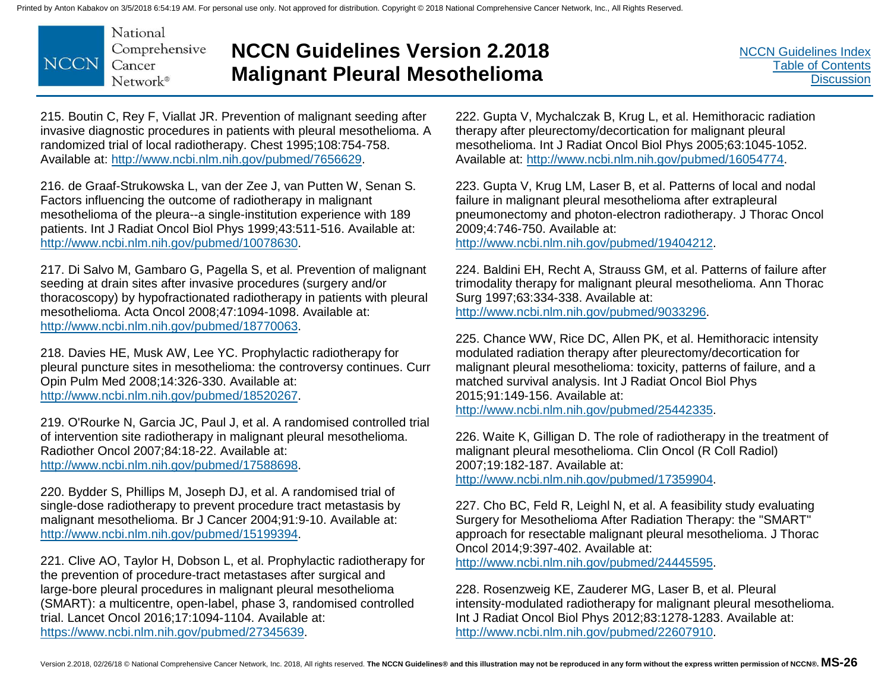215. Boutin C, Rey F, Viallat JR. Prevention of malignant seeding after invasive diagnostic procedures in patients with pleural mesothelioma. A randomized trial of local radiotherapy. Chest 1995;108:754-758. Available at: http://www.ncbi.nlm.nih.gov/pubmed/7656629.

216. de Graaf-Strukowska L, van der Zee J, van Putten W, Senan S. Factors influencing the outcome of radiotherapy in malignant mesothelioma of the pleura--a single-institution experience with 189 patients. Int J Radiat Oncol Biol Phys 1999;43:511-516. Available at: http://www.ncbi.nlm.nih.gov/pubmed/10078630.

217. Di Salvo M, Gambaro G, Pagella S, et al. Prevention of malignant seeding at drain sites after invasive procedures (surgery and/or thoracoscopy) by hypofractionated radiotherapy in patients with pleural mesothelioma. Acta Oncol 2008;47:1094-1098. Available at: http://www.ncbi.nlm.nih.gov/pubmed/18770063.

218. Davies HE, Musk AW, Lee YC. Prophylactic radiotherapy for pleural puncture sites in mesothelioma: the controversy continues. Curr Opin Pulm Med 2008;14:326-330. Available at: http://www.ncbi.nlm.nih.gov/pubmed/18520267.

219. O'Rourke N, Garcia JC, Paul J, et al. A randomised controlled trial of intervention site radiotherapy in malignant pleural mesothelioma. Radiother Oncol 2007;84:18-22. Available at: http://www.ncbi.nlm.nih.gov/pubmed/17588698.

220. Bydder S, Phillips M, Joseph DJ, et al. A randomised trial of single-dose radiotherapy to prevent procedure tract metastasis by malignant mesothelioma. Br J Cancer 2004;91:9-10. Available at: http://www.ncbi.nlm.nih.gov/pubmed/15199394.

221. Clive AO, Taylor H, Dobson L, et al. Prophylactic radiotherapy for the prevention of procedure-tract metastases after surgical and large-bore pleural procedures in malignant pleural mesothelioma (SMART): a multicentre, open-label, phase 3, randomised controlled trial. Lancet Oncol 2016;17:1094-1104. Available at: https://www.ncbi.nlm.nih.gov/pubmed/27345639.

222. Gupta V, Mychalczak B, Krug L, et al. Hemithoracic radiation therapy after pleurectomy/decortication for malignant pleural mesothelioma. Int J Radiat Oncol Biol Phys 2005;63:1045-1052. Available at: http://www.ncbi.nlm.nih.gov/pubmed/16054774.

223. Gupta V, Krug LM, Laser B, et al. Patterns of local and nodal failure in malignant pleural mesothelioma after extrapleural pneumonectomy and photon-electron radiotherapy. J Thorac Oncol 2009;4:746-750. Available at: http://www.ncbi.nlm.nih.gov/pubmed/19404212.

224. Baldini EH, Recht A, Strauss GM, et al. Patterns of failure after trimodality therapy for malignant pleural mesothelioma. Ann Thorac Surg 1997;63:334-338. Available at: http://www.ncbi.nlm.nih.gov/pubmed/9033296.

225. Chance WW, Rice DC, Allen PK, et al. Hemithoracic intensity modulated radiation therapy after pleurectomy/decortication for malignant pleural mesothelioma: toxicity, patterns of failure, and a matched survival analysis. Int J Radiat Oncol Biol Phys 2015;91:149-156. Available at: http://www.ncbi.nlm.nih.gov/pubmed/25442335.

226. Waite K, Gilligan D. The role of radiotherapy in the treatment of malignant pleural mesothelioma. Clin Oncol (R Coll Radiol) 2007;19:182-187. Available at: http://www.ncbi.nlm.nih.gov/pubmed/17359904.

227. Cho BC, Feld R, Leighl N, et al. A feasibility study evaluating Surgery for Mesothelioma After Radiation Therapy: the "SMART" approach for resectable malignant pleural mesothelioma. J Thorac Oncol 2014;9:397-402. Available at: http://www.ncbi.nlm.nih.gov/pubmed/24445595.

228. Rosenzweig KE, Zauderer MG, Laser B, et al. Pleural intensity-modulated radiotherapy for malignant pleural mesothelioma. Int J Radiat Oncol Biol Phys 2012;83:1278-1283. Available at: http://www.ncbi.nlm.nih.gov/pubmed/22607910.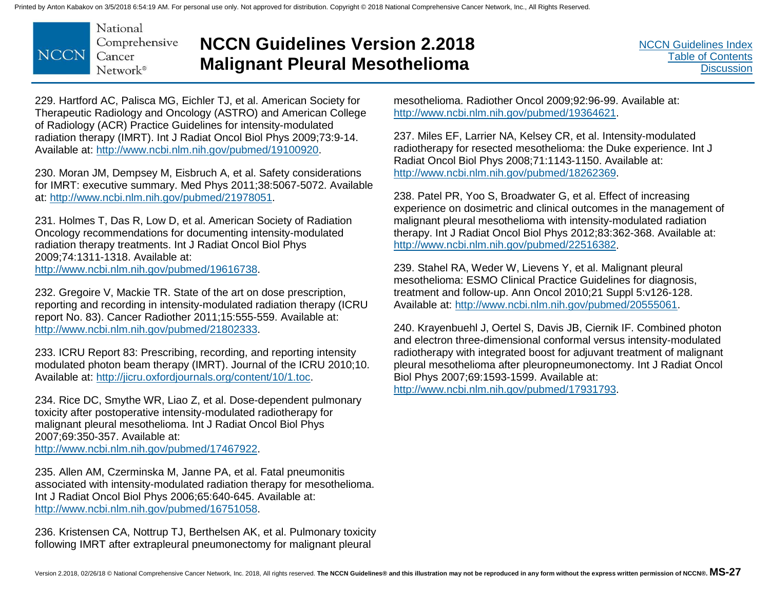229. Hartford AC, Palisca MG, Eichler TJ, et al. American Society for Therapeutic Radiology and Oncology (ASTRO) and American College of Radiology (ACR) Practice Guidelines for intensity-modulated radiation therapy (IMRT). Int J Radiat Oncol Biol Phys 2009;73:9-14. Available at: http://www.ncbi.nlm.nih.gov/pubmed/19100920.

230. Moran JM, Dempsey M, Eisbruch A, et al. Safety considerations for IMRT: executive summary. Med Phys 2011;38:5067-5072. Available at: http://www.ncbi.nlm.nih.gov/pubmed/21978051.

231. Holmes T, Das R, Low D, et al. American Society of Radiation Oncology recommendations for documenting intensity-modulated radiation therapy treatments. Int J Radiat Oncol Biol Phys 2009;74:1311-1318. Available at: http://www.ncbi.nlm.nih.gov/pubmed/19616738.

232. Gregoire V, Mackie TR. State of the art on dose prescription, reporting and recording in intensity-modulated radiation therapy (ICRU report No. 83). Cancer Radiother 2011;15:555-559. Available at: http://www.ncbi.nlm.nih.gov/pubmed/21802333.

233. ICRU Report 83: Prescribing, recording, and reporting intensity modulated photon beam therapy (IMRT). Journal of the ICRU 2010;10. Available at: http://jicru.oxfordjournals.org/content/10/1.toc.

234. Rice DC, Smythe WR, Liao Z, et al. Dose-dependent pulmonary toxicity after postoperative intensity-modulated radiotherapy for malignant pleural mesothelioma. Int J Radiat Oncol Biol Phys 2007;69:350-357. Available at: http://www.ncbi.nlm.nih.gov/pubmed/17467922.

235. Allen AM, Czerminska M, Janne PA, et al. Fatal pneumonitis associated with intensity-modulated radiation therapy for mesothelioma. Int J Radiat Oncol Biol Phys 2006;65:640-645. Available at: http://www.ncbi.nlm.nih.gov/pubmed/16751058.

236. Kristensen CA, Nottrup TJ, Berthelsen AK, et al. Pulmonary toxicity following IMRT after extrapleural pneumonectomy for malignant pleural mesothelioma. Radiother Oncol 2009;92:96-99. Available at: http://www.ncbi.nlm.nih.gov/pubmed/19364621.

237. Miles EF, Larrier NA, Kelsey CR, et al. Intensity-modulated radiotherapy for resected mesothelioma: the Duke experience. Int J Radiat Oncol Biol Phys 2008;71:1143-1150. Available at: http://www.ncbi.nlm.nih.gov/pubmed/18262369.

238. Patel PR, Yoo S, Broadwater G, et al. Effect of increasing experience on dosimetric and clinical outcomes in the management of malignant pleural mesothelioma with intensity-modulated radiation therapy. Int J Radiat Oncol Biol Phys 2012;83:362-368. Available at: http://www.ncbi.nlm.nih.gov/pubmed/22516382.

239. Stahel RA, Weder W, Lievens Y, et al. Malignant pleural mesothelioma: ESMO Clinical Practice Guidelines for diagnosis, treatment and follow-up. Ann Oncol 2010;21 Suppl 5:v126-128. Available at: http://www.ncbi.nlm.nih.gov/pubmed/20555061.

240. Krayenbuehl J, Oertel S, Davis JB, Ciernik IF. Combined photon and electron three-dimensional conformal versus intensity-modulated radiotherapy with integrated boost for adjuvant treatment of malignant pleural mesothelioma after pleuropneumonectomy. Int J Radiat Oncol Biol Phys 2007;69:1593-1599. Available at: http://www.ncbi.nlm.nih.gov/pubmed/17931793.